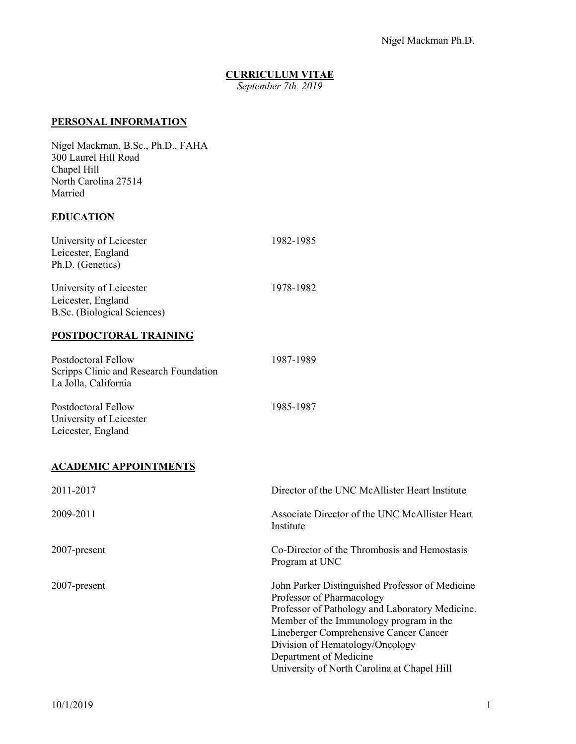# CURRICULUM VITAE

*September 7th 2019*

## PERSONAL INFORMATION

Nigel Mackman, B.Sc., Ph.D., FAHA
300 Laurel Hill Road
Chapel Hill
North Carolina 27514
Married

## EDUCATION

| | |
|---|---|
| University of Leicester<br>Leicester, England<br>Ph.D. (Genetics) | 1982-1985 |
| University of Leicester<br>Leicester, England<br>B.Sc. (Biological Sciences) | 1978-1982 |

## POSTDOCTORAL TRAINING

| | |
|---|---|
| Postdoctoral Fellow<br>Scripps Clinic and Research Foundation<br>La Jolla, California | 1987-1989 |
| Postdoctoral Fellow<br>University of Leicester<br>Leicester, England | 1985-1987 |

## ACADEMIC APPOINTMENTS

| | |
|---|---|
| 2011-2017 | Director of the UNC McAllister Heart Institute |
| 2009-2011 | Associate Director of the UNC McAllister Heart Institute |
| 2007-present | Co-Director of the Thrombosis and Hemostasis Program at UNC |
| 2007-present | John Parker Distinguished Professor of Medicine<br>Professor of Pharmacology<br>Professor of Pathology and Laboratory Medicine.<br>Member of the Immunology program in the Lineberger Comprehensive Cancer Cancer<br>Division of Hematology/Oncology<br>Department of Medicine<br>University of North Carolina at Chapel Hill |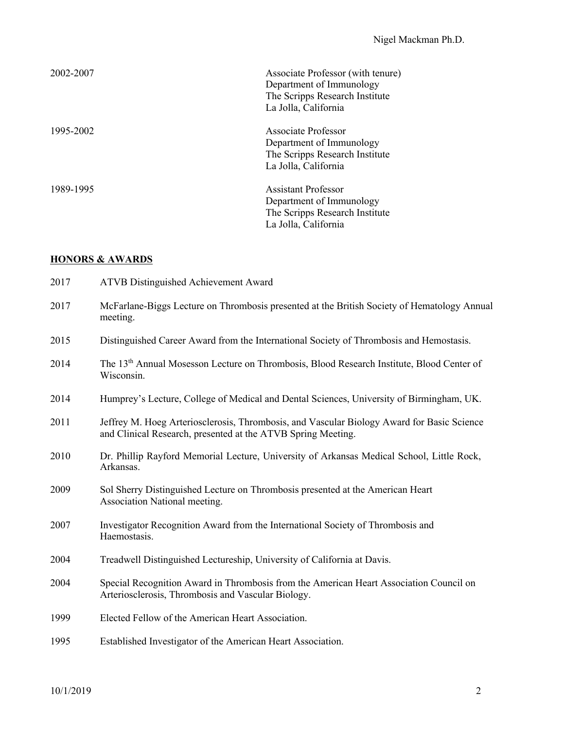2002-2007 Associate Professor (with tenure)
Department of Immunology
The Scripps Research Institute
La Jolla, California

1995-2002 Associate Professor
Department of Immunology
The Scripps Research Institute
La Jolla, California

1989-1995 Assistant Professor
Department of Immunology
The Scripps Research Institute
La Jolla, California

## HONORS & AWARDS

2017 ATVB Distinguished Achievement Award

2017 McFarlane-Biggs Lecture on Thrombosis presented at the British Society of Hematology Annual meeting.

2015 Distinguished Career Award from the International Society of Thrombosis and Hemostasis.

2014 The 13th Annual Mosesson Lecture on Thrombosis, Blood Research Institute, Blood Center of Wisconsin.

2014 Humprey's Lecture, College of Medical and Dental Sciences, University of Birmingham, UK.

2011 Jeffrey M. Hoeg Arteriosclerosis, Thrombosis, and Vascular Biology Award for Basic Science and Clinical Research, presented at the ATVB Spring Meeting.

2010 Dr. Phillip Rayford Memorial Lecture, University of Arkansas Medical School, Little Rock, Arkansas.

2009 Sol Sherry Distinguished Lecture on Thrombosis presented at the American Heart Association National meeting.

2007 Investigator Recognition Award from the International Society of Thrombosis and Haemostasis.

2004 Treadwell Distinguished Lectureship, University of California at Davis.

2004 Special Recognition Award in Thrombosis from the American Heart Association Council on Arteriosclerosis, Thrombosis and Vascular Biology.

1999 Elected Fellow of the American Heart Association.

1995 Established Investigator of the American Heart Association.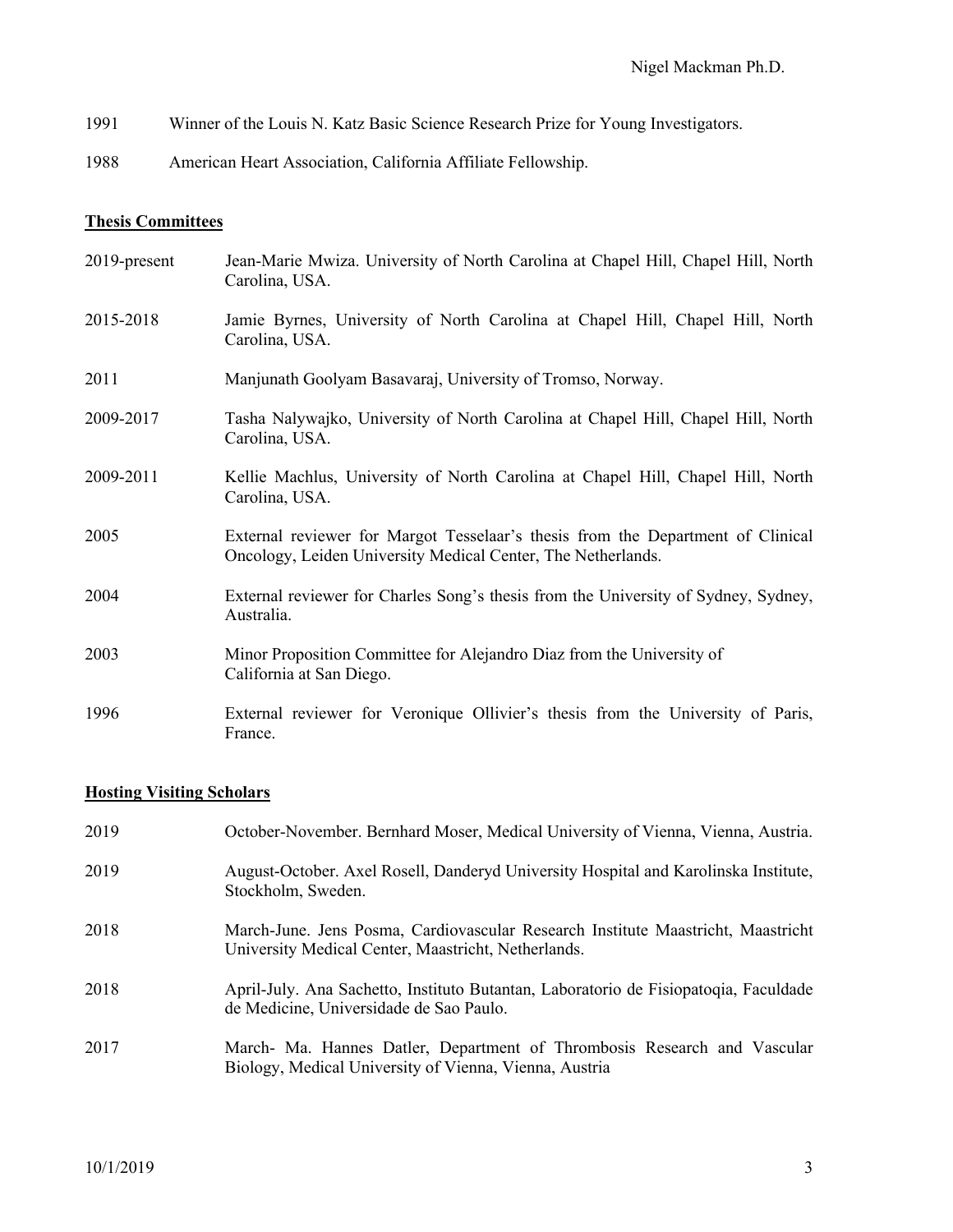1991 Winner of the Louis N. Katz Basic Science Research Prize for Young Investigators.

1988 American Heart Association, California Affiliate Fellowship.

**Thesis Committees**

| | |
|---|---|
| 2019-present | Jean-Marie Mwiza. University of North Carolina at Chapel Hill, Chapel Hill, North Carolina, USA. |
| 2015-2018 | Jamie Byrnes, University of North Carolina at Chapel Hill, Chapel Hill, North Carolina, USA. |
| 2011 | Manjunath Goolyam Basavaraj, University of Tromso, Norway. |
| 2009-2017 | Tasha Nalywajko, University of North Carolina at Chapel Hill, Chapel Hill, North Carolina, USA. |
| 2009-2011 | Kellie Machlus, University of North Carolina at Chapel Hill, Chapel Hill, North Carolina, USA. |
| 2005 | External reviewer for Margot Tesselaar's thesis from the Department of Clinical Oncology, Leiden University Medical Center, The Netherlands. |
| 2004 | External reviewer for Charles Song's thesis from the University of Sydney, Sydney, Australia. |
| 2003 | Minor Proposition Committee for Alejandro Diaz from the University of California at San Diego. |
| 1996 | External reviewer for Veronique Ollivier's thesis from the University of Paris, France. |

**Hosting Visiting Scholars**

| | |
|---|---|
| 2019 | October-November. Bernhard Moser, Medical University of Vienna, Vienna, Austria. |
| 2019 | August-October. Axel Rosell, Danderyd University Hospital and Karolinska Institute, Stockholm, Sweden. |
| 2018 | March-June. Jens Posma, Cardiovascular Research Institute Maastricht, Maastricht University Medical Center, Maastricht, Netherlands. |
| 2018 | April-July. Ana Sachetto, Instituto Butantan, Laboratorio de Fisiopatoqia, Faculdade de Medicine, Universidade de Sao Paulo. |
| 2017 | March- Ma. Hannes Datler, Department of Thrombosis Research and Vascular Biology, Medical University of Vienna, Vienna, Austria |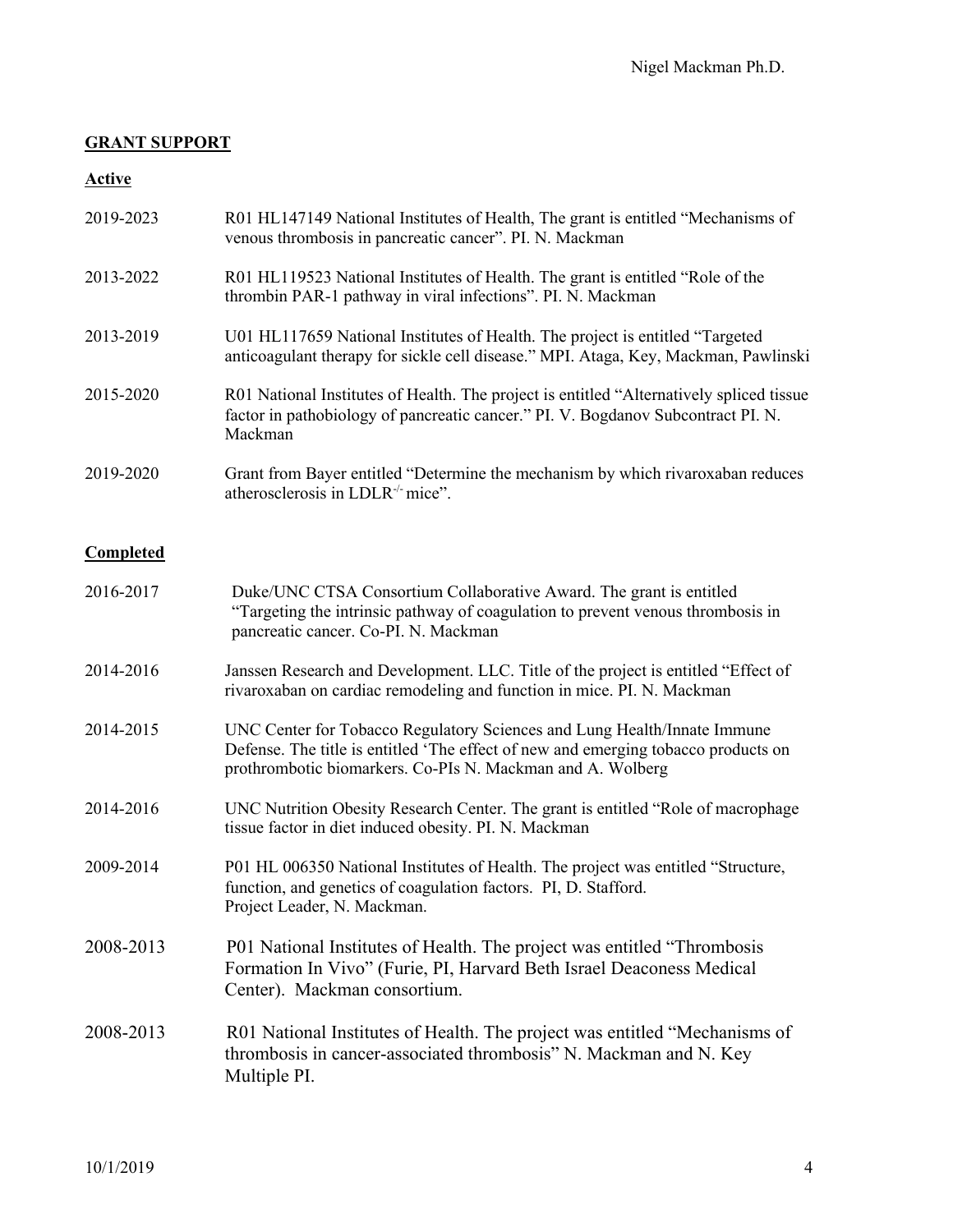## GRANT SUPPORT

### Active

| | |
|---|---|
| 2019-2023 | R01 HL147149 National Institutes of Health, The grant is entitled "Mechanisms of venous thrombosis in pancreatic cancer". PI. N. Mackman |
| 2013-2022 | R01 HL119523 National Institutes of Health. The grant is entitled "Role of the thrombin PAR-1 pathway in viral infections". PI. N. Mackman |
| 2013-2019 | U01 HL117659 National Institutes of Health. The project is entitled "Targeted anticoagulant therapy for sickle cell disease." MPI. Ataga, Key, Mackman, Pawlinski |
| 2015-2020 | R01 National Institutes of Health. The project is entitled "Alternatively spliced tissue factor in pathobiology of pancreatic cancer." PI. V. Bogdanov Subcontract PI. N. Mackman |
| 2019-2020 | Grant from Bayer entitled "Determine the mechanism by which rivaroxaban reduces atherosclerosis in LDLR$^{-/-}$ mice". |

### Completed

| | |
|---|---|
| 2016-2017 | Duke/UNC CTSA Consortium Collaborative Award. The grant is entitled "Targeting the intrinsic pathway of coagulation to prevent venous thrombosis in pancreatic cancer. Co-PI. N. Mackman |
| 2014-2016 | Janssen Research and Development. LLC. Title of the project is entitled "Effect of rivaroxaban on cardiac remodeling and function in mice. PI. N. Mackman |
| 2014-2015 | UNC Center for Tobacco Regulatory Sciences and Lung Health/Innate Immune Defense. The title is entitled 'The effect of new and emerging tobacco products on prothrombotic biomarkers. Co-PIs N. Mackman and A. Wolberg |
| 2014-2016 | UNC Nutrition Obesity Research Center. The grant is entitled "Role of macrophage tissue factor in diet induced obesity. PI. N. Mackman |
| 2009-2014 | P01 HL 006350 National Institutes of Health. The project was entitled "Structure, function, and genetics of coagulation factors. PI, D. Stafford. Project Leader, N. Mackman. |
| 2008-2013 | P01 National Institutes of Health. The project was entitled "Thrombosis Formation In Vivo" (Furie, PI, Harvard Beth Israel Deaconess Medical Center). Mackman consortium. |
| 2008-2013 | R01 National Institutes of Health. The project was entitled "Mechanisms of thrombosis in cancer-associated thrombosis" N. Mackman and N. Key Multiple PI. |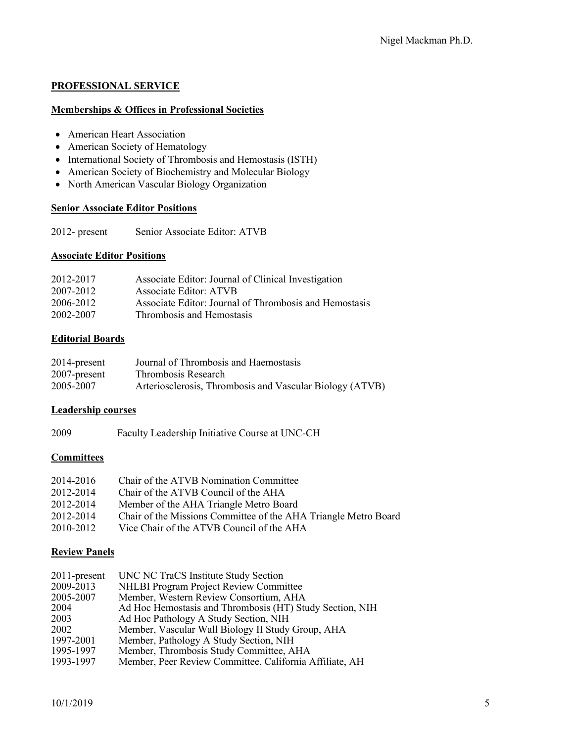## PROFESSIONAL SERVICE

### Memberships & Offices in Professional Societies

- American Heart Association
- American Society of Hematology
- International Society of Thrombosis and Hemostasis (ISTH)
- American Society of Biochemistry and Molecular Biology
- North American Vascular Biology Organization

### Senior Associate Editor Positions

2012- present Senior Associate Editor: ATVB

### Associate Editor Positions

| | |
|---|---|
| 2012-2017 | Associate Editor: Journal of Clinical Investigation |
| 2007-2012 | Associate Editor: ATVB |
| 2006-2012 | Associate Editor: Journal of Thrombosis and Hemostasis |
| 2002-2007 | Thrombosis and Hemostasis |

### Editorial Boards

| | |
|---|---|
| 2014-present | Journal of Thrombosis and Haemostasis |
| 2007-present | Thrombosis Research |
| 2005-2007 | Arteriosclerosis, Thrombosis and Vascular Biology (ATVB) |

### Leadership courses

2009 Faculty Leadership Initiative Course at UNC-CH

### Committees

| | |
|---|---|
| 2014-2016 | Chair of the ATVB Nomination Committee |
| 2012-2014 | Chair of the ATVB Council of the AHA |
| 2012-2014 | Member of the AHA Triangle Metro Board |
| 2012-2014 | Chair of the Missions Committee of the AHA Triangle Metro Board |
| 2010-2012 | Vice Chair of the ATVB Council of the AHA |

### Review Panels

| | |
|---|---|
| 2011-present | UNC NC TraCS Institute Study Section |
| 2009-2013 | NHLBI Program Project Review Committee |
| 2005-2007 | Member, Western Review Consortium, AHA |
| 2004 | Ad Hoc Hemostasis and Thrombosis (HT) Study Section, NIH |
| 2003 | Ad Hoc Pathology A Study Section, NIH |
| 2002 | Member, Vascular Wall Biology II Study Group, AHA |
| 1997-2001 | Member, Pathology A Study Section, NIH |
| 1995-1997 | Member, Thrombosis Study Committee, AHA |
| 1993-1997 | Member, Peer Review Committee, California Affiliate, AH |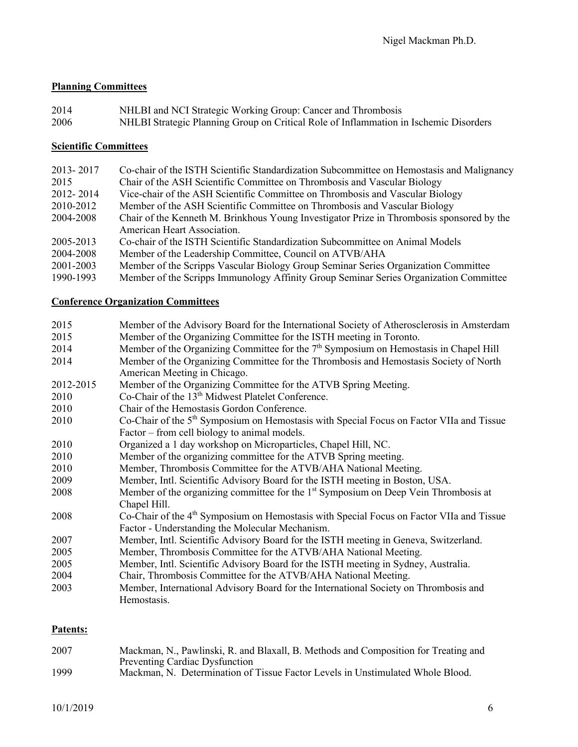**Planning Committees**

2014 NHLBI and NCI Strategic Working Group: Cancer and Thrombosis
2006 NHLBI Strategic Planning Group on Critical Role of Inflammation in Ischemic Disorders

**Scientific Committees**

2013- 2017 Co-chair of the ISTH Scientific Standardization Subcommittee on Hemostasis and Malignancy
2015 Chair of the ASH Scientific Committee on Thrombosis and Vascular Biology
2012- 2014 Vice-chair of the ASH Scientific Committee on Thrombosis and Vascular Biology
2010-2012 Member of the ASH Scientific Committee on Thrombosis and Vascular Biology
2004-2008 Chair of the Kenneth M. Brinkhous Young Investigator Prize in Thrombosis sponsored by the American Heart Association.
2005-2013 Co-chair of the ISTH Scientific Standardization Subcommittee on Animal Models
2004-2008 Member of the Leadership Committee, Council on ATVB/AHA
2001-2003 Member of the Scripps Vascular Biology Group Seminar Series Organization Committee
1990-1993 Member of the Scripps Immunology Affinity Group Seminar Series Organization Committee

**Conference Organization Committees**

2015 Member of the Advisory Board for the International Society of Atherosclerosis in Amsterdam
2015 Member of the Organizing Committee for the ISTH meeting in Toronto.
2014 Member of the Organizing Committee for the 7th Symposium on Hemostasis in Chapel Hill
2014 Member of the Organizing Committee for the Thrombosis and Hemostasis Society of North American Meeting in Chicago.
2012-2015 Member of the Organizing Committee for the ATVB Spring Meeting.
2010 Co-Chair of the 13th Midwest Platelet Conference.
2010 Chair of the Hemostasis Gordon Conference.
2010 Co-Chair of the 5th Symposium on Hemostasis with Special Focus on Factor VIIa and Tissue Factor – from cell biology to animal models.
2010 Organized a 1 day workshop on Microparticles, Chapel Hill, NC.
2010 Member of the organizing committee for the ATVB Spring meeting.
2010 Member, Thrombosis Committee for the ATVB/AHA National Meeting.
2009 Member, Intl. Scientific Advisory Board for the ISTH meeting in Boston, USA.
2008 Member of the organizing committee for the 1st Symposium on Deep Vein Thrombosis at Chapel Hill.
2008 Co-Chair of the 4th Symposium on Hemostasis with Special Focus on Factor VIIa and Tissue Factor - Understanding the Molecular Mechanism.
2007 Member, Intl. Scientific Advisory Board for the ISTH meeting in Geneva, Switzerland.
2005 Member, Thrombosis Committee for the ATVB/AHA National Meeting.
2005 Member, Intl. Scientific Advisory Board for the ISTH meeting in Sydney, Australia.
2004 Chair, Thrombosis Committee for the ATVB/AHA National Meeting.
2003 Member, International Advisory Board for the International Society on Thrombosis and Hemostasis.

**Patents:**

2007 Mackman, N., Pawlinski, R. and Blaxall, B. Methods and Composition for Treating and Preventing Cardiac Dysfunction
1999 Mackman, N. Determination of Tissue Factor Levels in Unstimulated Whole Blood.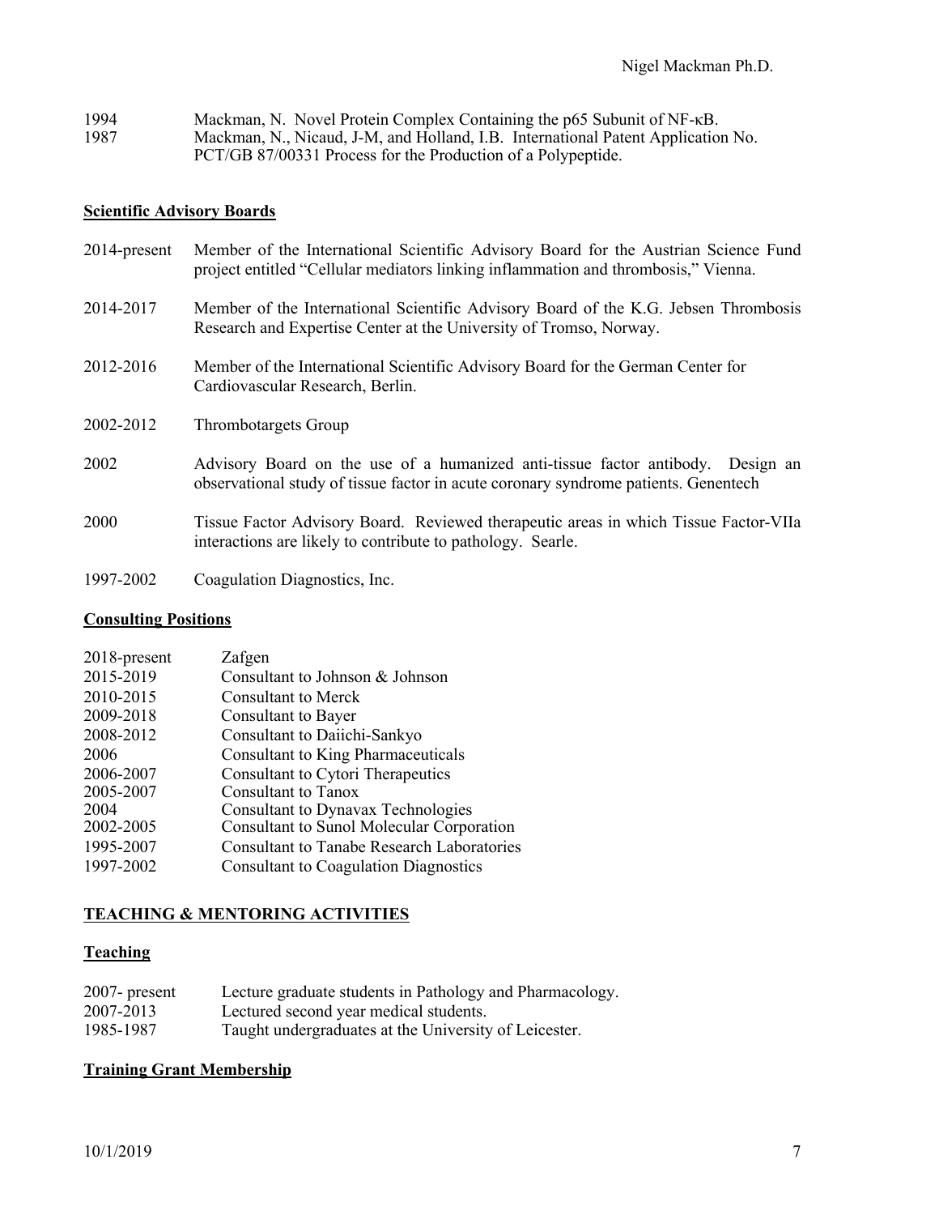1994 Mackman, N. Novel Protein Complex Containing the p65 Subunit of NF-κB.

1987 Mackman, N., Nicaud, J-M, and Holland, I.B. International Patent Application No. PCT/GB 87/00331 Process for the Production of a Polypeptide.

**Scientific Advisory Boards**

| | |
|---|---|
| 2014-present | Member of the International Scientific Advisory Board for the Austrian Science Fund project entitled "Cellular mediators linking inflammation and thrombosis," Vienna. |
| 2014-2017 | Member of the International Scientific Advisory Board of the K.G. Jebsen Thrombosis Research and Expertise Center at the University of Tromso, Norway. |
| 2012-2016 | Member of the International Scientific Advisory Board for the German Center for Cardiovascular Research, Berlin. |
| 2002-2012 | Thrombotargets Group |
| 2002 | Advisory Board on the use of a humanized anti-tissue factor antibody. Design an observational study of tissue factor in acute coronary syndrome patients. Genentech |
| 2000 | Tissue Factor Advisory Board. Reviewed therapeutic areas in which Tissue Factor-VIIa interactions are likely to contribute to pathology. Searle. |
| 1997-2002 | Coagulation Diagnostics, Inc. |

**Consulting Positions**

| | |
|---|---|
| 2018-present | Zafgen |
| 2015-2019 | Consultant to Johnson & Johnson |
| 2010-2015 | Consultant to Merck |
| 2009-2018 | Consultant to Bayer |
| 2008-2012 | Consultant to Daiichi-Sankyo |
| 2006 | Consultant to King Pharmaceuticals |
| 2006-2007 | Consultant to Cytori Therapeutics |
| 2005-2007 | Consultant to Tanox |
| 2004 | Consultant to Dynavax Technologies |
| 2002-2005 | Consultant to Sunol Molecular Corporation |
| 1995-2007 | Consultant to Tanabe Research Laboratories |
| 1997-2002 | Consultant to Coagulation Diagnostics |

## TEACHING & MENTORING ACTIVITIES

**Teaching**

| | |
|---|---|
| 2007- present | Lecture graduate students in Pathology and Pharmacology. |
| 2007-2013 | Lectured second year medical students. |
| 1985-1987 | Taught undergraduates at the University of Leicester. |

**Training Grant Membership**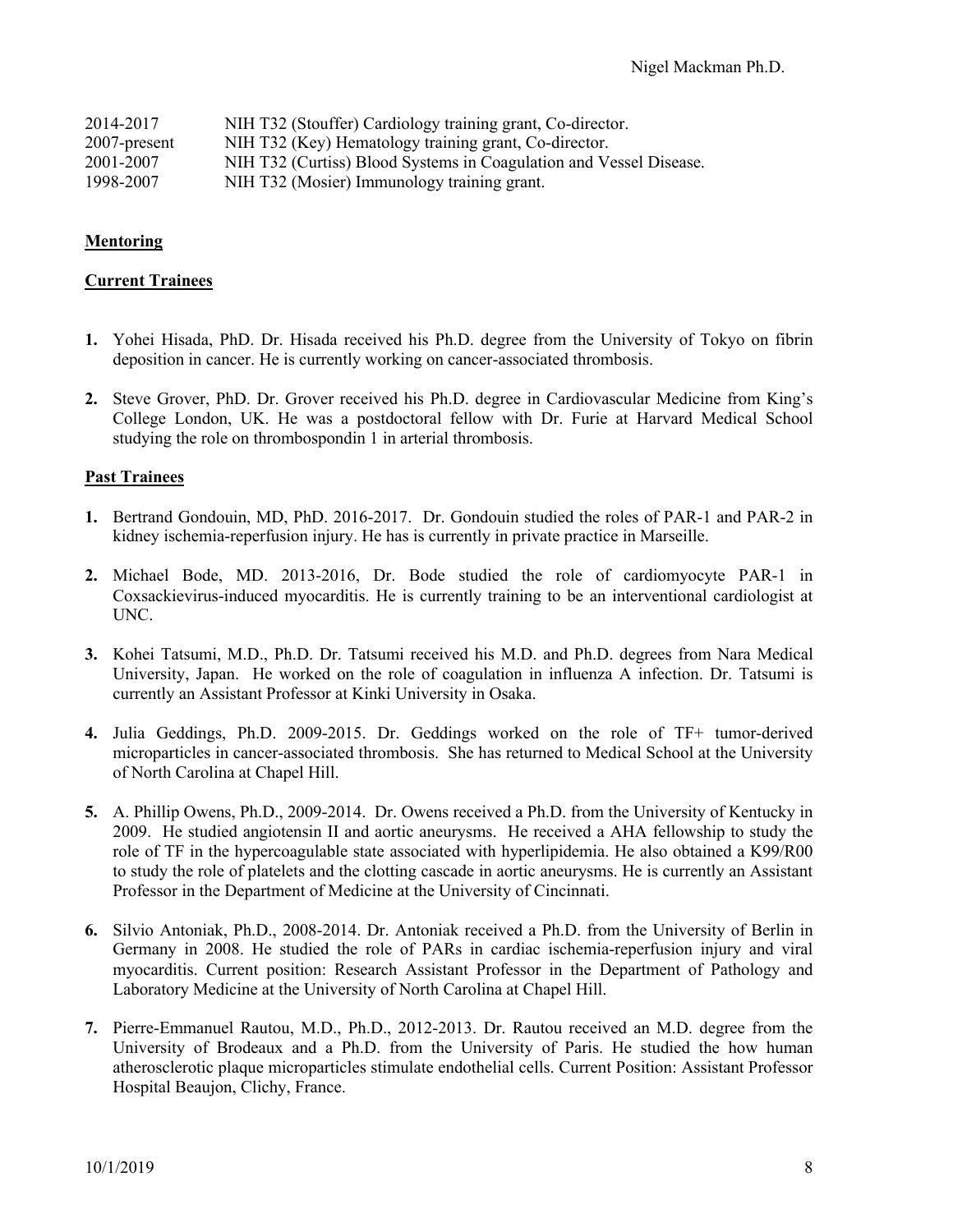| | |
|---|---|
| 2014-2017 | NIH T32 (Stouffer) Cardiology training grant, Co-director. |
| 2007-present | NIH T32 (Key) Hematology training grant, Co-director. |
| 2001-2007 | NIH T32 (Curtiss) Blood Systems in Coagulation and Vessel Disease. |
| 1998-2007 | NIH T32 (Mosier) Immunology training grant. |

**Mentoring**

**Current Trainees**

1. Yohei Hisada, PhD. Dr. Hisada received his Ph.D. degree from the University of Tokyo on fibrin deposition in cancer. He is currently working on cancer-associated thrombosis.

2. Steve Grover, PhD. Dr. Grover received his Ph.D. degree in Cardiovascular Medicine from King's College London, UK. He was a postdoctoral fellow with Dr. Furie at Harvard Medical School studying the role on thrombospondin 1 in arterial thrombosis.

**Past Trainees**

1. Bertrand Gondouin, MD, PhD. 2016-2017. Dr. Gondouin studied the roles of PAR-1 and PAR-2 in kidney ischemia-reperfusion injury. He has is currently in private practice in Marseille.

2. Michael Bode, MD. 2013-2016, Dr. Bode studied the role of cardiomyocyte PAR-1 in Coxsackievirus-induced myocarditis. He is currently training to be an interventional cardiologist at UNC.

3. Kohei Tatsumi, M.D., Ph.D. Dr. Tatsumi received his M.D. and Ph.D. degrees from Nara Medical University, Japan. He worked on the role of coagulation in influenza A infection. Dr. Tatsumi is currently an Assistant Professor at Kinki University in Osaka.

4. Julia Geddings, Ph.D. 2009-2015. Dr. Geddings worked on the role of TF+ tumor-derived microparticles in cancer-associated thrombosis. She has returned to Medical School at the University of North Carolina at Chapel Hill.

5. A. Phillip Owens, Ph.D., 2009-2014. Dr. Owens received a Ph.D. from the University of Kentucky in 2009. He studied angiotensin II and aortic aneurysms. He received a AHA fellowship to study the role of TF in the hypercoagulable state associated with hyperlipidemia. He also obtained a K99/R00 to study the role of platelets and the clotting cascade in aortic aneurysms. He is currently an Assistant Professor in the Department of Medicine at the University of Cincinnati.

6. Silvio Antoniak, Ph.D., 2008-2014. Dr. Antoniak received a Ph.D. from the University of Berlin in Germany in 2008. He studied the role of PARs in cardiac ischemia-reperfusion injury and viral myocarditis. Current position: Research Assistant Professor in the Department of Pathology and Laboratory Medicine at the University of North Carolina at Chapel Hill.

7. Pierre-Emmanuel Rautou, M.D., Ph.D., 2012-2013. Dr. Rautou received an M.D. degree from the University of Brodeaux and a Ph.D. from the University of Paris. He studied the how human atherosclerotic plaque microparticles stimulate endothelial cells. Current Position: Assistant Professor Hospital Beaujon, Clichy, France.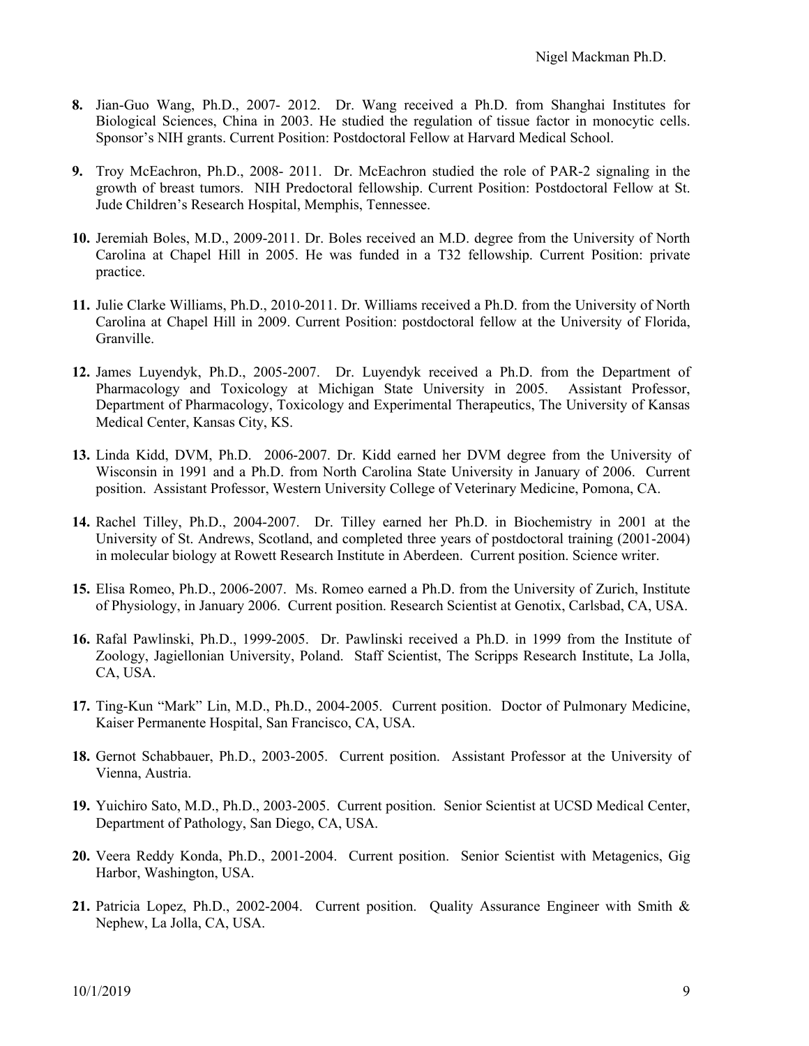8. Jian-Guo Wang, Ph.D., 2007- 2012. Dr. Wang received a Ph.D. from Shanghai Institutes for Biological Sciences, China in 2003. He studied the regulation of tissue factor in monocytic cells. Sponsor's NIH grants. Current Position: Postdoctoral Fellow at Harvard Medical School.

9. Troy McEachron, Ph.D., 2008- 2011. Dr. McEachron studied the role of PAR-2 signaling in the growth of breast tumors. NIH Predoctoral fellowship. Current Position: Postdoctoral Fellow at St. Jude Children's Research Hospital, Memphis, Tennessee.

10. Jeremiah Boles, M.D., 2009-2011. Dr. Boles received an M.D. degree from the University of North Carolina at Chapel Hill in 2005. He was funded in a T32 fellowship. Current Position: private practice.

11. Julie Clarke Williams, Ph.D., 2010-2011. Dr. Williams received a Ph.D. from the University of North Carolina at Chapel Hill in 2009. Current Position: postdoctoral fellow at the University of Florida, Granville.

12. James Luyendyk, Ph.D., 2005-2007. Dr. Luyendyk received a Ph.D. from the Department of Pharmacology and Toxicology at Michigan State University in 2005. Assistant Professor, Department of Pharmacology, Toxicology and Experimental Therapeutics, The University of Kansas Medical Center, Kansas City, KS.

13. Linda Kidd, DVM, Ph.D. 2006-2007. Dr. Kidd earned her DVM degree from the University of Wisconsin in 1991 and a Ph.D. from North Carolina State University in January of 2006. Current position. Assistant Professor, Western University College of Veterinary Medicine, Pomona, CA.

14. Rachel Tilley, Ph.D., 2004-2007. Dr. Tilley earned her Ph.D. in Biochemistry in 2001 at the University of St. Andrews, Scotland, and completed three years of postdoctoral training (2001-2004) in molecular biology at Rowett Research Institute in Aberdeen. Current position. Science writer.

15. Elisa Romeo, Ph.D., 2006-2007. Ms. Romeo earned a Ph.D. from the University of Zurich, Institute of Physiology, in January 2006. Current position. Research Scientist at Genotix, Carlsbad, CA, USA.

16. Rafal Pawlinski, Ph.D., 1999-2005. Dr. Pawlinski received a Ph.D. in 1999 from the Institute of Zoology, Jagiellonian University, Poland. Staff Scientist, The Scripps Research Institute, La Jolla, CA, USA.

17. Ting-Kun "Mark" Lin, M.D., Ph.D., 2004-2005. Current position. Doctor of Pulmonary Medicine, Kaiser Permanente Hospital, San Francisco, CA, USA.

18. Gernot Schabbauer, Ph.D., 2003-2005. Current position. Assistant Professor at the University of Vienna, Austria.

19. Yuichiro Sato, M.D., Ph.D., 2003-2005. Current position. Senior Scientist at UCSD Medical Center, Department of Pathology, San Diego, CA, USA.

20. Veera Reddy Konda, Ph.D., 2001-2004. Current position. Senior Scientist with Metagenics, Gig Harbor, Washington, USA.

21. Patricia Lopez, Ph.D., 2002-2004. Current position. Quality Assurance Engineer with Smith & Nephew, La Jolla, CA, USA.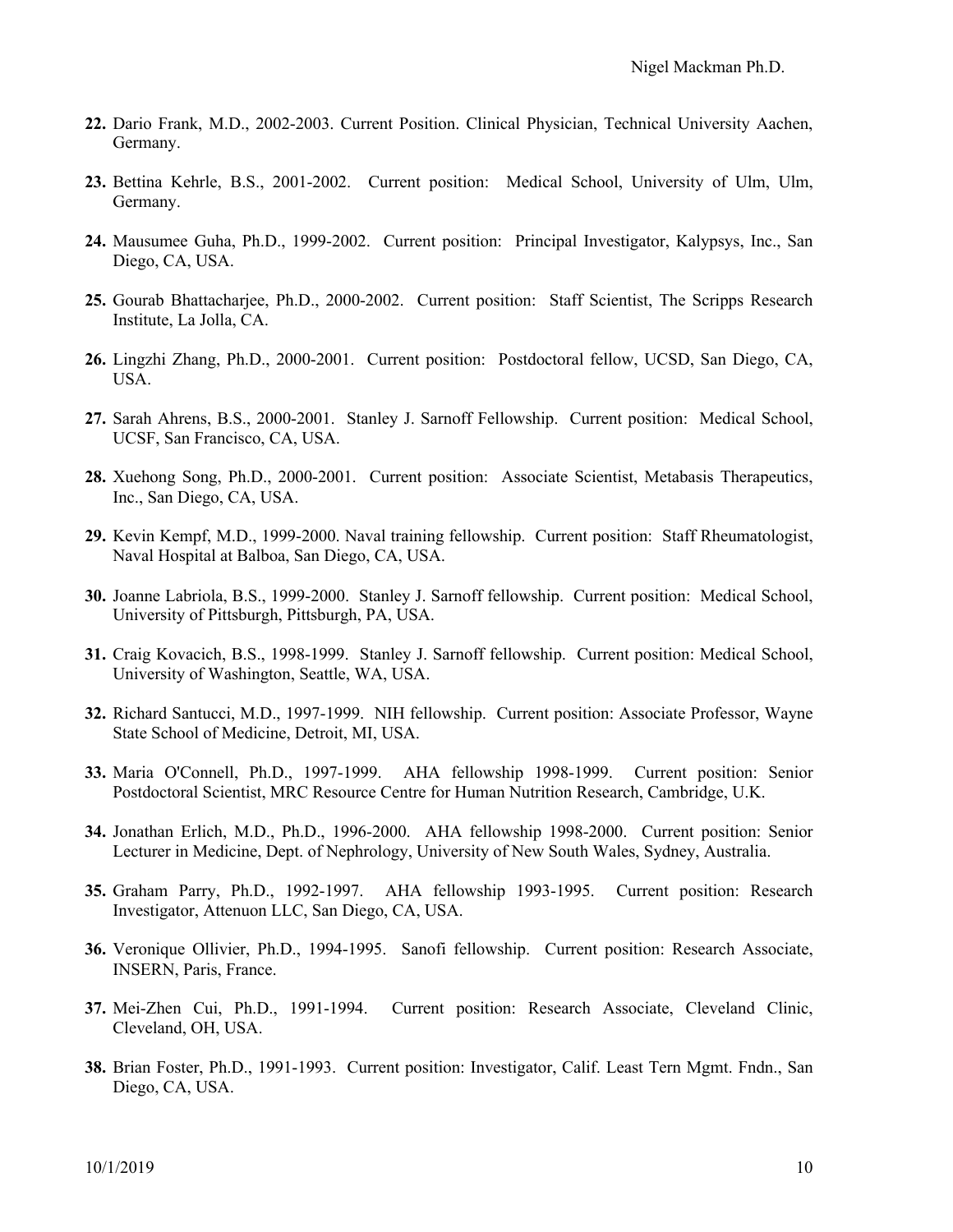**22.** Dario Frank, M.D., 2002-2003. Current Position. Clinical Physician, Technical University Aachen, Germany.

**23.** Bettina Kehrle, B.S., 2001-2002. Current position: Medical School, University of Ulm, Ulm, Germany.

**24.** Mausumee Guha, Ph.D., 1999-2002. Current position: Principal Investigator, Kalypsys, Inc., San Diego, CA, USA.

**25.** Gourab Bhattacharjee, Ph.D., 2000-2002. Current position: Staff Scientist, The Scripps Research Institute, La Jolla, CA.

**26.** Lingzhi Zhang, Ph.D., 2000-2001. Current position: Postdoctoral fellow, UCSD, San Diego, CA, USA.

**27.** Sarah Ahrens, B.S., 2000-2001. Stanley J. Sarnoff Fellowship. Current position: Medical School, UCSF, San Francisco, CA, USA.

**28.** Xuehong Song, Ph.D., 2000-2001. Current position: Associate Scientist, Metabasis Therapeutics, Inc., San Diego, CA, USA.

**29.** Kevin Kempf, M.D., 1999-2000. Naval training fellowship. Current position: Staff Rheumatologist, Naval Hospital at Balboa, San Diego, CA, USA.

**30.** Joanne Labriola, B.S., 1999-2000. Stanley J. Sarnoff fellowship. Current position: Medical School, University of Pittsburgh, Pittsburgh, PA, USA.

**31.** Craig Kovacich, B.S., 1998-1999. Stanley J. Sarnoff fellowship. Current position: Medical School, University of Washington, Seattle, WA, USA.

**32.** Richard Santucci, M.D., 1997-1999. NIH fellowship. Current position: Associate Professor, Wayne State School of Medicine, Detroit, MI, USA.

**33.** Maria O'Connell, Ph.D., 1997-1999. AHA fellowship 1998-1999. Current position: Senior Postdoctoral Scientist, MRC Resource Centre for Human Nutrition Research, Cambridge, U.K.

**34.** Jonathan Erlich, M.D., Ph.D., 1996-2000. AHA fellowship 1998-2000. Current position: Senior Lecturer in Medicine, Dept. of Nephrology, University of New South Wales, Sydney, Australia.

**35.** Graham Parry, Ph.D., 1992-1997. AHA fellowship 1993-1995. Current position: Research Investigator, Attenuon LLC, San Diego, CA, USA.

**36.** Veronique Ollivier, Ph.D., 1994-1995. Sanofi fellowship. Current position: Research Associate, INSERN, Paris, France.

**37.** Mei-Zhen Cui, Ph.D., 1991-1994. Current position: Research Associate, Cleveland Clinic, Cleveland, OH, USA.

**38.** Brian Foster, Ph.D., 1991-1993. Current position: Investigator, Calif. Least Tern Mgmt. Fndn., San Diego, CA, USA.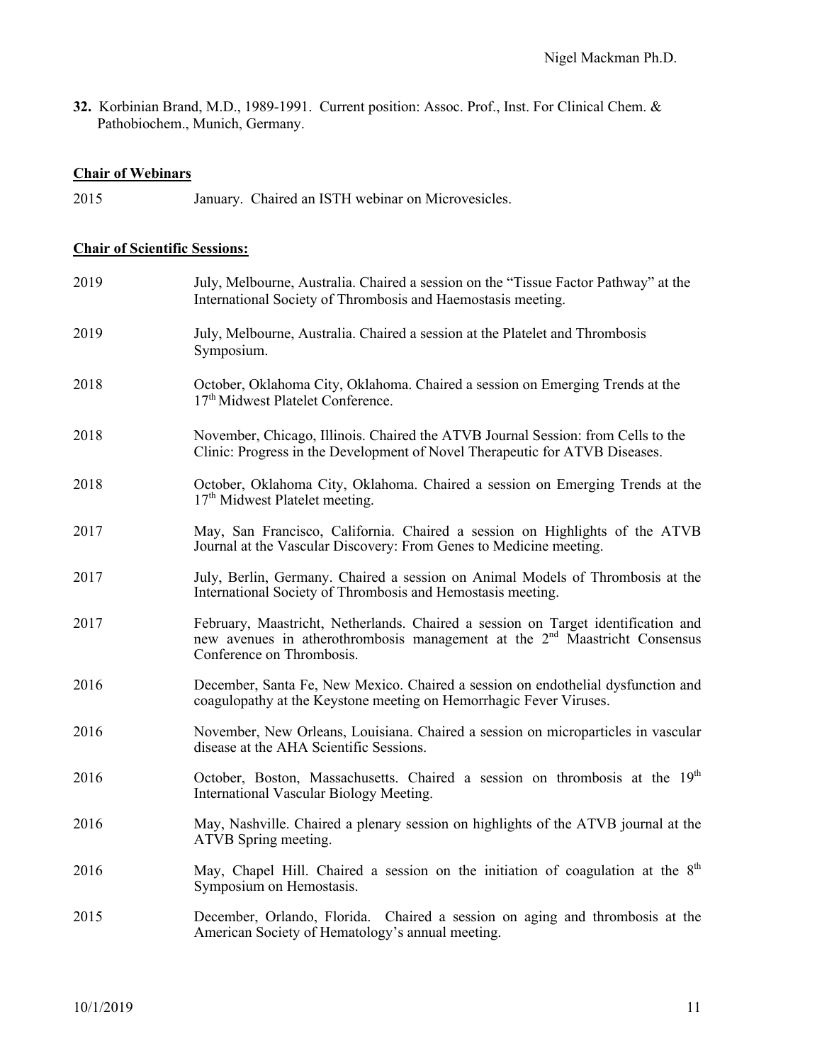**32.** Korbinian Brand, M.D., 1989-1991. Current position: Assoc. Prof., Inst. For Clinical Chem. & Pathobiochem., Munich, Germany.

**Chair of Webinars**

2015 January. Chaired an ISTH webinar on Microvesicles.

**Chair of Scientific Sessions:**

2019 July, Melbourne, Australia. Chaired a session on the "Tissue Factor Pathway" at the International Society of Thrombosis and Haemostasis meeting.

2019 July, Melbourne, Australia. Chaired a session at the Platelet and Thrombosis Symposium.

2018 October, Oklahoma City, Oklahoma. Chaired a session on Emerging Trends at the 17th Midwest Platelet Conference.

2018 November, Chicago, Illinois. Chaired the ATVB Journal Session: from Cells to the Clinic: Progress in the Development of Novel Therapeutic for ATVB Diseases.

2018 October, Oklahoma City, Oklahoma. Chaired a session on Emerging Trends at the 17th Midwest Platelet meeting.

2017 May, San Francisco, California. Chaired a session on Highlights of the ATVB Journal at the Vascular Discovery: From Genes to Medicine meeting.

2017 July, Berlin, Germany. Chaired a session on Animal Models of Thrombosis at the International Society of Thrombosis and Hemostasis meeting.

2017 February, Maastricht, Netherlands. Chaired a session on Target identification and new avenues in atherothrombosis management at the 2nd Maastricht Consensus Conference on Thrombosis.

2016 December, Santa Fe, New Mexico. Chaired a session on endothelial dysfunction and coagulopathy at the Keystone meeting on Hemorrhagic Fever Viruses.

2016 November, New Orleans, Louisiana. Chaired a session on microparticles in vascular disease at the AHA Scientific Sessions.

2016 October, Boston, Massachusetts. Chaired a session on thrombosis at the 19th International Vascular Biology Meeting.

2016 May, Nashville. Chaired a plenary session on highlights of the ATVB journal at the ATVB Spring meeting.

2016 May, Chapel Hill. Chaired a session on the initiation of coagulation at the 8th Symposium on Hemostasis.

2015 December, Orlando, Florida. Chaired a session on aging and thrombosis at the American Society of Hematology's annual meeting.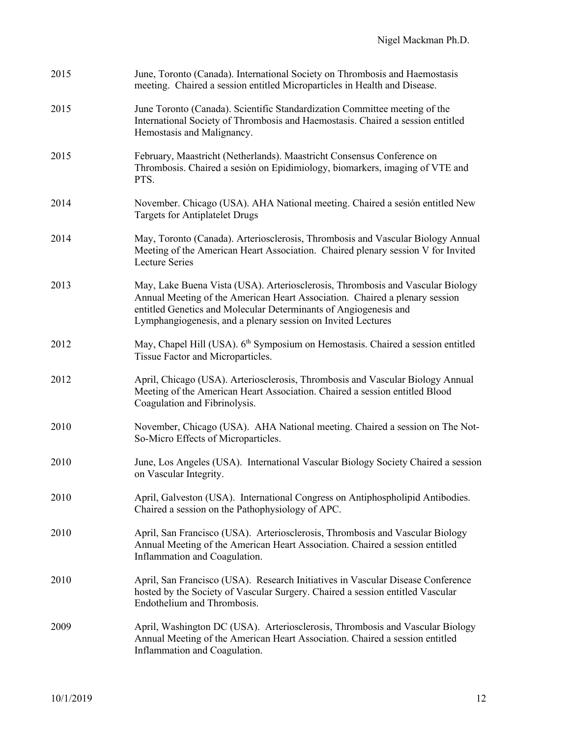2015 June, Toronto (Canada). International Society on Thrombosis and Haemostasis meeting. Chaired a session entitled Microparticles in Health and Disease.

2015 June Toronto (Canada). Scientific Standardization Committee meeting of the International Society of Thrombosis and Haemostasis. Chaired a session entitled Hemostasis and Malignancy.

2015 February, Maastricht (Netherlands). Maastricht Consensus Conference on Thrombosis. Chaired a sesión on Epidimiology, biomarkers, imaging of VTE and PTS.

2014 November. Chicago (USA). AHA National meeting. Chaired a sesión entitled New Targets for Antiplatelet Drugs

2014 May, Toronto (Canada). Arteriosclerosis, Thrombosis and Vascular Biology Annual Meeting of the American Heart Association. Chaired plenary session V for Invited Lecture Series

2013 May, Lake Buena Vista (USA). Arteriosclerosis, Thrombosis and Vascular Biology Annual Meeting of the American Heart Association. Chaired a plenary session entitled Genetics and Molecular Determinants of Angiogenesis and Lymphangiogenesis, and a plenary session on Invited Lectures

2012 May, Chapel Hill (USA). 6th Symposium on Hemostasis. Chaired a session entitled Tissue Factor and Microparticles.

2012 April, Chicago (USA). Arteriosclerosis, Thrombosis and Vascular Biology Annual Meeting of the American Heart Association. Chaired a session entitled Blood Coagulation and Fibrinolysis.

2010 November, Chicago (USA). AHA National meeting. Chaired a session on The Not-So-Micro Effects of Microparticles.

2010 June, Los Angeles (USA). International Vascular Biology Society Chaired a session on Vascular Integrity.

2010 April, Galveston (USA). International Congress on Antiphospholipid Antibodies. Chaired a session on the Pathophysiology of APC.

2010 April, San Francisco (USA). Arteriosclerosis, Thrombosis and Vascular Biology Annual Meeting of the American Heart Association. Chaired a session entitled Inflammation and Coagulation.

2010 April, San Francisco (USA). Research Initiatives in Vascular Disease Conference hosted by the Society of Vascular Surgery. Chaired a session entitled Vascular Endothelium and Thrombosis.

2009 April, Washington DC (USA). Arteriosclerosis, Thrombosis and Vascular Biology Annual Meeting of the American Heart Association. Chaired a session entitled Inflammation and Coagulation.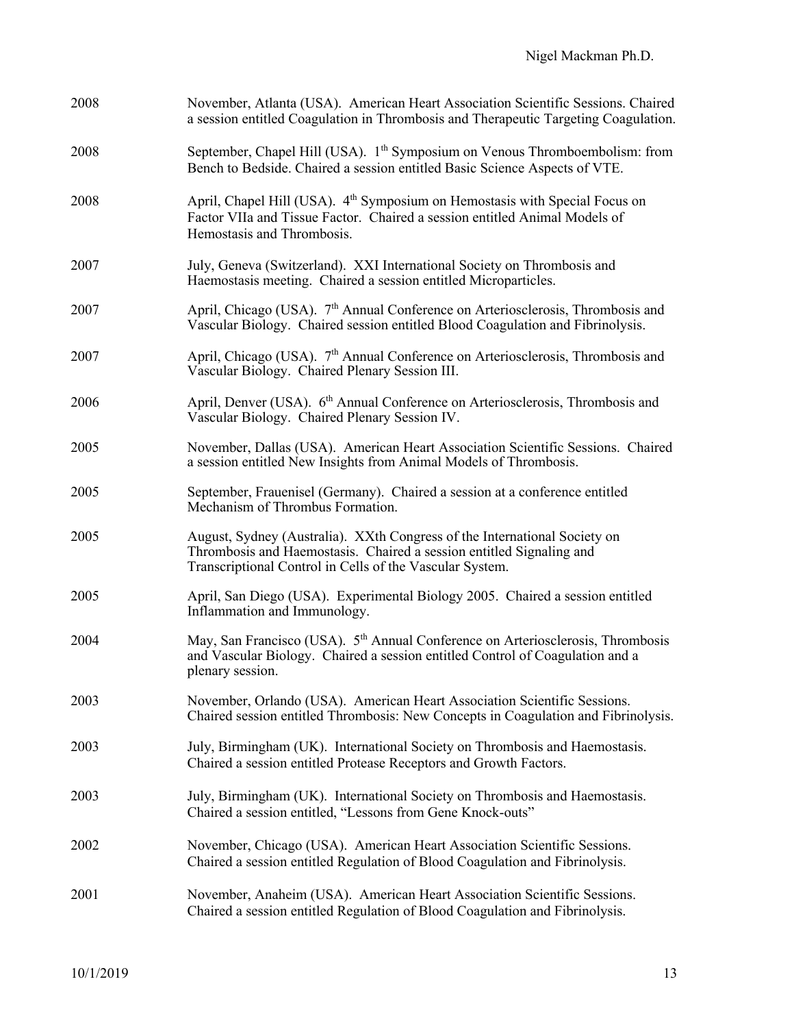| | |
|---|---|
| 2008 | November, Atlanta (USA). American Heart Association Scientific Sessions. Chaired a session entitled Coagulation in Thrombosis and Therapeutic Targeting Coagulation. |
| 2008 | September, Chapel Hill (USA). 1th Symposium on Venous Thromboembolism: from Bench to Bedside. Chaired a session entitled Basic Science Aspects of VTE. |
| 2008 | April, Chapel Hill (USA). 4th Symposium on Hemostasis with Special Focus on Factor VIIa and Tissue Factor. Chaired a session entitled Animal Models of Hemostasis and Thrombosis. |
| 2007 | July, Geneva (Switzerland). XXI International Society on Thrombosis and Haemostasis meeting. Chaired a session entitled Microparticles. |
| 2007 | April, Chicago (USA). 7th Annual Conference on Arteriosclerosis, Thrombosis and Vascular Biology. Chaired session entitled Blood Coagulation and Fibrinolysis. |
| 2007 | April, Chicago (USA). 7th Annual Conference on Arteriosclerosis, Thrombosis and Vascular Biology. Chaired Plenary Session III. |
| 2006 | April, Denver (USA). 6th Annual Conference on Arteriosclerosis, Thrombosis and Vascular Biology. Chaired Plenary Session IV. |
| 2005 | November, Dallas (USA). American Heart Association Scientific Sessions. Chaired a session entitled New Insights from Animal Models of Thrombosis. |
| 2005 | September, Frauenisel (Germany). Chaired a session at a conference entitled Mechanism of Thrombus Formation. |
| 2005 | August, Sydney (Australia). XXth Congress of the International Society on Thrombosis and Haemostasis. Chaired a session entitled Signaling and Transcriptional Control in Cells of the Vascular System. |
| 2005 | April, San Diego (USA). Experimental Biology 2005. Chaired a session entitled Inflammation and Immunology. |
| 2004 | May, San Francisco (USA). 5th Annual Conference on Arteriosclerosis, Thrombosis and Vascular Biology. Chaired a session entitled Control of Coagulation and a plenary session. |
| 2003 | November, Orlando (USA). American Heart Association Scientific Sessions. Chaired session entitled Thrombosis: New Concepts in Coagulation and Fibrinolysis. |
| 2003 | July, Birmingham (UK). International Society on Thrombosis and Haemostasis. Chaired a session entitled Protease Receptors and Growth Factors. |
| 2003 | July, Birmingham (UK). International Society on Thrombosis and Haemostasis. Chaired a session entitled, "Lessons from Gene Knock-outs" |
| 2002 | November, Chicago (USA). American Heart Association Scientific Sessions. Chaired a session entitled Regulation of Blood Coagulation and Fibrinolysis. |
| 2001 | November, Anaheim (USA). American Heart Association Scientific Sessions. Chaired a session entitled Regulation of Blood Coagulation and Fibrinolysis. |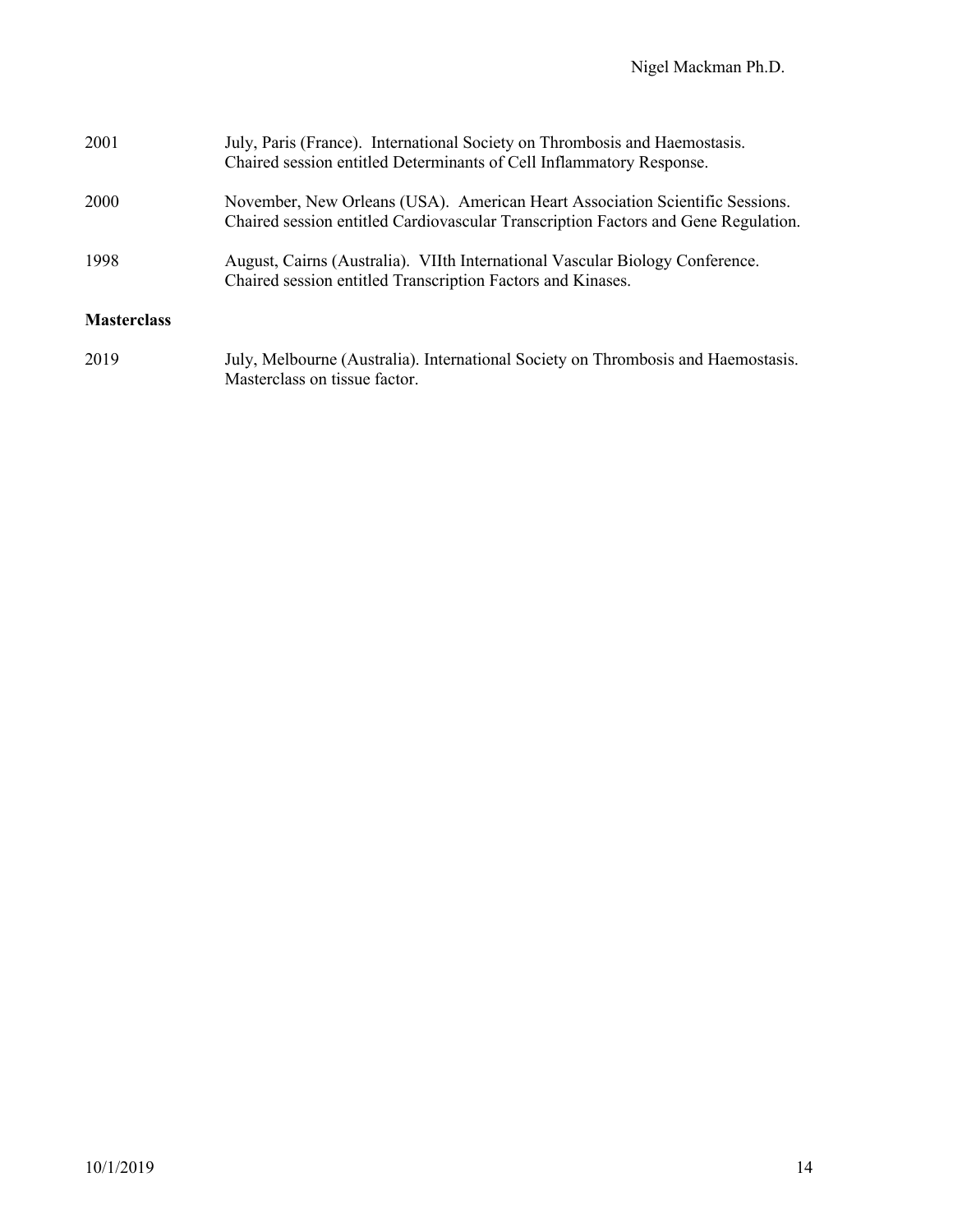2001 July, Paris (France). International Society on Thrombosis and Haemostasis. Chaired session entitled Determinants of Cell Inflammatory Response.

2000 November, New Orleans (USA). American Heart Association Scientific Sessions. Chaired session entitled Cardiovascular Transcription Factors and Gene Regulation.

1998 August, Cairns (Australia). VIIth International Vascular Biology Conference. Chaired session entitled Transcription Factors and Kinases.

**Masterclass**

2019 July, Melbourne (Australia). International Society on Thrombosis and Haemostasis. Masterclass on tissue factor.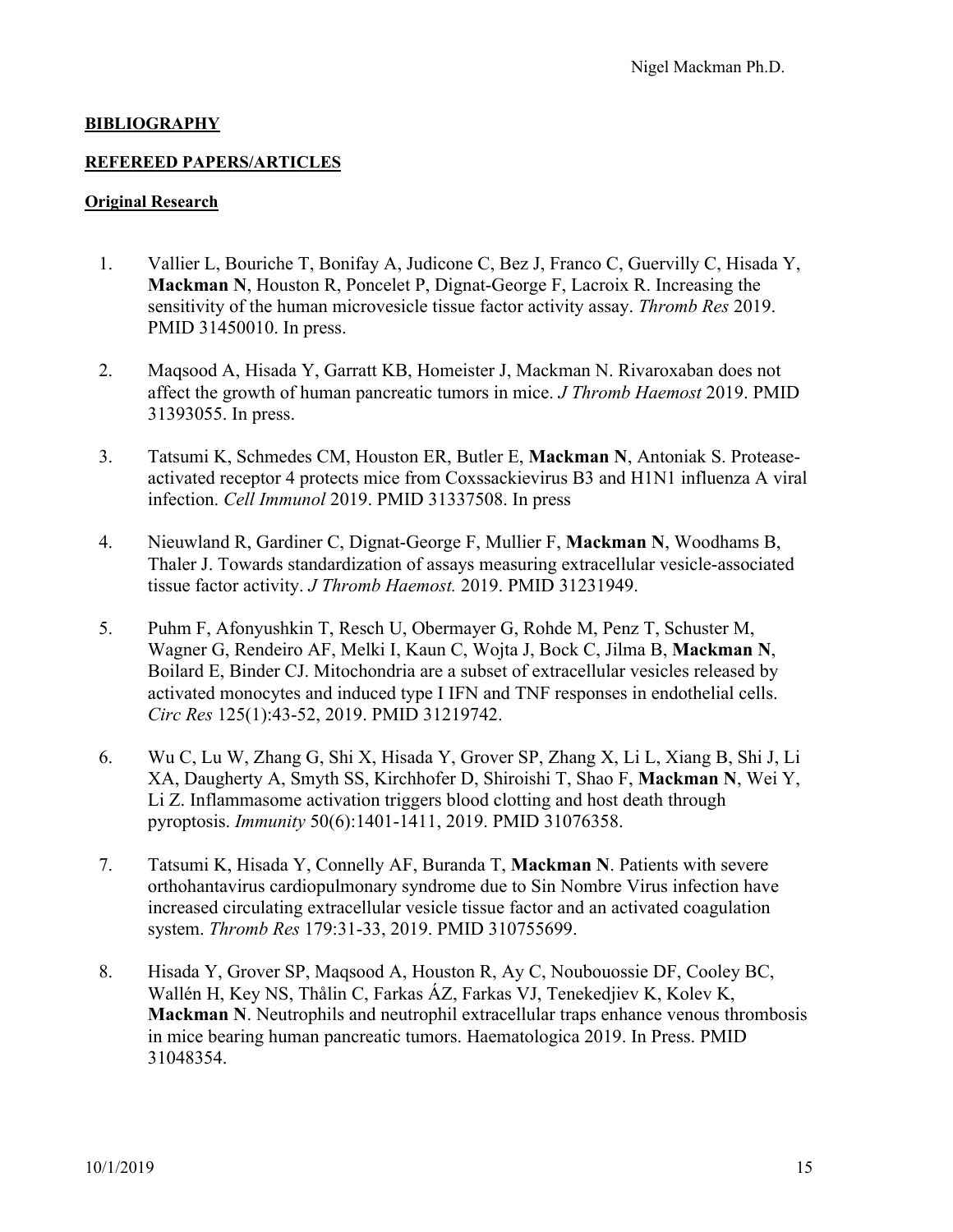**BIBLIOGRAPHY**

**REFEREED PAPERS/ARTICLES**

**Original Research**

1. Vallier L, Bouriche T, Bonifay A, Judicone C, Bez J, Franco C, Guervilly C, Hisada Y, **Mackman N**, Houston R, Poncelet P, Dignat-George F, Lacroix R. Increasing the sensitivity of the human microvesicle tissue factor activity assay. *Thromb Res* 2019. PMID 31450010. In press.

2. Maqsood A, Hisada Y, Garratt KB, Homeister J, Mackman N. Rivaroxaban does not affect the growth of human pancreatic tumors in mice. *J Thromb Haemost* 2019. PMID 31393055. In press.

3. Tatsumi K, Schmedes CM, Houston ER, Butler E, **Mackman N**, Antoniak S. Protease-activated receptor 4 protects mice from Coxssackievirus B3 and H1N1 influenza A viral infection. *Cell Immunol* 2019. PMID 31337508. In press

4. Nieuwland R, Gardiner C, Dignat-George F, Mullier F, **Mackman N**, Woodhams B, Thaler J. Towards standardization of assays measuring extracellular vesicle-associated tissue factor activity. *J Thromb Haemost.* 2019. PMID 31231949.

5. Puhm F, Afonyushkin T, Resch U, Obermayer G, Rohde M, Penz T, Schuster M, Wagner G, Rendeiro AF, Melki I, Kaun C, Wojta J, Bock C, Jilma B, **Mackman N**, Boilard E, Binder CJ. Mitochondria are a subset of extracellular vesicles released by activated monocytes and induced type I IFN and TNF responses in endothelial cells. *Circ Res* 125(1):43-52, 2019. PMID 31219742.

6. Wu C, Lu W, Zhang G, Shi X, Hisada Y, Grover SP, Zhang X, Li L, Xiang B, Shi J, Li XA, Daugherty A, Smyth SS, Kirchhofer D, Shiroishi T, Shao F, **Mackman N**, Wei Y, Li Z. Inflammasome activation triggers blood clotting and host death through pyroptosis. *Immunity* 50(6):1401-1411, 2019. PMID 31076358.

7. Tatsumi K, Hisada Y, Connelly AF, Buranda T, **Mackman N**. Patients with severe orthohantavirus cardiopulmonary syndrome due to Sin Nombre Virus infection have increased circulating extracellular vesicle tissue factor and an activated coagulation system. *Thromb Res* 179:31-33, 2019. PMID 310755699.

8. Hisada Y, Grover SP, Maqsood A, Houston R, Ay C, Noubouossie DF, Cooley BC, Wallén H, Key NS, Thålin C, Farkas ÁZ, Farkas VJ, Tenekedjiev K, Kolev K, **Mackman N**. Neutrophils and neutrophil extracellular traps enhance venous thrombosis in mice bearing human pancreatic tumors. Haematologica 2019. In Press. PMID 31048354.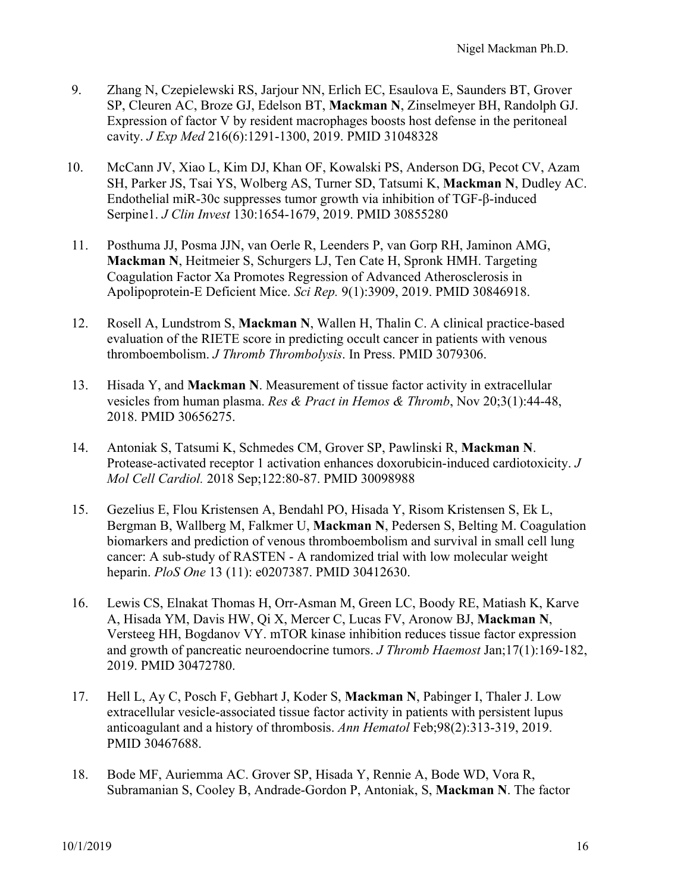9. Zhang N, Czepielewski RS, Jarjour NN, Erlich EC, Esaulova E, Saunders BT, Grover SP, Cleuren AC, Broze GJ, Edelson BT, **Mackman N**, Zinselmeyer BH, Randolph GJ. Expression of factor V by resident macrophages boosts host defense in the peritoneal cavity. *J Exp Med* 216(6):1291-1300, 2019. PMID 31048328

10. McCann JV, Xiao L, Kim DJ, Khan OF, Kowalski PS, Anderson DG, Pecot CV, Azam SH, Parker JS, Tsai YS, Wolberg AS, Turner SD, Tatsumi K, **Mackman N**, Dudley AC. Endothelial miR-30c suppresses tumor growth via inhibition of TGF-β-induced Serpine1. *J Clin Invest* 130:1654-1679, 2019. PMID 30855280

11. Posthuma JJ, Posma JJN, van Oerle R, Leenders P, van Gorp RH, Jaminon AMG, **Mackman N**, Heitmeier S, Schurgers LJ, Ten Cate H, Spronk HMH. Targeting Coagulation Factor Xa Promotes Regression of Advanced Atherosclerosis in Apolipoprotein-E Deficient Mice. *Sci Rep.* 9(1):3909, 2019. PMID 30846918.

12. Rosell A, Lundstrom S, **Mackman N**, Wallen H, Thalin C. A clinical practice-based evaluation of the RIETE score in predicting occult cancer in patients with venous thromboembolism. *J Thromb Thrombolysis*. In Press. PMID 3079306.

13. Hisada Y, and **Mackman N**. Measurement of tissue factor activity in extracellular vesicles from human plasma. *Res & Pract in Hemos & Thromb*, Nov 20;3(1):44-48, 2018. PMID 30656275.

14. Antoniak S, Tatsumi K, Schmedes CM, Grover SP, Pawlinski R, **Mackman N**. Protease-activated receptor 1 activation enhances doxorubicin-induced cardiotoxicity. *J Mol Cell Cardiol.* 2018 Sep;122:80-87. PMID 30098988

15. Gezelius E, Flou Kristensen A, Bendahl PO, Hisada Y, Risom Kristensen S, Ek L, Bergman B, Wallberg M, Falkmer U, **Mackman N**, Pedersen S, Belting M. Coagulation biomarkers and prediction of venous thromboembolism and survival in small cell lung cancer: A sub-study of RASTEN - A randomized trial with low molecular weight heparin. *PloS One* 13 (11): e0207387. PMID 30412630.

16. Lewis CS, Elnakat Thomas H, Orr-Asman M, Green LC, Boody RE, Matiash K, Karve A, Hisada YM, Davis HW, Qi X, Mercer C, Lucas FV, Aronow BJ, **Mackman N**, Versteeg HH, Bogdanov VY. mTOR kinase inhibition reduces tissue factor expression and growth of pancreatic neuroendocrine tumors. *J Thromb Haemost* Jan;17(1):169-182, 2019. PMID 30472780.

17. Hell L, Ay C, Posch F, Gebhart J, Koder S, **Mackman N**, Pabinger I, Thaler J. Low extracellular vesicle-associated tissue factor activity in patients with persistent lupus anticoagulant and a history of thrombosis. *Ann Hematol* Feb;98(2):313-319, 2019. PMID 30467688.

18. Bode MF, Auriemma AC. Grover SP, Hisada Y, Rennie A, Bode WD, Vora R, Subramanian S, Cooley B, Andrade-Gordon P, Antoniak, S, **Mackman N**. The factor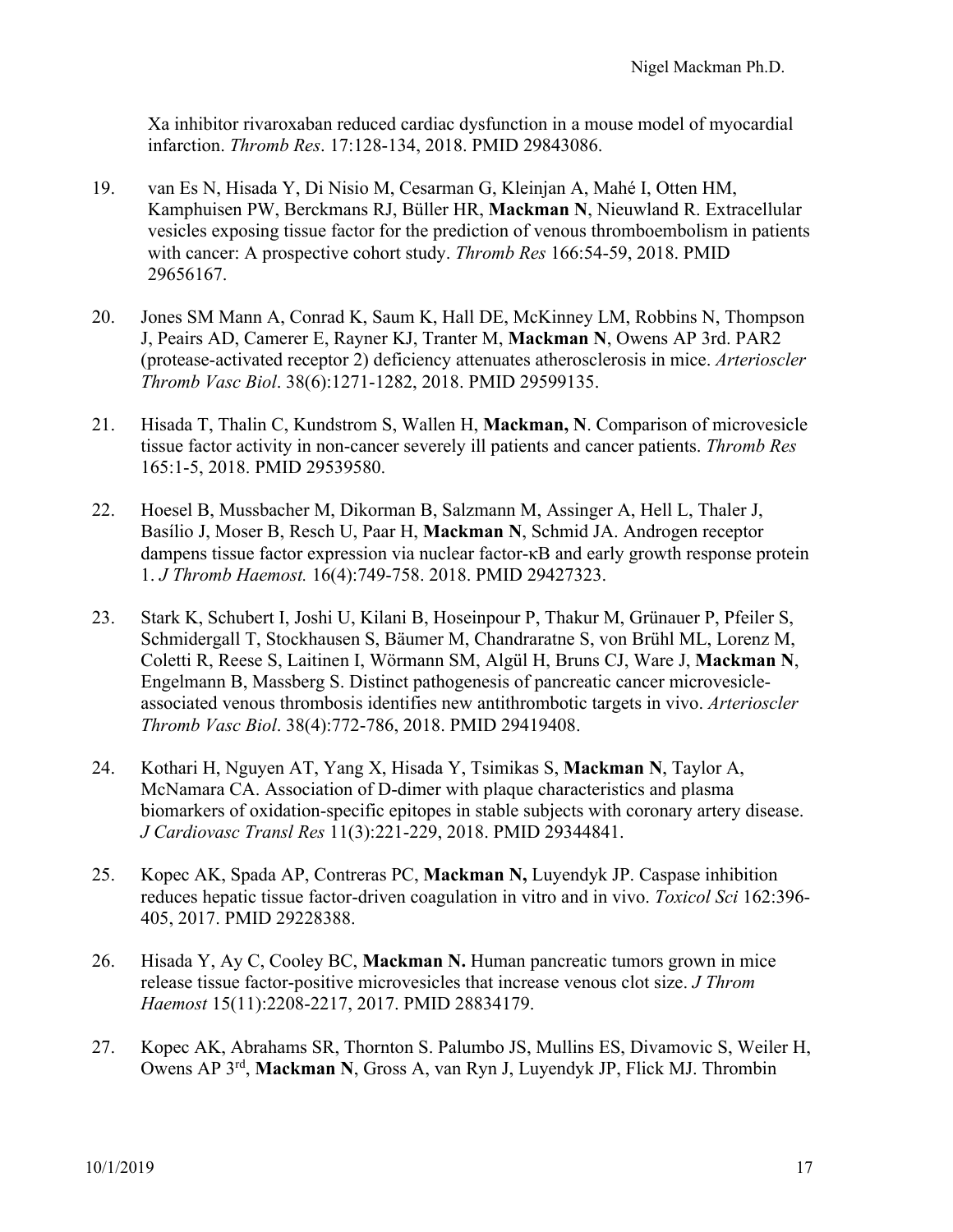Xa inhibitor rivaroxaban reduced cardiac dysfunction in a mouse model of myocardial infarction. *Thromb Res*. 17:128-134, 2018. PMID 29843086.

19. van Es N, Hisada Y, Di Nisio M, Cesarman G, Kleinjan A, Mahé I, Otten HM, Kamphuisen PW, Berckmans RJ, Büller HR, **Mackman N**, Nieuwland R. Extracellular vesicles exposing tissue factor for the prediction of venous thromboembolism in patients with cancer: A prospective cohort study. *Thromb Res* 166:54-59, 2018. PMID 29656167.

20. Jones SM Mann A, Conrad K, Saum K, Hall DE, McKinney LM, Robbins N, Thompson J, Peairs AD, Camerer E, Rayner KJ, Tranter M, **Mackman N**, Owens AP 3rd. PAR2 (protease-activated receptor 2) deficiency attenuates atherosclerosis in mice. *Arterioscler Thromb Vasc Biol*. 38(6):1271-1282, 2018. PMID 29599135.

21. Hisada T, Thalin C, Kundstrom S, Wallen H, **Mackman, N**. Comparison of microvesicle tissue factor activity in non-cancer severely ill patients and cancer patients. *Thromb Res* 165:1-5, 2018. PMID 29539580.

22. Hoesel B, Mussbacher M, Dikorman B, Salzmann M, Assinger A, Hell L, Thaler J, Basílio J, Moser B, Resch U, Paar H, **Mackman N**, Schmid JA. Androgen receptor dampens tissue factor expression via nuclear factor-κB and early growth response protein 1. *J Thromb Haemost.* 16(4):749-758. 2018. PMID 29427323.

23. Stark K, Schubert I, Joshi U, Kilani B, Hoseinpour P, Thakur M, Grünauer P, Pfeiler S, Schmidergall T, Stockhausen S, Bäumer M, Chandraratne S, von Brühl ML, Lorenz M, Coletti R, Reese S, Laitinen I, Wörmann SM, Algül H, Bruns CJ, Ware J, **Mackman N**, Engelmann B, Massberg S. Distinct pathogenesis of pancreatic cancer microvesicle-associated venous thrombosis identifies new antithrombotic targets in vivo. *Arterioscler Thromb Vasc Biol*. 38(4):772-786, 2018. PMID 29419408.

24. Kothari H, Nguyen AT, Yang X, Hisada Y, Tsimikas S, **Mackman N**, Taylor A, McNamara CA. Association of D-dimer with plaque characteristics and plasma biomarkers of oxidation-specific epitopes in stable subjects with coronary artery disease. *J Cardiovasc Transl Res* 11(3):221-229, 2018. PMID 29344841.

25. Kopec AK, Spada AP, Contreras PC, **Mackman N,** Luyendyk JP. Caspase inhibition reduces hepatic tissue factor-driven coagulation in vitro and in vivo. *Toxicol Sci* 162:396-405, 2017. PMID 29228388.

26. Hisada Y, Ay C, Cooley BC, **Mackman N.** Human pancreatic tumors grown in mice release tissue factor-positive microvesicles that increase venous clot size. *J Throm Haemost* 15(11):2208-2217, 2017. PMID 28834179.

27. Kopec AK, Abrahams SR, Thornton S. Palumbo JS, Mullins ES, Divamovic S, Weiler H, Owens AP 3rd, **Mackman N**, Gross A, van Ryn J, Luyendyk JP, Flick MJ. Thrombin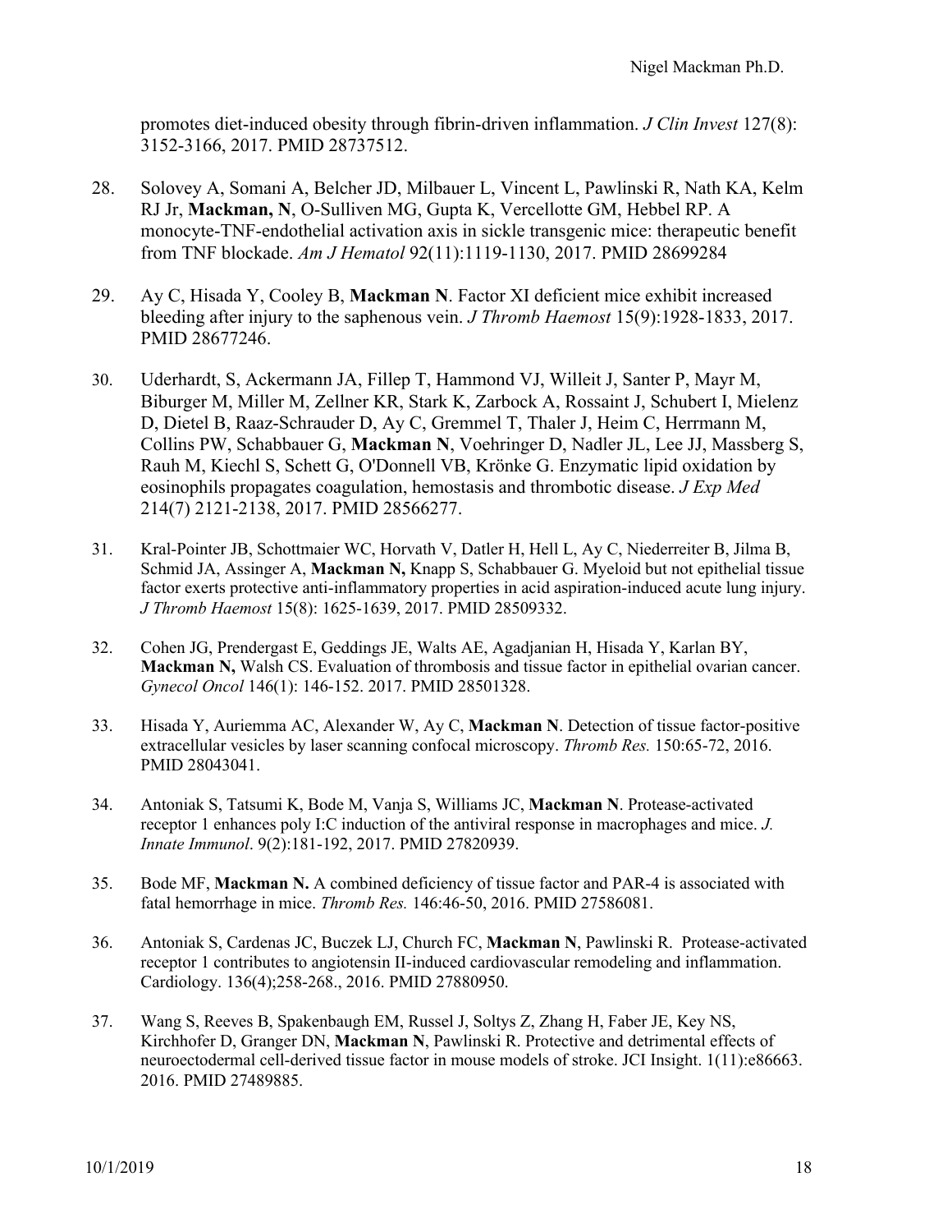promotes diet-induced obesity through fibrin-driven inflammation. *J Clin Invest* 127(8): 3152-3166, 2017. PMID 28737512.

28. Solovey A, Somani A, Belcher JD, Milbauer L, Vincent L, Pawlinski R, Nath KA, Kelm RJ Jr, **Mackman, N**, O-Sulliven MG, Gupta K, Vercellotte GM, Hebbel RP. A monocyte-TNF-endothelial activation axis in sickle transgenic mice: therapeutic benefit from TNF blockade. *Am J Hematol* 92(11):1119-1130, 2017. PMID 28699284

29. Ay C, Hisada Y, Cooley B, **Mackman N**. Factor XI deficient mice exhibit increased bleeding after injury to the saphenous vein. *J Thromb Haemost* 15(9):1928-1833, 2017. PMID 28677246.

30. Uderhardt, S, Ackermann JA, Fillep T, Hammond VJ, Willeit J, Santer P, Mayr M, Biburger M, Miller M, Zellner KR, Stark K, Zarbock A, Rossaint J, Schubert I, Mielenz D, Dietel B, Raaz-Schrauder D, Ay C, Gremmel T, Thaler J, Heim C, Herrmann M, Collins PW, Schabbauer G, **Mackman N**, Voehringer D, Nadler JL, Lee JJ, Massberg S, Rauh M, Kiechl S, Schett G, O'Donnell VB, Krönke G. Enzymatic lipid oxidation by eosinophils propagates coagulation, hemostasis and thrombotic disease. *J Exp Med* 214(7) 2121-2138, 2017. PMID 28566277.

31. Kral-Pointer JB, Schottmaier WC, Horvath V, Datler H, Hell L, Ay C, Niederreiter B, Jilma B, Schmid JA, Assinger A, **Mackman N,** Knapp S, Schabbauer G. Myeloid but not epithelial tissue factor exerts protective anti-inflammatory properties in acid aspiration-induced acute lung injury. *J Thromb Haemost* 15(8): 1625-1639, 2017. PMID 28509332.

32. Cohen JG, Prendergast E, Geddings JE, Walts AE, Agadjanian H, Hisada Y, Karlan BY, **Mackman N,** Walsh CS. Evaluation of thrombosis and tissue factor in epithelial ovarian cancer. *Gynecol Oncol* 146(1): 146-152. 2017. PMID 28501328.

33. Hisada Y, Auriemma AC, Alexander W, Ay C, **Mackman N**. Detection of tissue factor-positive extracellular vesicles by laser scanning confocal microscopy. *Thromb Res.* 150:65-72, 2016. PMID 28043041.

34. Antoniak S, Tatsumi K, Bode M, Vanja S, Williams JC, **Mackman N**. Protease-activated receptor 1 enhances poly I:C induction of the antiviral response in macrophages and mice. *J. Innate Immunol*. 9(2):181-192, 2017. PMID 27820939.

35. Bode MF, **Mackman N.** A combined deficiency of tissue factor and PAR-4 is associated with fatal hemorrhage in mice. *Thromb Res.* 146:46-50, 2016. PMID 27586081.

36. Antoniak S, Cardenas JC, Buczek LJ, Church FC, **Mackman N**, Pawlinski R. Protease-activated receptor 1 contributes to angiotensin II-induced cardiovascular remodeling and inflammation. Cardiology. 136(4);258-268., 2016. PMID 27880950.

37. Wang S, Reeves B, Spakenbaugh EM, Russel J, Soltys Z, Zhang H, Faber JE, Key NS, Kirchhofer D, Granger DN, **Mackman N**, Pawlinski R. Protective and detrimental effects of neuroectodermal cell-derived tissue factor in mouse models of stroke. JCI Insight. 1(11):e86663. 2016. PMID 27489885.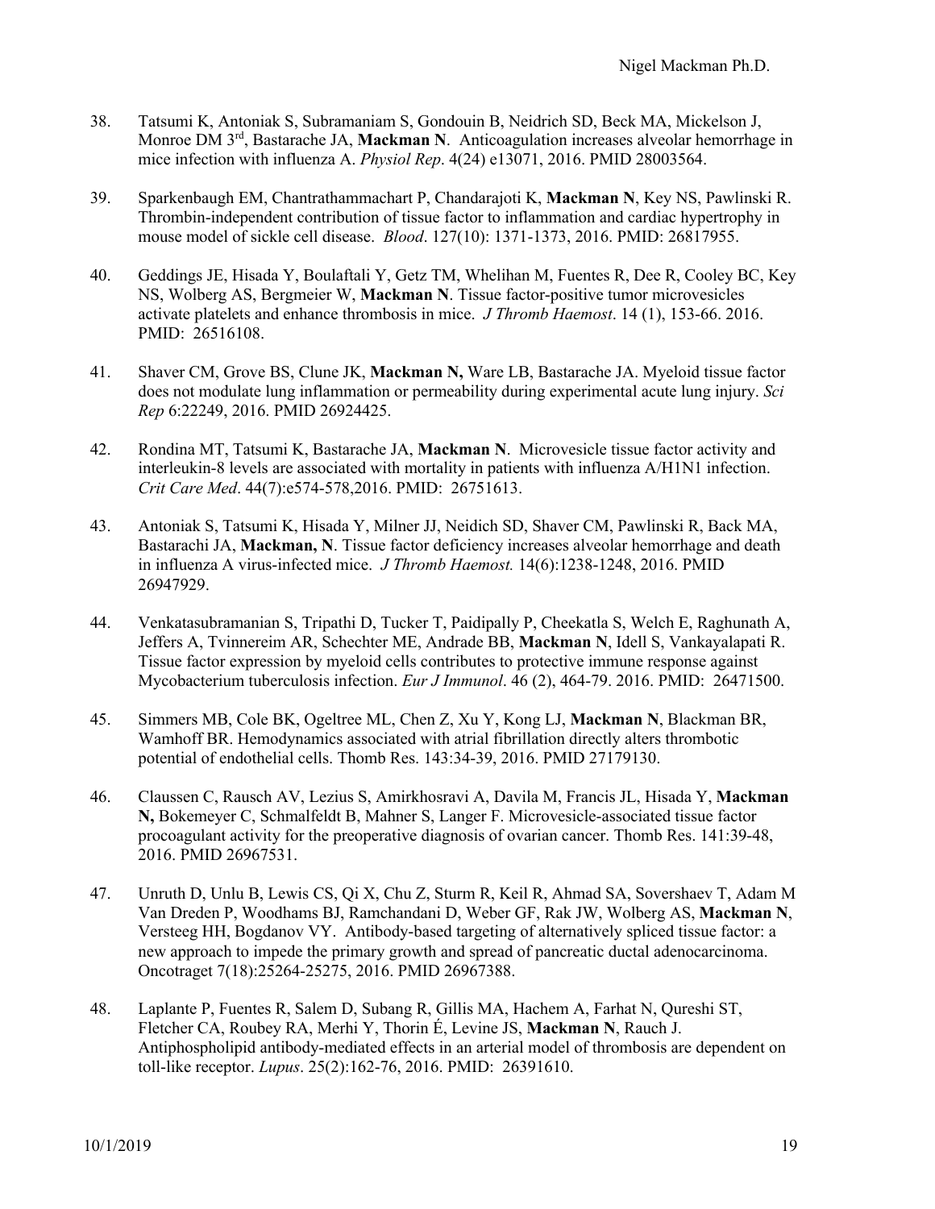38. Tatsumi K, Antoniak S, Subramaniam S, Gondouin B, Neidrich SD, Beck MA, Mickelson J, Monroe DM 3rd, Bastarache JA, **Mackman N**. Anticoagulation increases alveolar hemorrhage in mice infection with influenza A. *Physiol Rep*. 4(24) e13071, 2016. PMID 28003564.

39. Sparkenbaugh EM, Chantrathammachart P, Chandarajoti K, **Mackman N**, Key NS, Pawlinski R. Thrombin-independent contribution of tissue factor to inflammation and cardiac hypertrophy in mouse model of sickle cell disease. *Blood*. 127(10): 1371-1373, 2016. PMID: 26817955.

40. Geddings JE, Hisada Y, Boulaftali Y, Getz TM, Whelihan M, Fuentes R, Dee R, Cooley BC, Key NS, Wolberg AS, Bergmeier W, **Mackman N**. Tissue factor-positive tumor microvesicles activate platelets and enhance thrombosis in mice. *J Thromb Haemost*. 14 (1), 153-66. 2016. PMID: 26516108.

41. Shaver CM, Grove BS, Clune JK, **Mackman N,** Ware LB, Bastarache JA. Myeloid tissue factor does not modulate lung inflammation or permeability during experimental acute lung injury. *Sci Rep* 6:22249, 2016. PMID 26924425.

42. Rondina MT, Tatsumi K, Bastarache JA, **Mackman N**. Microvesicle tissue factor activity and interleukin-8 levels are associated with mortality in patients with influenza A/H1N1 infection. *Crit Care Med*. 44(7):e574-578,2016. PMID: 26751613.

43. Antoniak S, Tatsumi K, Hisada Y, Milner JJ, Neidich SD, Shaver CM, Pawlinski R, Back MA, Bastarachi JA, **Mackman, N**. Tissue factor deficiency increases alveolar hemorrhage and death in influenza A virus-infected mice. *J Thromb Haemost.* 14(6):1238-1248, 2016. PMID 26947929.

44. Venkatasubramanian S, Tripathi D, Tucker T, Paidipally P, Cheekatla S, Welch E, Raghunath A, Jeffers A, Tvinnereim AR, Schechter ME, Andrade BB, **Mackman N**, Idell S, Vankayalapati R. Tissue factor expression by myeloid cells contributes to protective immune response against Mycobacterium tuberculosis infection. *Eur J Immunol*. 46 (2), 464-79. 2016. PMID: 26471500.

45. Simmers MB, Cole BK, Ogeltree ML, Chen Z, Xu Y, Kong LJ, **Mackman N**, Blackman BR, Wamhoff BR. Hemodynamics associated with atrial fibrillation directly alters thrombotic potential of endothelial cells. Thomb Res. 143:34-39, 2016. PMID 27179130.

46. Claussen C, Rausch AV, Lezius S, Amirkhosravi A, Davila M, Francis JL, Hisada Y, **Mackman N,** Bokemeyer C, Schmalfeldt B, Mahner S, Langer F. Microvesicle-associated tissue factor procoagulant activity for the preoperative diagnosis of ovarian cancer. Thomb Res. 141:39-48, 2016. PMID 26967531.

47. Unruth D, Unlu B, Lewis CS, Qi X, Chu Z, Sturm R, Keil R, Ahmad SA, Sovershaev T, Adam M Van Dreden P, Woodhams BJ, Ramchandani D, Weber GF, Rak JW, Wolberg AS, **Mackman N**, Versteeg HH, Bogdanov VY. Antibody-based targeting of alternatively spliced tissue factor: a new approach to impede the primary growth and spread of pancreatic ductal adenocarcinoma. Oncotraget 7(18):25264-25275, 2016. PMID 26967388.

48. Laplante P, Fuentes R, Salem D, Subang R, Gillis MA, Hachem A, Farhat N, Qureshi ST, Fletcher CA, Roubey RA, Merhi Y, Thorin É, Levine JS, **Mackman N**, Rauch J. Antiphospholipid antibody-mediated effects in an arterial model of thrombosis are dependent on toll-like receptor. *Lupus*. 25(2):162-76, 2016. PMID: 26391610.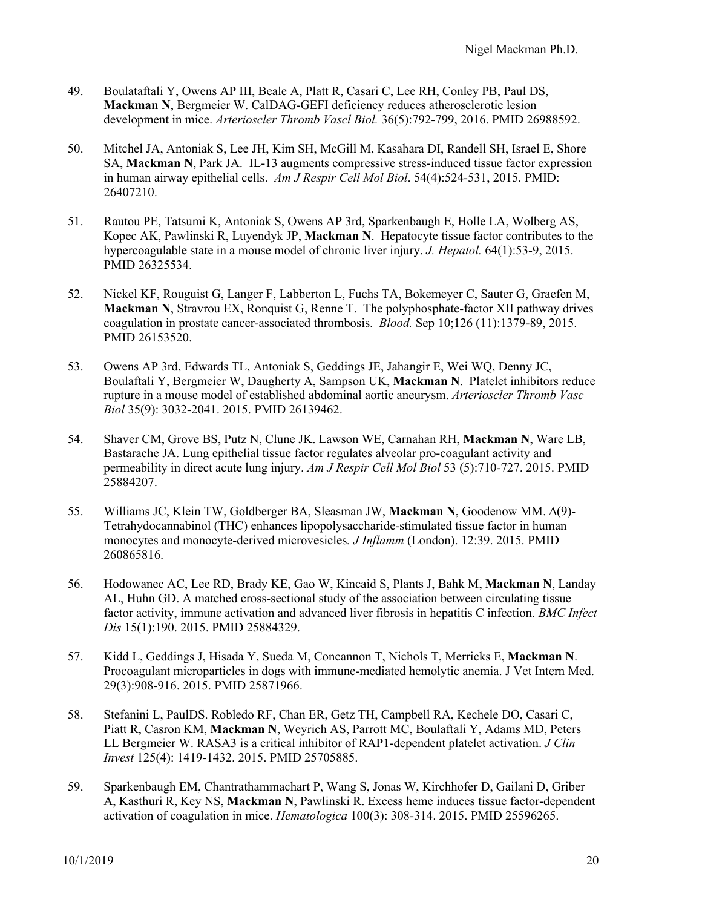49. Boulataftali Y, Owens AP III, Beale A, Platt R, Casari C, Lee RH, Conley PB, Paul DS, **Mackman N**, Bergmeier W. CalDAG-GEFI deficiency reduces atherosclerotic lesion development in mice. *Arterioscler Thromb Vascl Biol.* 36(5):792-799, 2016. PMID 26988592.

50. Mitchel JA, Antoniak S, Lee JH, Kim SH, McGill M, Kasahara DI, Randell SH, Israel E, Shore SA, **Mackman N**, Park JA. IL-13 augments compressive stress-induced tissue factor expression in human airway epithelial cells. *Am J Respir Cell Mol Biol*. 54(4):524-531, 2015. PMID: 26407210.

51. Rautou PE, Tatsumi K, Antoniak S, Owens AP 3rd, Sparkenbaugh E, Holle LA, Wolberg AS, Kopec AK, Pawlinski R, Luyendyk JP, **Mackman N**. Hepatocyte tissue factor contributes to the hypercoagulable state in a mouse model of chronic liver injury. *J. Hepatol.* 64(1):53-9, 2015. PMID 26325534.

52. Nickel KF, Rouguist G, Langer F, Labberton L, Fuchs TA, Bokemeyer C, Sauter G, Graefen M, **Mackman N**, Stravrou EX, Ronquist G, Renne T. The polyphosphate-factor XII pathway drives coagulation in prostate cancer-associated thrombosis. *Blood.* Sep 10;126 (11):1379-89, 2015. PMID 26153520.

53. Owens AP 3rd, Edwards TL, Antoniak S, Geddings JE, Jahangir E, Wei WQ, Denny JC, Boulaftali Y, Bergmeier W, Daugherty A, Sampson UK, **Mackman N**. Platelet inhibitors reduce rupture in a mouse model of established abdominal aortic aneurysm. *Arterioscler Thromb Vasc Biol* 35(9): 3032-2041. 2015. PMID 26139462.

54. Shaver CM, Grove BS, Putz N, Clune JK. Lawson WE, Carnahan RH, **Mackman N**, Ware LB, Bastarache JA. Lung epithelial tissue factor regulates alveolar pro-coagulant activity and permeability in direct acute lung injury. *Am J Respir Cell Mol Biol* 53 (5):710-727. 2015. PMID 25884207.

55. Williams JC, Klein TW, Goldberger BA, Sleasman JW, **Mackman N**, Goodenow MM. Δ(9)-Tetrahydocannabinol (THC) enhances lipopolysaccharide-stimulated tissue factor in human monocytes and monocyte-derived microvesicles*. J Inflamm* (London). 12:39. 2015. PMID 260865816.

56. Hodowanec AC, Lee RD, Brady KE, Gao W, Kincaid S, Plants J, Bahk M, **Mackman N**, Landay AL, Huhn GD. A matched cross-sectional study of the association between circulating tissue factor activity, immune activation and advanced liver fibrosis in hepatitis C infection. *BMC Infect Dis* 15(1):190. 2015. PMID 25884329.

57. Kidd L, Geddings J, Hisada Y, Sueda M, Concannon T, Nichols T, Merricks E, **Mackman N**. Procoagulant microparticles in dogs with immune-mediated hemolytic anemia. J Vet Intern Med. 29(3):908-916. 2015. PMID 25871966.

58. Stefanini L, PaulDS. Robledo RF, Chan ER, Getz TH, Campbell RA, Kechele DO, Casari C, Piatt R, Casron KM, **Mackman N**, Weyrich AS, Parrott MC, Boulaftali Y, Adams MD, Peters LL Bergmeier W. RASA3 is a critical inhibitor of RAP1-dependent platelet activation. *J Clin Invest* 125(4): 1419-1432. 2015. PMID 25705885.

59. Sparkenbaugh EM, Chantrathammachart P, Wang S, Jonas W, Kirchhofer D, Gailani D, Griber A, Kasthuri R, Key NS, **Mackman N**, Pawlinski R. Excess heme induces tissue factor-dependent activation of coagulation in mice. *Hematologica* 100(3): 308-314. 2015. PMID 25596265.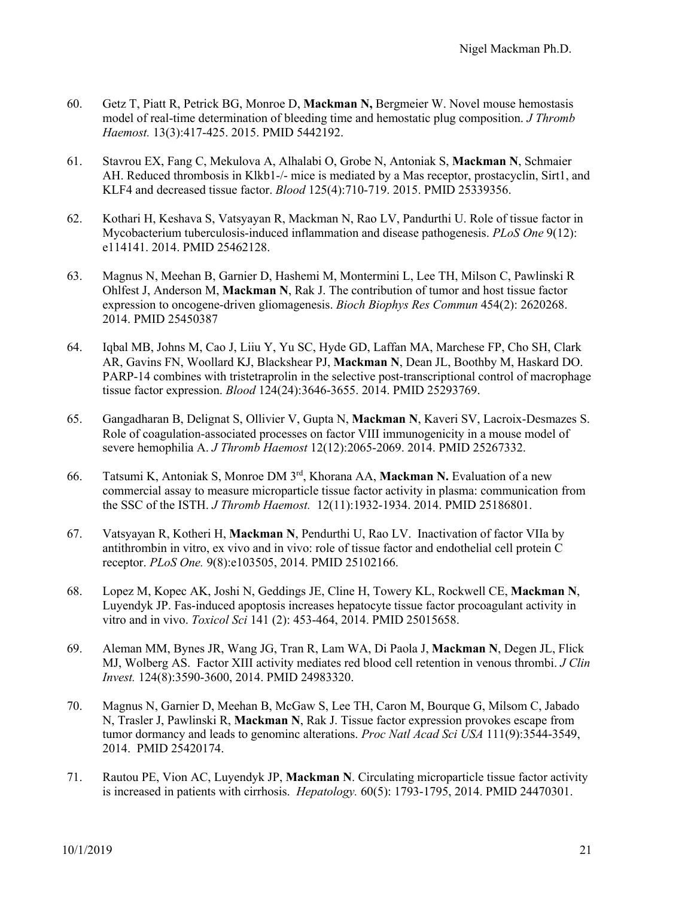60. Getz T, Piatt R, Petrick BG, Monroe D, **Mackman N,** Bergmeier W. Novel mouse hemostasis model of real-time determination of bleeding time and hemostatic plug composition. *J Thromb Haemost.* 13(3):417-425. 2015. PMID 5442192.

61. Stavrou EX, Fang C, Mekulova A, Alhalabi O, Grobe N, Antoniak S, **Mackman N**, Schmaier AH. Reduced thrombosis in Klkb1-/- mice is mediated by a Mas receptor, prostacyclin, Sirt1, and KLF4 and decreased tissue factor. *Blood* 125(4):710-719. 2015. PMID 25339356.

62. Kothari H, Keshava S, Vatsyayan R, Mackman N, Rao LV, Pandurthi U. Role of tissue factor in Mycobacterium tuberculosis-induced inflammation and disease pathogenesis. *PLoS One* 9(12): e114141. 2014. PMID 25462128.

63. Magnus N, Meehan B, Garnier D, Hashemi M, Montermini L, Lee TH, Milson C, Pawlinski R Ohlfest J, Anderson M, **Mackman N**, Rak J. The contribution of tumor and host tissue factor expression to oncogene-driven gliomagenesis. *Bioch Biophys Res Commun* 454(2): 2620268. 2014. PMID 25450387

64. Iqbal MB, Johns M, Cao J, Liiu Y, Yu SC, Hyde GD, Laffan MA, Marchese FP, Cho SH, Clark AR, Gavins FN, Woollard KJ, Blackshear PJ, **Mackman N**, Dean JL, Boothby M, Haskard DO. PARP-14 combines with tristetraprolin in the selective post-transcriptional control of macrophage tissue factor expression. *Blood* 124(24):3646-3655. 2014. PMID 25293769.

65. Gangadharan B, Delignat S, Ollivier V, Gupta N, **Mackman N**, Kaveri SV, Lacroix-Desmazes S. Role of coagulation-associated processes on factor VIII immunogenicity in a mouse model of severe hemophilia A. *J Thromb Haemost* 12(12):2065-2069. 2014. PMID 25267332.

66. Tatsumi K, Antoniak S, Monroe DM 3rd, Khorana AA, **Mackman N.** Evaluation of a new commercial assay to measure microparticle tissue factor activity in plasma: communication from the SSC of the ISTH. *J Thromb Haemost.* 12(11):1932-1934. 2014. PMID 25186801.

67. Vatsyayan R, Kotheri H, **Mackman N**, Pendurthi U, Rao LV. Inactivation of factor VIIa by antithrombin in vitro, ex vivo and in vivo: role of tissue factor and endothelial cell protein C receptor. *PLoS One.* 9(8):e103505, 2014. PMID 25102166.

68. Lopez M, Kopec AK, Joshi N, Geddings JE, Cline H, Towery KL, Rockwell CE, **Mackman N**, Luyendyk JP. Fas-induced apoptosis increases hepatocyte tissue factor procoagulant activity in vitro and in vivo. *Toxicol Sci* 141 (2): 453-464, 2014. PMID 25015658.

69. Aleman MM, Bynes JR, Wang JG, Tran R, Lam WA, Di Paola J, **Mackman N**, Degen JL, Flick MJ, Wolberg AS. Factor XIII activity mediates red blood cell retention in venous thrombi. *J Clin Invest.* 124(8):3590-3600, 2014. PMID 24983320.

70. Magnus N, Garnier D, Meehan B, McGaw S, Lee TH, Caron M, Bourque G, Milsom C, Jabado N, Trasler J, Pawlinski R, **Mackman N**, Rak J. Tissue factor expression provokes escape from tumor dormancy and leads to genominc alterations. *Proc Natl Acad Sci USA* 111(9):3544-3549, 2014. PMID 25420174.

71. Rautou PE, Vion AC, Luyendyk JP, **Mackman N**. Circulating microparticle tissue factor activity is increased in patients with cirrhosis. *Hepatology.* 60(5): 1793-1795, 2014. PMID 24470301.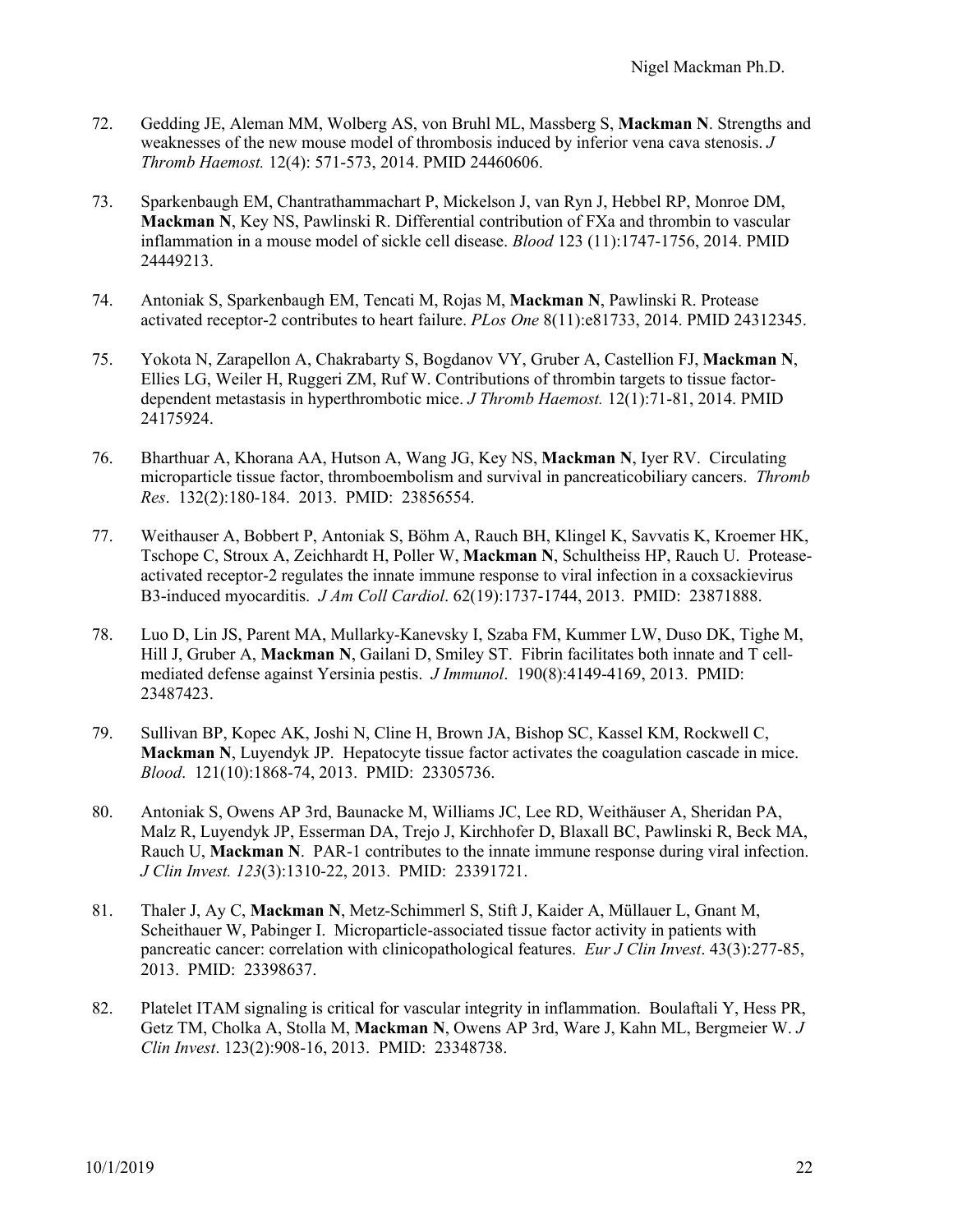72. Gedding JE, Aleman MM, Wolberg AS, von Bruhl ML, Massberg S, **Mackman N**. Strengths and weaknesses of the new mouse model of thrombosis induced by inferior vena cava stenosis. *J Thromb Haemost.* 12(4): 571-573, 2014. PMID 24460606.

73. Sparkenbaugh EM, Chantrathammachart P, Mickelson J, van Ryn J, Hebbel RP, Monroe DM, **Mackman N**, Key NS, Pawlinski R. Differential contribution of FXa and thrombin to vascular inflammation in a mouse model of sickle cell disease. *Blood* 123 (11):1747-1756, 2014. PMID 24449213.

74. Antoniak S, Sparkenbaugh EM, Tencati M, Rojas M, **Mackman N**, Pawlinski R. Protease activated receptor-2 contributes to heart failure. *PLos One* 8(11):e81733, 2014. PMID 24312345.

75. Yokota N, Zarapellon A, Chakrabarty S, Bogdanov VY, Gruber A, Castellion FJ, **Mackman N**, Ellies LG, Weiler H, Ruggeri ZM, Ruf W. Contributions of thrombin targets to tissue factor-dependent metastasis in hyperthrombotic mice. *J Thromb Haemost.* 12(1):71-81, 2014. PMID 24175924.

76. Bharthuar A, Khorana AA, Hutson A, Wang JG, Key NS, **Mackman N**, Iyer RV. Circulating microparticle tissue factor, thromboembolism and survival in pancreaticobiliary cancers. *Thromb Res*. 132(2):180-184. 2013. PMID: 23856554.

77. Weithauser A, Bobbert P, Antoniak S, Böhm A, Rauch BH, Klingel K, Savvatis K, Kroemer HK, Tschope C, Stroux A, Zeichhardt H, Poller W, **Mackman N**, Schultheiss HP, Rauch U. Protease-activated receptor-2 regulates the innate immune response to viral infection in a coxsackievirus B3-induced myocarditis. *J Am Coll Cardiol*. 62(19):1737-1744, 2013. PMID: 23871888.

78. Luo D, Lin JS, Parent MA, Mullarky-Kanevsky I, Szaba FM, Kummer LW, Duso DK, Tighe M, Hill J, Gruber A, **Mackman N**, Gailani D, Smiley ST. Fibrin facilitates both innate and T cell-mediated defense against Yersinia pestis. *J Immunol*. 190(8):4149-4169, 2013. PMID: 23487423.

79. Sullivan BP, Kopec AK, Joshi N, Cline H, Brown JA, Bishop SC, Kassel KM, Rockwell C, **Mackman N**, Luyendyk JP. Hepatocyte tissue factor activates the coagulation cascade in mice. *Blood*. 121(10):1868-74, 2013. PMID: 23305736.

80. Antoniak S, Owens AP 3rd, Baunacke M, Williams JC, Lee RD, Weithäuser A, Sheridan PA, Malz R, Luyendyk JP, Esserman DA, Trejo J, Kirchhofer D, Blaxall BC, Pawlinski R, Beck MA, Rauch U, **Mackman N**. PAR-1 contributes to the innate immune response during viral infection. *J Clin Invest. 123*(3):1310-22, 2013. PMID: 23391721.

81. Thaler J, Ay C, **Mackman N**, Metz-Schimmerl S, Stift J, Kaider A, Müllauer L, Gnant M, Scheithauer W, Pabinger I. Microparticle-associated tissue factor activity in patients with pancreatic cancer: correlation with clinicopathological features. *Eur J Clin Invest*. 43(3):277-85, 2013. PMID: 23398637.

82. Platelet ITAM signaling is critical for vascular integrity in inflammation. Boulaftali Y, Hess PR, Getz TM, Cholka A, Stolla M, **Mackman N**, Owens AP 3rd, Ware J, Kahn ML, Bergmeier W. *J Clin Invest*. 123(2):908-16, 2013. PMID: 23348738.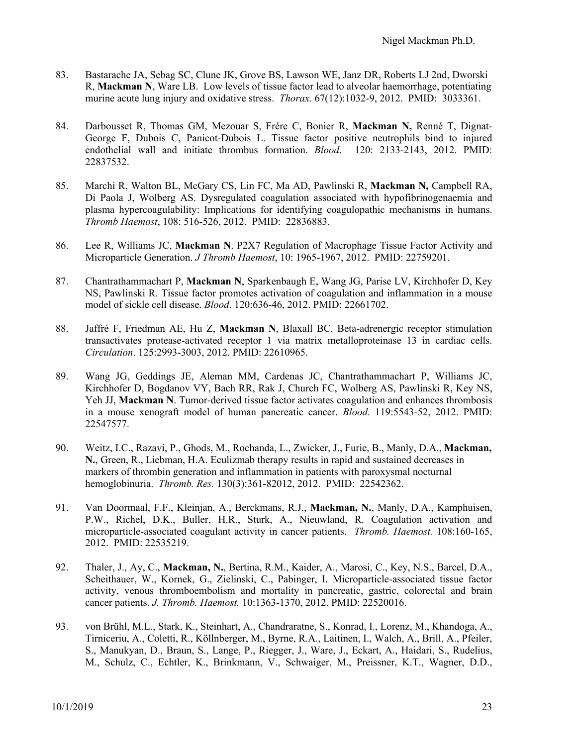83. Bastarache JA, Sebag SC, Clune JK, Grove BS, Lawson WE, Janz DR, Roberts LJ 2nd, Dworski R, **Mackman N**, Ware LB. Low levels of tissue factor lead to alveolar haemorrhage, potentiating murine acute lung injury and oxidative stress. *Thorax*. 67(12):1032-9, 2012. PMID: 3033361.

84. Darbousset R, Thomas GM, Mezouar S, Frére C, Bonier R, **Mackman N,** Renné T, Dignat-George F, Dubois C, Panicot-Dubois L. Tissue factor positive neutrophils bind to injured endothelial wall and initiate thrombus formation. *Blood*. 120: 2133-2143, 2012. PMID: 22837532.

85. Marchi R, Walton BL, McGary CS, Lin FC, Ma AD, Pawlinski R, **Mackman N,** Campbell RA, Di Paola J, Wolberg AS. Dysregulated coagulation associated with hypofibrinogenaemia and plasma hypercoagulability: Implications for identifying coagulopathic mechanisms in humans. *Thromb Haemost*, 108: 516-526, 2012. PMID: 22836883.

86. Lee R, Williams JC, **Mackman N**. P2X7 Regulation of Macrophage Tissue Factor Activity and Microparticle Generation. *J Thromb Haemost*, 10: 1965-1967, 2012. PMID: 22759201.

87. Chantrathammachart P, **Mackman N**, Sparkenbaugh E, Wang JG, Parise LV, Kirchhofer D, Key NS, Pawlinski R. Tissue factor promotes activation of coagulation and inflammation in a mouse model of sickle cell disease. *Blood*. 120:636-46, 2012. PMID: 22661702.

88. Jaffré F, Friedman AE, Hu Z, **Mackman N**, Blaxall BC. Beta-adrenergic receptor stimulation transactivates protease-activated receptor 1 via matrix metalloproteinase 13 in cardiac cells. *Circulation*. 125:2993-3003, 2012. PMID: 22610965.

89. Wang JG, Geddings JE, Aleman MM, Cardenas JC, Chantrathammachart P, Williams JC, Kirchhofer D, Bogdanov VY, Bach RR, Rak J, Church FC, Wolberg AS, Pawlinski R, Key NS, Yeh JJ, **Mackman N**. Tumor-derived tissue factor activates coagulation and enhances thrombosis in a mouse xenograft model of human pancreatic cancer. *Blood.* 119:5543-52, 2012. PMID: 22547577.

90. Weitz, I.C., Razavi, P., Ghods, M., Rochanda, L., Zwicker, J., Furie, B., Manly, D.A., **Mackman, N.**, Green, R., Liebman, H.A. Eculizmab therapy results in rapid and sustained decreases in markers of thrombin generation and inflammation in patients with paroxysmal nocturnal hemoglobinuria. *Thromb. Res.* 130(3):361-82012, 2012. PMID: 22542362.

91. Van Doormaal, F.F., Kleinjan, A., Berckmans, R.J., **Mackman, N.**, Manly, D.A., Kamphuisen, P.W., Richel, D.K., Buller, H.R., Sturk, A., Nieuwland, R. Coagulation activation and microparticle-associated coagulant activity in cancer patients. *Thromb. Haemost.* 108:160-165, 2012. PMID: 22535219.

92. Thaler, J., Ay, C., **Mackman, N.**, Bertina, R.M., Kaider, A., Marosi, C., Key, N.S., Barcel, D.A., Scheithauer, W., Kornek, G., Zielinski, C., Pabinger, I. Microparticle-associated tissue factor activity, venous thromboembolism and mortality in pancreatic, gastric, colorectal and brain cancer patients. *J. Thromb. Haemost.* 10:1363-1370, 2012. PMID: 22520016.

93. von Brühl, M.L., Stark, K., Steinhart, A., Chandraratne, S., Konrad, I., Lorenz, M., Khandoga, A., Tirniceriu, A., Coletti, R., Köllnberger, M., Byrne, R.A., Laitinen, I., Walch, A., Brill, A., Pfeiler, S., Manukyan, D., Braun, S., Lange, P., Riegger, J., Ware, J., Eckart, A., Haidari, S., Rudelius, M., Schulz, C., Echtler, K., Brinkmann, V., Schwaiger, M., Preissner, K.T., Wagner, D.D.,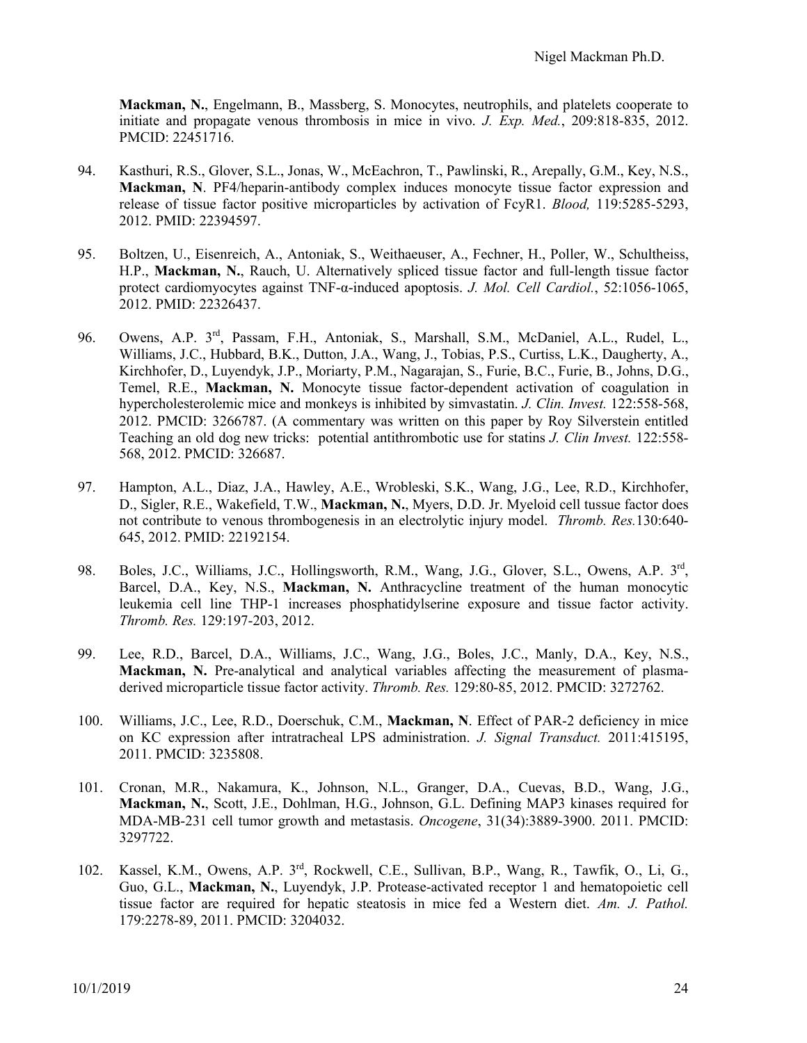**Mackman, N.**, Engelmann, B., Massberg, S. Monocytes, neutrophils, and platelets cooperate to initiate and propagate venous thrombosis in mice in vivo. *J. Exp. Med.*, 209:818-835, 2012. PMCID: 22451716.

94. Kasthuri, R.S., Glover, S.L., Jonas, W., McEachron, T., Pawlinski, R., Arepally, G.M., Key, N.S., **Mackman, N**. PF4/heparin-antibody complex induces monocyte tissue factor expression and release of tissue factor positive microparticles by activation of FcyR1. *Blood,* 119:5285-5293, 2012. PMID: 22394597.

95. Boltzen, U., Eisenreich, A., Antoniak, S., Weithaeuser, A., Fechner, H., Poller, W., Schultheiss, H.P., **Mackman, N.**, Rauch, U. Alternatively spliced tissue factor and full-length tissue factor protect cardiomyocytes against TNF-α-induced apoptosis. *J. Mol. Cell Cardiol.*, 52:1056-1065, 2012. PMID: 22326437.

96. Owens, A.P. 3[rd], Passam, F.H., Antoniak, S., Marshall, S.M., McDaniel, A.L., Rudel, L., Williams, J.C., Hubbard, B.K., Dutton, J.A., Wang, J., Tobias, P.S., Curtiss, L.K., Daugherty, A., Kirchhofer, D., Luyendyk, J.P., Moriarty, P.M., Nagarajan, S., Furie, B.C., Furie, B., Johns, D.G., Temel, R.E., **Mackman, N.** Monocyte tissue factor-dependent activation of coagulation in hypercholesterolemic mice and monkeys is inhibited by simvastatin. *J. Clin. Invest.* 122:558-568, 2012. PMCID: 3266787. (A commentary was written on this paper by Roy Silverstein entitled Teaching an old dog new tricks: potential antithrombotic use for statins *J. Clin Invest.* 122:558-568, 2012. PMCID: 326687.

97. Hampton, A.L., Diaz, J.A., Hawley, A.E., Wrobleski, S.K., Wang, J.G., Lee, R.D., Kirchhofer, D., Sigler, R.E., Wakefield, T.W., **Mackman, N.**, Myers, D.D. Jr. Myeloid cell tussue factor does not contribute to venous thrombogenesis in an electrolytic injury model. *Thromb. Res.*130:640-645, 2012. PMID: 22192154.

98. Boles, J.C., Williams, J.C., Hollingsworth, R.M., Wang, J.G., Glover, S.L., Owens, A.P. 3[rd], Barcel, D.A., Key, N.S., **Mackman, N.** Anthracycline treatment of the human monocytic leukemia cell line THP-1 increases phosphatidylserine exposure and tissue factor activity. *Thromb. Res.* 129:197-203, 2012.

99. Lee, R.D., Barcel, D.A., Williams, J.C., Wang, J.G., Boles, J.C., Manly, D.A., Key, N.S., **Mackman, N.** Pre-analytical and analytical variables affecting the measurement of plasma-derived microparticle tissue factor activity. *Thromb. Res.* 129:80-85, 2012. PMCID: 3272762.

100. Williams, J.C., Lee, R.D., Doerschuk, C.M., **Mackman, N**. Effect of PAR-2 deficiency in mice on KC expression after intratracheal LPS administration. *J. Signal Transduct.* 2011:415195, 2011. PMCID: 3235808.

101. Cronan, M.R., Nakamura, K., Johnson, N.L., Granger, D.A., Cuevas, B.D., Wang, J.G., **Mackman, N.**, Scott, J.E., Dohlman, H.G., Johnson, G.L. Defining MAP3 kinases required for MDA-MB-231 cell tumor growth and metastasis. *Oncogene*, 31(34):3889-3900. 2011. PMCID: 3297722.

102. Kassel, K.M., Owens, A.P. 3[rd], Rockwell, C.E., Sullivan, B.P., Wang, R., Tawfik, O., Li, G., Guo, G.L., **Mackman, N.**, Luyendyk, J.P. Protease-activated receptor 1 and hematopoietic cell tissue factor are required for hepatic steatosis in mice fed a Western diet. *Am. J. Pathol.* 179:2278-89, 2011. PMCID: 3204032.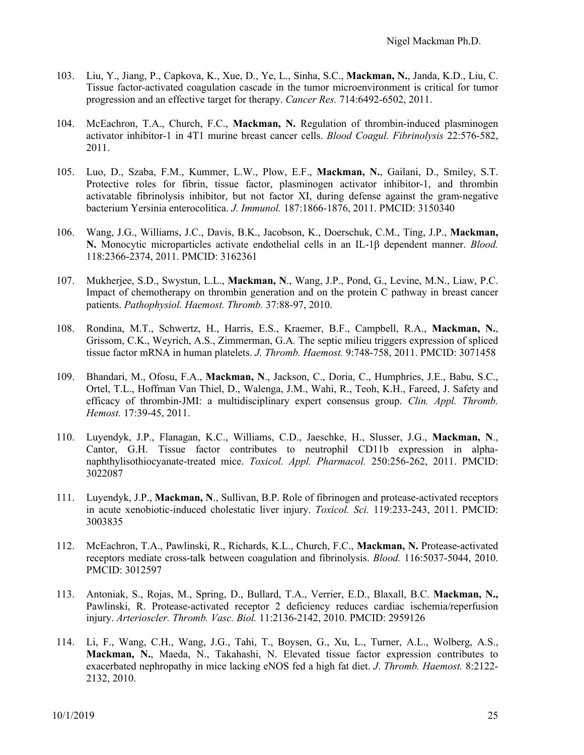103. Liu, Y., Jiang, P., Capkova, K., Xue, D., Ye, L., Sinha, S.C., **Mackman, N.**, Janda, K.D., Liu, C. Tissue factor-activated coagulation cascade in the tumor microenvironment is critical for tumor progression and an effective target for therapy. *Cancer Res.* 714:6492-6502, 2011.

104. McEachron, T.A., Church, F.C., **Mackman, N.** Regulation of thrombin-induced plasminogen activator inhibitor-1 in 4T1 murine breast cancer cells. *Blood Coagul. Fibrinolysis* 22:576-582, 2011.

105. Luo, D., Szaba, F.M., Kummer, L.W., Plow, E.F., **Mackman, N.**, Gailani, D., Smiley, S.T. Protective roles for fibrin, tissue factor, plasminogen activator inhibitor-1, and thrombin activatable fibrinolysis inhibitor, but not factor XI, during defense against the gram-negative bacterium Yersinia enterocolitica. *J. Immunol.* 187:1866-1876, 2011. PMCID: 3150340

106. Wang, J.G., Williams, J.C., Davis, B.K., Jacobson, K., Doerschuk, C.M., Ting, J.P., **Mackman, N.** Monocytic microparticles activate endothelial cells in an IL-1β dependent manner. *Blood.* 118:2366-2374, 2011. PMCID: 3162361

107. Mukherjee, S.D., Swystun, L.L., **Mackman, N**., Wang, J.P., Pond, G., Levine, M.N., Liaw, P.C. Impact of chemotherapy on thrombin generation and on the protein C pathway in breast cancer patients. *Pathophysiol. Haemost. Thromb.* 37:88-97, 2010.

108. Rondina, M.T., Schwertz, H., Harris, E.S., Kraemer, B.F., Campbell, R.A., **Mackman, N.**, Grissom, C.K., Weyrich, A.S., Zimmerman, G.A. The septic milieu triggers expression of spliced tissue factor mRNA in human platelets. *J. Thromb. Haemost.* 9:748-758, 2011. PMCID: 3071458

109. Bhandari, M., Ofosu, F.A., **Mackman, N**., Jackson, C., Doria, C., Humphries, J.E., Babu, S.C., Ortel, T.L., Hoffman Van Thiel, D., Walenga, J.M., Wahi, R., Teoh, K.H., Fareed, J. Safety and efficacy of thrombin-JMI: a multidisciplinary expert consensus group. *Clin. Appl. Thromb. Hemost.* 17:39-45, 2011.

110. Luyendyk, J.P., Flanagan, K.C., Williams, C.D., Jaeschke, H., Slusser, J.G., **Mackman, N**., Cantor, G.H. Tissue factor contributes to neutrophil CD11b expression in alpha-naphthylisothiocyanate-treated mice. *Toxicol. Appl. Pharmacol.* 250:256-262, 2011. PMCID: 3022087

111. Luyendyk, J.P., **Mackman, N**., Sullivan, B.P. Role of fibrinogen and protease-activated receptors in acute xenobiotic-induced cholestatic liver injury. *Toxicol. Sci.* 119:233-243, 2011. PMCID: 3003835

112. McEachron, T.A., Pawlinski, R., Richards, K.L., Church, F.C., **Mackman, N.** Protease-activated receptors mediate cross-talk between coagulation and fibrinolysis. *Blood.* 116:5037-5044, 2010. PMCID: 3012597

113. Antoniak, S., Rojas, M., Spring, D., Bullard, T.A., Verrier, E.D., Blaxall, B.C. **Mackman, N.,** Pawlinski, R. Protease-activated receptor 2 deficiency reduces cardiac ischemia/reperfusion injury. *Arterioscler. Thromb. Vasc. Biol.* 11:2136-2142, 2010. PMCID: 2959126

114. Li, F., Wang, C.H., Wang, J.G., Tahi, T., Boysen, G., Xu, L., Turner, A.L., Wolberg, A.S., **Mackman, N.**, Maeda, N., Takahashi, N. Elevated tissue factor expression contributes to exacerbated nephropathy in mice lacking eNOS fed a high fat diet. *J. Thromb. Haemost.* 8:2122-2132, 2010.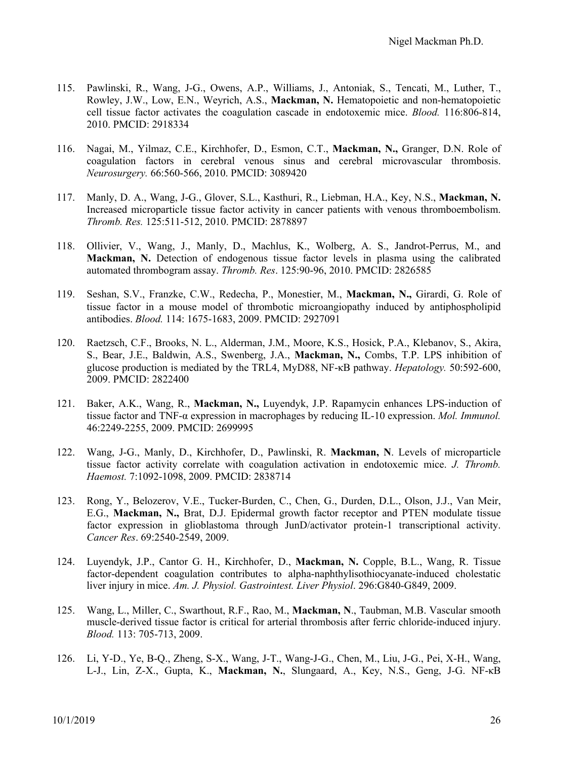115. Pawlinski, R., Wang, J-G., Owens, A.P., Williams, J., Antoniak, S., Tencati, M., Luther, T., Rowley, J.W., Low, E.N., Weyrich, A.S., **Mackman, N.** Hematopoietic and non-hematopoietic cell tissue factor activates the coagulation cascade in endotoxemic mice. *Blood.* 116:806-814, 2010. PMCID: 2918334

116. Nagai, M., Yilmaz, C.E., Kirchhofer, D., Esmon, C.T., **Mackman, N.,** Granger, D.N. Role of coagulation factors in cerebral venous sinus and cerebral microvascular thrombosis. *Neurosurgery.* 66:560-566, 2010. PMCID: 3089420

117. Manly, D. A., Wang, J-G., Glover, S.L., Kasthuri, R., Liebman, H.A., Key, N.S., **Mackman, N.** Increased microparticle tissue factor activity in cancer patients with venous thromboembolism. *Thromb. Res.* 125:511-512, 2010. PMCID: 2878897

118. Ollivier, V., Wang, J., Manly, D., Machlus, K., Wolberg, A. S., Jandrot-Perrus, M., and **Mackman, N.** Detection of endogenous tissue factor levels in plasma using the calibrated automated thrombogram assay. *Thromb. Res*. 125:90-96, 2010. PMCID: 2826585

119. Seshan, S.V., Franzke, C.W., Redecha, P., Monestier, M., **Mackman, N.,** Girardi, G. Role of tissue factor in a mouse model of thrombotic microangiopathy induced by antiphospholipid antibodies. *Blood.* 114: 1675-1683, 2009. PMCID: 2927091

120. Raetzsch, C.F., Brooks, N. L., Alderman, J.M., Moore, K.S., Hosick, P.A., Klebanov, S., Akira, S., Bear, J.E., Baldwin, A.S., Swenberg, J.A., **Mackman, N.,** Combs, T.P. LPS inhibition of glucose production is mediated by the TRL4, MyD88, NF-κB pathway. *Hepatology.* 50:592-600, 2009. PMCID: 2822400

121. Baker, A.K., Wang, R., **Mackman, N.,** Luyendyk, J.P. Rapamycin enhances LPS-induction of tissue factor and TNF-α expression in macrophages by reducing IL-10 expression. *Mol. Immunol.* 46:2249-2255, 2009. PMCID: 2699995

122. Wang, J-G., Manly, D., Kirchhofer, D., Pawlinski, R. **Mackman, N**. Levels of microparticle tissue factor activity correlate with coagulation activation in endotoxemic mice. *J. Thromb. Haemost.* 7:1092-1098, 2009. PMCID: 2838714

123. Rong, Y., Belozerov, V.E., Tucker-Burden, C., Chen, G., Durden, D.L., Olson, J.J., Van Meir, E.G., **Mackman, N.,** Brat, D.J. Epidermal growth factor receptor and PTEN modulate tissue factor expression in glioblastoma through JunD/activator protein-1 transcriptional activity. *Cancer Res*. 69:2540-2549, 2009.

124. Luyendyk, J.P., Cantor G. H., Kirchhofer, D., **Mackman, N.** Copple, B.L., Wang, R. Tissue factor-dependent coagulation contributes to alpha-naphthylisothiocyanate-induced cholestatic liver injury in mice. *Am. J. Physiol. Gastrointest. Liver Physiol*. 296:G840-G849, 2009.

125. Wang, L., Miller, C., Swarthout, R.F., Rao, M., **Mackman, N**., Taubman, M.B. Vascular smooth muscle-derived tissue factor is critical for arterial thrombosis after ferric chloride-induced injury. *Blood.* 113: 705-713, 2009.

126. Li, Y-D., Ye, B-Q., Zheng, S-X., Wang, J-T., Wang-J-G., Chen, M., Liu, J-G., Pei, X-H., Wang, L-J., Lin, Z-X., Gupta, K., **Mackman, N.**, Slungaard, A., Key, N.S., Geng, J-G. NF-κB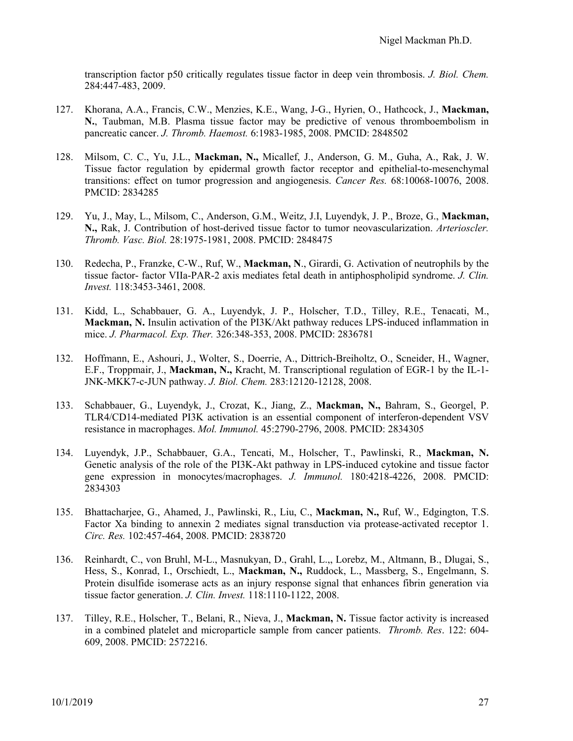transcription factor p50 critically regulates tissue factor in deep vein thrombosis. *J. Biol. Chem.* 284:447-483, 2009.

127. Khorana, A.A., Francis, C.W., Menzies, K.E., Wang, J-G., Hyrien, O., Hathcock, J., **Mackman, N.**, Taubman, M.B. Plasma tissue factor may be predictive of venous thromboembolism in pancreatic cancer. *J. Thromb. Haemost.* 6:1983-1985, 2008. PMCID: 2848502

128. Milsom, C. C., Yu, J.L., **Mackman, N.,** Micallef, J., Anderson, G. M., Guha, A., Rak, J. W. Tissue factor regulation by epidermal growth factor receptor and epithelial-to-mesenchymal transitions: effect on tumor progression and angiogenesis. *Cancer Res.* 68:10068-10076, 2008. PMCID: 2834285

129. Yu, J., May, L., Milsom, C., Anderson, G.M., Weitz, J.I, Luyendyk, J. P., Broze, G., **Mackman, N.,** Rak, J. Contribution of host-derived tissue factor to tumor neovascularization. *Arterioscler. Thromb. Vasc. Biol.* 28:1975-1981, 2008. PMCID: 2848475

130. Redecha, P., Franzke, C-W., Ruf, W., **Mackman, N**., Girardi, G. Activation of neutrophils by the tissue factor- factor VIIa-PAR-2 axis mediates fetal death in antiphospholipid syndrome. *J. Clin. Invest.* 118:3453-3461, 2008.

131. Kidd, L., Schabbauer, G. A., Luyendyk, J. P., Holscher, T.D., Tilley, R.E., Tenacati, M., **Mackman, N.** Insulin activation of the PI3K/Akt pathway reduces LPS-induced inflammation in mice. *J. Pharmacol. Exp. Ther.* 326:348-353, 2008. PMCID: 2836781

132. Hoffmann, E., Ashouri, J., Wolter, S., Doerrie, A., Dittrich-Breiholtz, O., Scneider, H., Wagner, E.F., Troppmair, J., **Mackman, N.,** Kracht, M. Transcriptional regulation of EGR-1 by the IL-1-JNK-MKK7-c-JUN pathway. *J. Biol. Chem.* 283:12120-12128, 2008.

133. Schabbauer, G., Luyendyk, J., Crozat, K., Jiang, Z., **Mackman, N.,** Bahram, S., Georgel, P. TLR4/CD14-mediated PI3K activation is an essential component of interferon-dependent VSV resistance in macrophages. *Mol. Immunol.* 45:2790-2796, 2008. PMCID: 2834305

134. Luyendyk, J.P., Schabbauer, G.A., Tencati, M., Holscher, T., Pawlinski, R., **Mackman, N.** Genetic analysis of the role of the PI3K-Akt pathway in LPS-induced cytokine and tissue factor gene expression in monocytes/macrophages. *J. Immunol.* 180:4218-4226, 2008. PMCID: 2834303

135. Bhattacharjee, G., Ahamed, J., Pawlinski, R., Liu, C., **Mackman, N.,** Ruf, W., Edgington, T.S. Factor Xa binding to annexin 2 mediates signal transduction via protease-activated receptor 1. *Circ. Res.* 102:457-464, 2008. PMCID: 2838720

136. Reinhardt, C., von Bruhl, M-L., Masnukyan, D., Grahl, L.,, Lorebz, M., Altmann, B., Dlugai, S., Hess, S., Konrad, I., Orschiedt, L., **Mackman, N.,** Ruddock, L., Massberg, S., Engelmann, S. Protein disulfide isomerase acts as an injury response signal that enhances fibrin generation via tissue factor generation. *J. Clin. Invest.* 118:1110-1122, 2008.

137. Tilley, R.E., Holscher, T., Belani, R., Nieva, J., **Mackman, N.** Tissue factor activity is increased in a combined platelet and microparticle sample from cancer patients. *Thromb. Res*. 122: 604-609, 2008. PMCID: 2572216.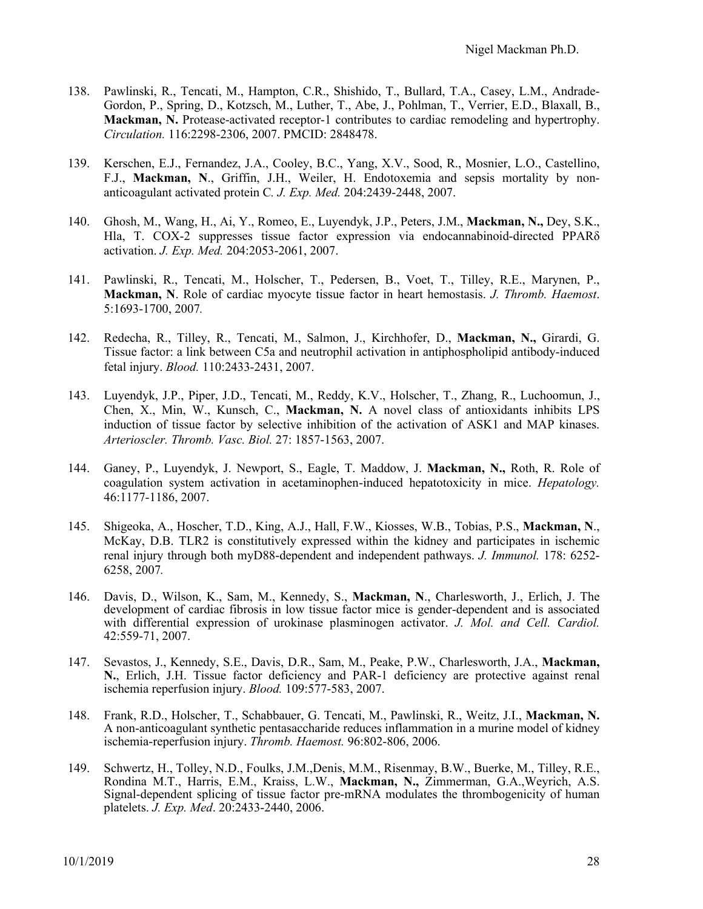138. Pawlinski, R., Tencati, M., Hampton, C.R., Shishido, T., Bullard, T.A., Casey, L.M., Andrade-Gordon, P., Spring, D., Kotzsch, M., Luther, T., Abe, J., Pohlman, T., Verrier, E.D., Blaxall, B., **Mackman, N.** Protease-activated receptor-1 contributes to cardiac remodeling and hypertrophy. *Circulation.* 116:2298-2306, 2007. PMCID: 2848478.

139. Kerschen, E.J., Fernandez, J.A., Cooley, B.C., Yang, X.V., Sood, R., Mosnier, L.O., Castellino, F.J., **Mackman, N**., Griffin, J.H., Weiler, H. Endotoxemia and sepsis mortality by non-anticoagulant activated protein C*. J. Exp. Med.* 204:2439-2448, 2007.

140. Ghosh, M., Wang, H., Ai, Y., Romeo, E., Luyendyk, J.P., Peters, J.M., **Mackman, N.,** Dey, S.K., Hla, T. COX-2 suppresses tissue factor expression via endocannabinoid-directed PPARδ activation. *J. Exp. Med.* 204:2053-2061, 2007.

141. Pawlinski, R., Tencati, M., Holscher, T., Pedersen, B., Voet, T., Tilley, R.E., Marynen, P., **Mackman, N**. Role of cardiac myocyte tissue factor in heart hemostasis. *J. Thromb. Haemost*. 5:1693-1700, 2007*.*

142. Redecha, R., Tilley, R., Tencati, M., Salmon, J., Kirchhofer, D., **Mackman, N.,** Girardi, G. Tissue factor: a link between C5a and neutrophil activation in antiphospholipid antibody-induced fetal injury. *Blood.* 110:2433-2431, 2007.

143. Luyendyk, J.P., Piper, J.D., Tencati, M., Reddy, K.V., Holscher, T., Zhang, R., Luchoomun, J., Chen, X., Min, W., Kunsch, C., **Mackman, N.** A novel class of antioxidants inhibits LPS induction of tissue factor by selective inhibition of the activation of ASK1 and MAP kinases. *Arterioscler. Thromb. Vasc. Biol.* 27: 1857-1563, 2007.

144. Ganey, P., Luyendyk, J. Newport, S., Eagle, T. Maddow, J. **Mackman, N.,** Roth, R. Role of coagulation system activation in acetaminophen-induced hepatotoxicity in mice. *Hepatology.* 46:1177-1186, 2007.

145. Shigeoka, A., Hoscher, T.D., King, A.J., Hall, F.W., Kiosses, W.B., Tobias, P.S., **Mackman, N**., McKay, D.B. TLR2 is constitutively expressed within the kidney and participates in ischemic renal injury through both myD88-dependent and independent pathways. *J. Immunol.* 178: 6252-6258, 2007*.*

146. Davis, D., Wilson, K., Sam, M., Kennedy, S., **Mackman, N**., Charlesworth, J., Erlich, J. The development of cardiac fibrosis in low tissue factor mice is gender-dependent and is associated with differential expression of urokinase plasminogen activator. *J. Mol. and Cell. Cardiol.* 42:559-71, 2007.

147. Sevastos, J., Kennedy, S.E., Davis, D.R., Sam, M., Peake, P.W., Charlesworth, J.A., **Mackman, N.**, Erlich, J.H. Tissue factor deficiency and PAR-1 deficiency are protective against renal ischemia reperfusion injury. *Blood.* 109:577-583, 2007.

148. Frank, R.D., Holscher, T., Schabbauer, G. Tencati, M., Pawlinski, R., Weitz, J.I., **Mackman, N.** A non-anticoagulant synthetic pentasaccharide reduces inflammation in a murine model of kidney ischemia-reperfusion injury. *Thromb. Haemost.* 96:802-806, 2006.

149. Schwertz, H., Tolley, N.D., Foulks, J.M.,Denis, M.M., Risenmay, B.W., Buerke, M., Tilley, R.E., Rondina M.T., Harris, E.M., Kraiss, L.W., **Mackman, N.,** Zimmerman, G.A.,Weyrich, A.S. Signal-dependent splicing of tissue factor pre-mRNA modulates the thrombogenicity of human platelets. *J. Exp. Med*. 20:2433-2440, 2006.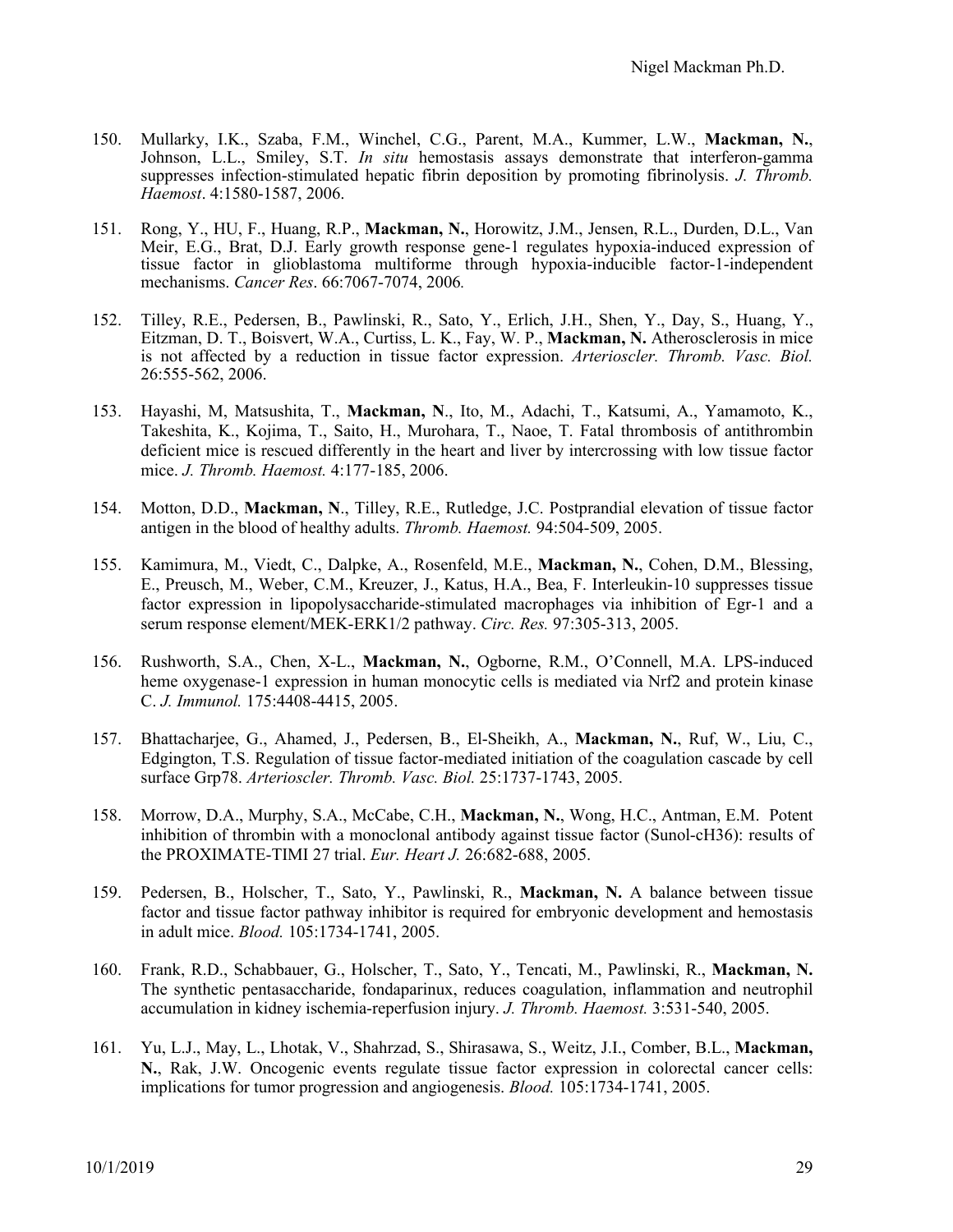150. Mullarky, I.K., Szaba, F.M., Winchel, C.G., Parent, M.A., Kummer, L.W., **Mackman, N.**, Johnson, L.L., Smiley, S.T. *In situ* hemostasis assays demonstrate that interferon-gamma suppresses infection-stimulated hepatic fibrin deposition by promoting fibrinolysis. *J. Thromb. Haemost*. 4:1580-1587, 2006.

151. Rong, Y., HU, F., Huang, R.P., **Mackman, N.**, Horowitz, J.M., Jensen, R.L., Durden, D.L., Van Meir, E.G., Brat, D.J. Early growth response gene-1 regulates hypoxia-induced expression of tissue factor in glioblastoma multiforme through hypoxia-inducible factor-1-independent mechanisms. *Cancer Res*. 66:7067-7074, 2006*.*

152. Tilley, R.E., Pedersen, B., Pawlinski, R., Sato, Y., Erlich, J.H., Shen, Y., Day, S., Huang, Y., Eitzman, D. T., Boisvert, W.A., Curtiss, L. K., Fay, W. P., **Mackman, N.** Atherosclerosis in mice is not affected by a reduction in tissue factor expression. *Arterioscler. Thromb. Vasc. Biol.* 26:555-562, 2006.

153. Hayashi, M, Matsushita, T., **Mackman, N**., Ito, M., Adachi, T., Katsumi, A., Yamamoto, K., Takeshita, K., Kojima, T., Saito, H., Murohara, T., Naoe, T. Fatal thrombosis of antithrombin deficient mice is rescued differently in the heart and liver by intercrossing with low tissue factor mice. *J. Thromb. Haemost.* 4:177-185, 2006.

154. Motton, D.D., **Mackman, N**., Tilley, R.E., Rutledge, J.C. Postprandial elevation of tissue factor antigen in the blood of healthy adults. *Thromb. Haemost.* 94:504-509, 2005.

155. Kamimura, M., Viedt, C., Dalpke, A., Rosenfeld, M.E., **Mackman, N.**, Cohen, D.M., Blessing, E., Preusch, M., Weber, C.M., Kreuzer, J., Katus, H.A., Bea, F. Interleukin-10 suppresses tissue factor expression in lipopolysaccharide-stimulated macrophages via inhibition of Egr-1 and a serum response element/MEK-ERK1/2 pathway. *Circ. Res.* 97:305-313, 2005.

156. Rushworth, S.A., Chen, X-L., **Mackman, N.**, Ogborne, R.M., O'Connell, M.A. LPS-induced heme oxygenase-1 expression in human monocytic cells is mediated via Nrf2 and protein kinase C. *J. Immunol.* 175:4408-4415, 2005.

157. Bhattacharjee, G., Ahamed, J., Pedersen, B., El-Sheikh, A., **Mackman, N.**, Ruf, W., Liu, C., Edgington, T.S. Regulation of tissue factor-mediated initiation of the coagulation cascade by cell surface Grp78. *Arterioscler. Thromb. Vasc. Biol.* 25:1737-1743, 2005.

158. Morrow, D.A., Murphy, S.A., McCabe, C.H., **Mackman, N.**, Wong, H.C., Antman, E.M. Potent inhibition of thrombin with a monoclonal antibody against tissue factor (Sunol-cH36): results of the PROXIMATE-TIMI 27 trial. *Eur. Heart J.* 26:682-688, 2005.

159. Pedersen, B., Holscher, T., Sato, Y., Pawlinski, R., **Mackman, N.** A balance between tissue factor and tissue factor pathway inhibitor is required for embryonic development and hemostasis in adult mice. *Blood.* 105:1734-1741, 2005.

160. Frank, R.D., Schabbauer, G., Holscher, T., Sato, Y., Tencati, M., Pawlinski, R., **Mackman, N.** The synthetic pentasaccharide, fondaparinux, reduces coagulation, inflammation and neutrophil accumulation in kidney ischemia-reperfusion injury. *J. Thromb. Haemost.* 3:531-540, 2005.

161. Yu, L.J., May, L., Lhotak, V., Shahrzad, S., Shirasawa, S., Weitz, J.I., Comber, B.L., **Mackman, N.**, Rak, J.W. Oncogenic events regulate tissue factor expression in colorectal cancer cells: implications for tumor progression and angiogenesis. *Blood.* 105:1734-1741, 2005.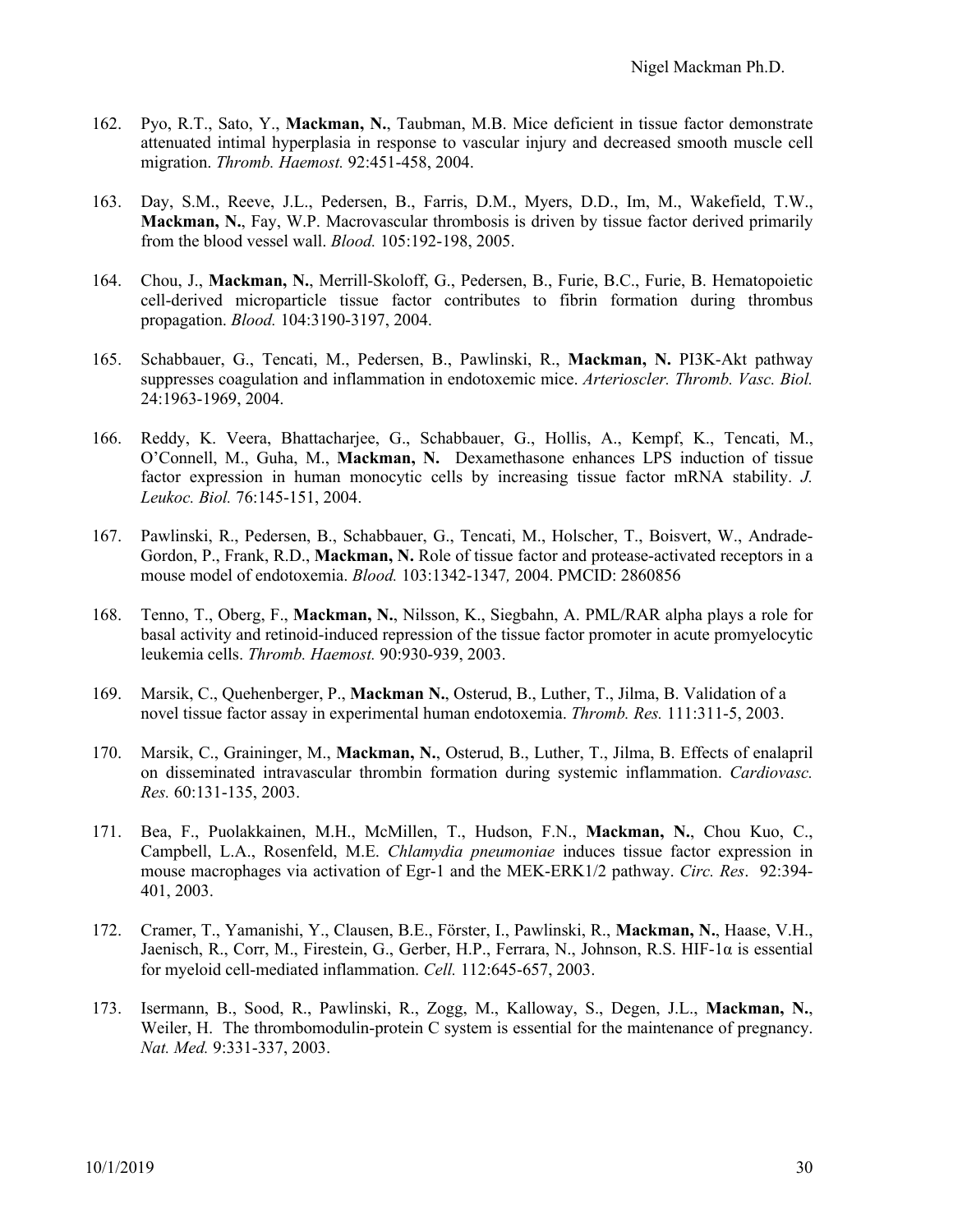162. Pyo, R.T., Sato, Y., **Mackman, N.**, Taubman, M.B. Mice deficient in tissue factor demonstrate attenuated intimal hyperplasia in response to vascular injury and decreased smooth muscle cell migration. *Thromb. Haemost.* 92:451-458, 2004.

163. Day, S.M., Reeve, J.L., Pedersen, B., Farris, D.M., Myers, D.D., Im, M., Wakefield, T.W., **Mackman, N.**, Fay, W.P. Macrovascular thrombosis is driven by tissue factor derived primarily from the blood vessel wall. *Blood.* 105:192-198, 2005.

164. Chou, J., **Mackman, N.**, Merrill-Skoloff, G., Pedersen, B., Furie, B.C., Furie, B. Hematopoietic cell-derived microparticle tissue factor contributes to fibrin formation during thrombus propagation. *Blood.* 104:3190-3197, 2004.

165. Schabbauer, G., Tencati, M., Pedersen, B., Pawlinski, R., **Mackman, N.** PI3K-Akt pathway suppresses coagulation and inflammation in endotoxemic mice. *Arterioscler. Thromb. Vasc. Biol.* 24:1963-1969, 2004.

166. Reddy, K. Veera, Bhattacharjee, G., Schabbauer, G., Hollis, A., Kempf, K., Tencati, M., O'Connell, M., Guha, M., **Mackman, N.** Dexamethasone enhances LPS induction of tissue factor expression in human monocytic cells by increasing tissue factor mRNA stability. *J. Leukoc. Biol.* 76:145-151, 2004.

167. Pawlinski, R., Pedersen, B., Schabbauer, G., Tencati, M., Holscher, T., Boisvert, W., Andrade-Gordon, P., Frank, R.D., **Mackman, N.** Role of tissue factor and protease-activated receptors in a mouse model of endotoxemia. *Blood.* 103:1342-1347*,* 2004. PMCID: 2860856

168. Tenno, T., Oberg, F., **Mackman, N.**, Nilsson, K., Siegbahn, A. PML/RAR alpha plays a role for basal activity and retinoid-induced repression of the tissue factor promoter in acute promyelocytic leukemia cells. *Thromb. Haemost.* 90:930-939, 2003.

169. Marsik, C., Quehenberger, P., **Mackman N.**, Osterud, B., Luther, T., Jilma, B. Validation of a novel tissue factor assay in experimental human endotoxemia. *Thromb. Res.* 111:311-5, 2003.

170. Marsik, C., Graininger, M., **Mackman, N.**, Osterud, B., Luther, T., Jilma, B. Effects of enalapril on disseminated intravascular thrombin formation during systemic inflammation. *Cardiovasc. Res.* 60:131-135, 2003.

171. Bea, F., Puolakkainen, M.H., McMillen, T., Hudson, F.N., **Mackman, N.**, Chou Kuo, C., Campbell, L.A., Rosenfeld, M.E. *Chlamydia pneumoniae* induces tissue factor expression in mouse macrophages via activation of Egr-1 and the MEK-ERK1/2 pathway. *Circ. Res*. 92:394-401, 2003.

172. Cramer, T., Yamanishi, Y., Clausen, B.E., Förster, I., Pawlinski, R., **Mackman, N.**, Haase, V.H., Jaenisch, R., Corr, M., Firestein, G., Gerber, H.P., Ferrara, N., Johnson, R.S. HIF-1α is essential for myeloid cell-mediated inflammation. *Cell.* 112:645-657, 2003.

173. Isermann, B., Sood, R., Pawlinski, R., Zogg, M., Kalloway, S., Degen, J.L., **Mackman, N.**, Weiler, H. The thrombomodulin-protein C system is essential for the maintenance of pregnancy. *Nat. Med.* 9:331-337, 2003.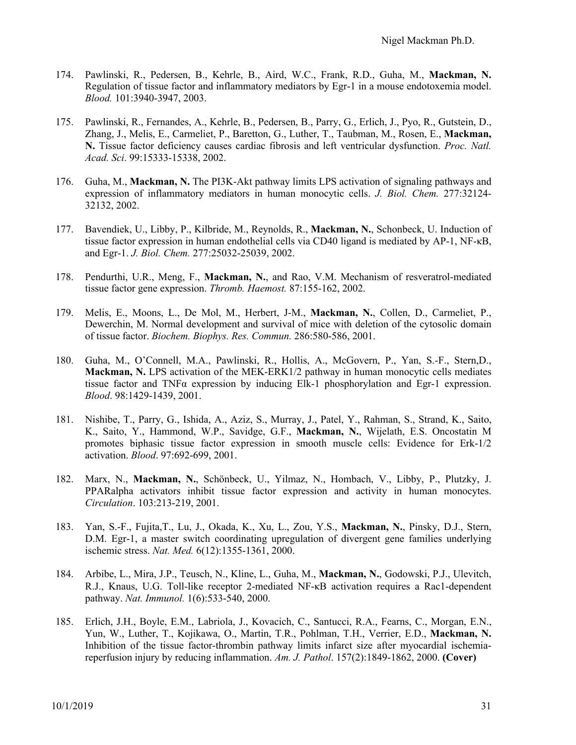174. Pawlinski, R., Pedersen, B., Kehrle, B., Aird, W.C., Frank, R.D., Guha, M., **Mackman, N.** Regulation of tissue factor and inflammatory mediators by Egr-1 in a mouse endotoxemia model. *Blood.* 101:3940-3947, 2003.

175. Pawlinski, R., Fernandes, A., Kehrle, B., Pedersen, B., Parry, G., Erlich, J., Pyo, R., Gutstein, D., Zhang, J., Melis, E., Carmeliet, P., Baretton, G., Luther, T., Taubman, M., Rosen, E., **Mackman, N.** Tissue factor deficiency causes cardiac fibrosis and left ventricular dysfunction. *Proc. Natl. Acad. Sci*. 99:15333-15338, 2002.

176. Guha, M., **Mackman, N.** The PI3K-Akt pathway limits LPS activation of signaling pathways and expression of inflammatory mediators in human monocytic cells. *J. Biol. Chem.* 277:32124-32132, 2002.

177. Bavendiek, U., Libby, P., Kilbride, M., Reynolds, R., **Mackman, N.**, Schonbeck, U. Induction of tissue factor expression in human endothelial cells via CD40 ligand is mediated by AP-1, NF-κB, and Egr-1. *J. Biol. Chem.* 277:25032-25039, 2002.

178. Pendurthi, U.R., Meng, F., **Mackman, N.**, and Rao, V.M. Mechanism of resveratrol-mediated tissue factor gene expression. *Thromb. Haemost.* 87:155-162, 2002.

179. Melis, E., Moons, L., De Mol, M., Herbert, J-M., **Mackman, N.**, Collen, D., Carmeliet, P., Dewerchin, M. Normal development and survival of mice with deletion of the cytosolic domain of tissue factor. *Biochem. Biophys. Res. Commun.* 286:580-586, 2001.

180. Guha, M., O'Connell, M.A., Pawlinski, R., Hollis, A., McGovern, P., Yan, S.-F., Stern,D., **Mackman, N.** LPS activation of the MEK-ERK1/2 pathway in human monocytic cells mediates tissue factor and TNFα expression by inducing Elk-1 phosphorylation and Egr-1 expression. *Blood*. 98:1429-1439, 2001.

181. Nishibe, T., Parry, G., Ishida, A., Aziz, S., Murray, J., Patel, Y., Rahman, S., Strand, K., Saito, K., Saito, Y., Hammond, W.P., Savidge, G.F., **Mackman, N.**, Wijelath, E.S. Oncostatin M promotes biphasic tissue factor expression in smooth muscle cells: Evidence for Erk-1/2 activation. *Blood*. 97:692-699, 2001.

182. Marx, N., **Mackman, N.**, Schönbeck, U., Yilmaz, N., Hombach, V., Libby, P., Plutzky, J. PPARalpha activators inhibit tissue factor expression and activity in human monocytes. *Circulation*. 103:213-219, 2001.

183. Yan, S.-F., Fujita,T., Lu, J., Okada, K., Xu, L., Zou, Y.S., **Mackman, N.**, Pinsky, D.J., Stern, D.M. Egr-1, a master switch coordinating upregulation of divergent gene families underlying ischemic stress. *Nat. Med.* 6(12):1355-1361, 2000.

184. Arbibe, L., Mira, J.P., Teusch, N., Kline, L., Guha, M., **Mackman, N.**, Godowski, P.J., Ulevitch, R.J., Knaus, U.G. Toll-like receptor 2-mediated NF-κB activation requires a Rac1-dependent pathway. *Nat. Immunol.* 1(6):533-540, 2000.

185. Erlich, J.H., Boyle, E.M., Labriola, J., Kovacich, C., Santucci, R.A., Fearns, C., Morgan, E.N., Yun, W., Luther, T., Kojikawa, O., Martin, T.R., Pohlman, T.H., Verrier, E.D., **Mackman, N.** Inhibition of the tissue factor-thrombin pathway limits infarct size after myocardial ischemia-reperfusion injury by reducing inflammation. *Am. J. Pathol*. 157(2):1849-1862, 2000. **(Cover)**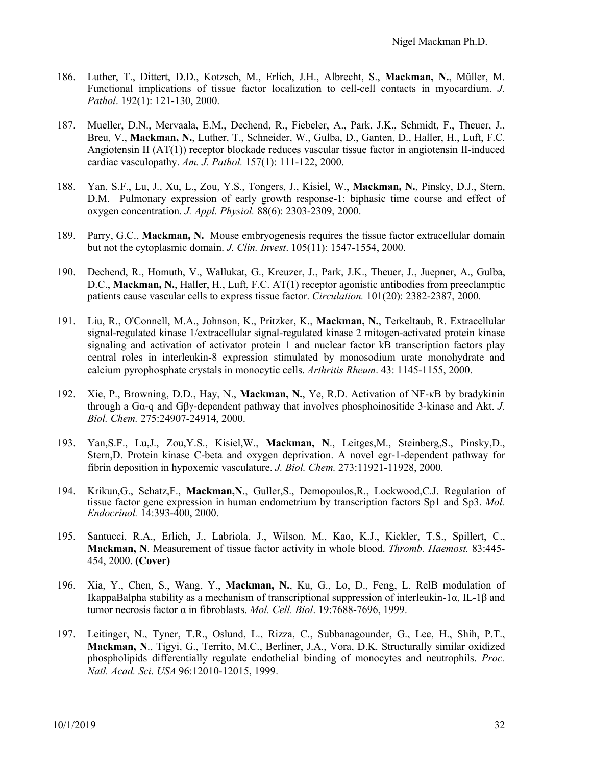186. Luther, T., Dittert, D.D., Kotzsch, M., Erlich, J.H., Albrecht, S., **Mackman, N.**, Müller, M. Functional implications of tissue factor localization to cell-cell contacts in myocardium. *J. Pathol*. 192(1): 121-130, 2000.

187. Mueller, D.N., Mervaala, E.M., Dechend, R., Fiebeler, A., Park, J.K., Schmidt, F., Theuer, J., Breu, V., **Mackman, N.**, Luther, T., Schneider, W., Gulba, D., Ganten, D., Haller, H., Luft, F.C. Angiotensin II (AT(1)) receptor blockade reduces vascular tissue factor in angiotensin II-induced cardiac vasculopathy. *Am. J. Pathol.* 157(1): 111-122, 2000.

188. Yan, S.F., Lu, J., Xu, L., Zou, Y.S., Tongers, J., Kisiel, W., **Mackman, N.**, Pinsky, D.J., Stern, D.M. Pulmonary expression of early growth response-1: biphasic time course and effect of oxygen concentration. *J. Appl. Physiol.* 88(6): 2303-2309, 2000.

189. Parry, G.C., **Mackman, N.** Mouse embryogenesis requires the tissue factor extracellular domain but not the cytoplasmic domain. *J. Clin. Invest*. 105(11): 1547-1554, 2000.

190. Dechend, R., Homuth, V., Wallukat, G., Kreuzer, J., Park, J.K., Theuer, J., Juepner, A., Gulba, D.C., **Mackman, N.**, Haller, H., Luft, F.C. AT(1) receptor agonistic antibodies from preeclamptic patients cause vascular cells to express tissue factor. *Circulation.* 101(20): 2382-2387, 2000.

191. Liu, R., O'Connell, M.A., Johnson, K., Pritzker, K., **Mackman, N.**, Terkeltaub, R. Extracellular signal-regulated kinase 1/extracellular signal-regulated kinase 2 mitogen-activated protein kinase signaling and activation of activator protein 1 and nuclear factor kB transcription factors play central roles in interleukin-8 expression stimulated by monosodium urate monohydrate and calcium pyrophosphate crystals in monocytic cells. *Arthritis Rheum*. 43: 1145-1155, 2000.

192. Xie, P., Browning, D.D., Hay, N., **Mackman, N.**, Ye, R.D. Activation of NF-κB by bradykinin through a Gα-q and Gβγ-dependent pathway that involves phosphoinositide 3-kinase and Akt. *J. Biol. Chem.* 275:24907-24914, 2000.

193. Yan,S.F., Lu,J., Zou,Y.S., Kisiel,W., **Mackman, N**., Leitges,M., Steinberg,S., Pinsky,D., Stern,D. Protein kinase C-beta and oxygen deprivation. A novel egr-1-dependent pathway for fibrin deposition in hypoxemic vasculature. *J. Biol. Chem.* 273:11921-11928, 2000.

194. Krikun,G., Schatz,F., **Mackman,N**., Guller,S., Demopoulos,R., Lockwood,C.J. Regulation of tissue factor gene expression in human endometrium by transcription factors Sp1 and Sp3. *Mol. Endocrinol.* 14:393-400, 2000.

195. Santucci, R.A., Erlich, J., Labriola, J., Wilson, M., Kao, K.J., Kickler, T.S., Spillert, C., **Mackman, N**. Measurement of tissue factor activity in whole blood. *Thromb. Haemost.* 83:445-454, 2000. **(Cover)**

196. Xia, Y., Chen, S., Wang, Y., **Mackman, N.**, Ku, G., Lo, D., Feng, L. RelB modulation of IkappaBalpha stability as a mechanism of transcriptional suppression of interleukin-1α, IL-1β and tumor necrosis factor α in fibroblasts. *Mol. Cell. Biol*. 19:7688-7696, 1999.

197. Leitinger, N., Tyner, T.R., Oslund, L., Rizza, C., Subbanagounder, G., Lee, H., Shih, P.T., **Mackman, N**., Tigyi, G., Territo, M.C., Berliner, J.A., Vora, D.K. Structurally similar oxidized phospholipids differentially regulate endothelial binding of monocytes and neutrophils. *Proc. Natl. Acad. Sci*. *USA* 96:12010-12015, 1999.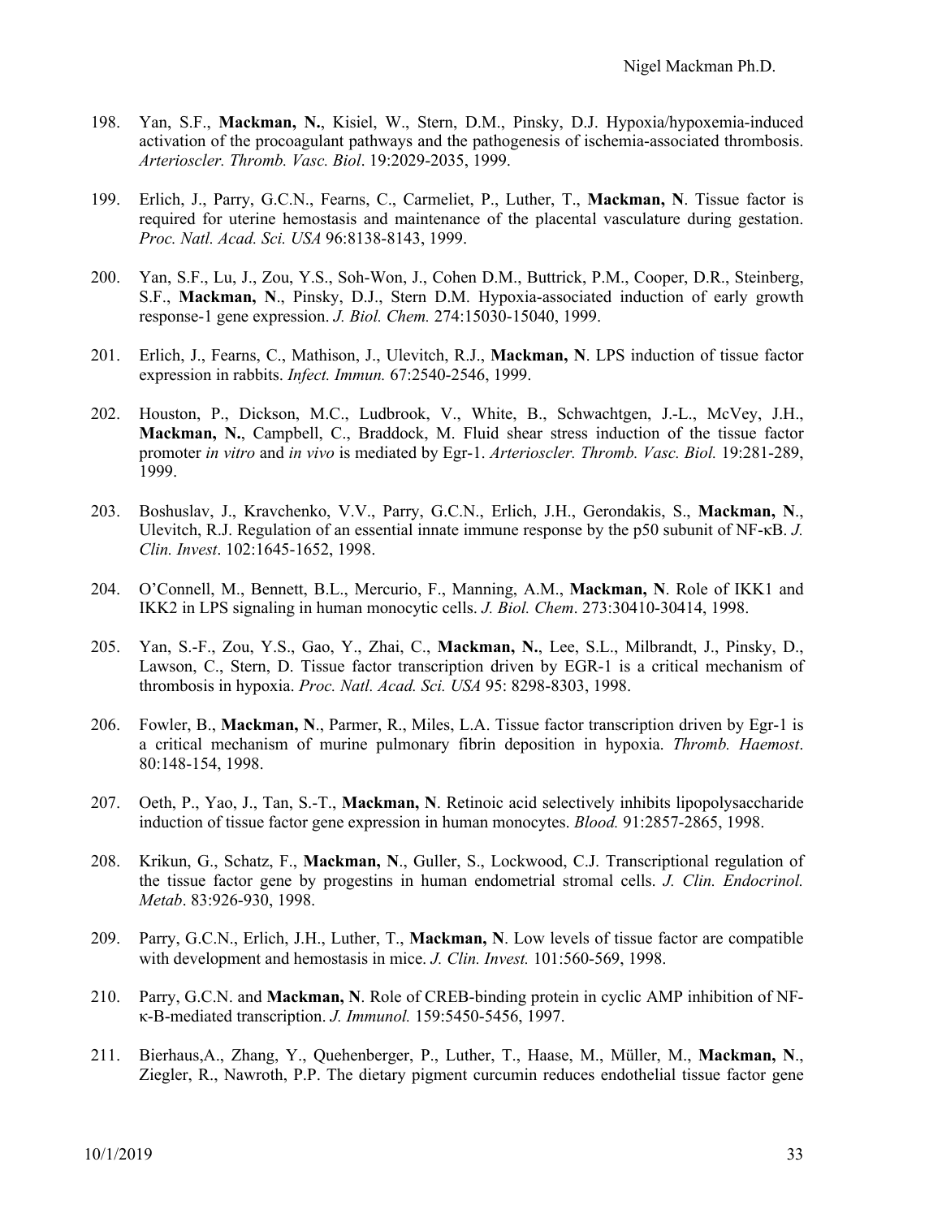198. Yan, S.F., **Mackman, N.**, Kisiel, W., Stern, D.M., Pinsky, D.J. Hypoxia/hypoxemia-induced activation of the procoagulant pathways and the pathogenesis of ischemia-associated thrombosis. *Arterioscler. Thromb. Vasc. Biol*. 19:2029-2035, 1999.

199. Erlich, J., Parry, G.C.N., Fearns, C., Carmeliet, P., Luther, T., **Mackman, N**. Tissue factor is required for uterine hemostasis and maintenance of the placental vasculature during gestation. *Proc. Natl. Acad. Sci. USA* 96:8138-8143, 1999.

200. Yan, S.F., Lu, J., Zou, Y.S., Soh-Won, J., Cohen D.M., Buttrick, P.M., Cooper, D.R., Steinberg, S.F., **Mackman, N**., Pinsky, D.J., Stern D.M. Hypoxia-associated induction of early growth response-1 gene expression. *J. Biol. Chem.* 274:15030-15040, 1999.

201. Erlich, J., Fearns, C., Mathison, J., Ulevitch, R.J., **Mackman, N**. LPS induction of tissue factor expression in rabbits. *Infect. Immun.* 67:2540-2546, 1999.

202. Houston, P., Dickson, M.C., Ludbrook, V., White, B., Schwachtgen, J.-L., McVey, J.H., **Mackman, N.**, Campbell, C., Braddock, M. Fluid shear stress induction of the tissue factor promoter *in vitro* and *in vivo* is mediated by Egr-1. *Arterioscler. Thromb. Vasc. Biol.* 19:281-289, 1999.

203. Boshuslav, J., Kravchenko, V.V., Parry, G.C.N., Erlich, J.H., Gerondakis, S., **Mackman, N**., Ulevitch, R.J. Regulation of an essential innate immune response by the p50 subunit of NF-κB. *J. Clin. Invest*. 102:1645-1652, 1998.

204. O'Connell, M., Bennett, B.L., Mercurio, F., Manning, A.M., **Mackman, N**. Role of IKK1 and IKK2 in LPS signaling in human monocytic cells. *J. Biol. Chem*. 273:30410-30414, 1998.

205. Yan, S.-F., Zou, Y.S., Gao, Y., Zhai, C., **Mackman, N.**, Lee, S.L., Milbrandt, J., Pinsky, D., Lawson, C., Stern, D. Tissue factor transcription driven by EGR-1 is a critical mechanism of thrombosis in hypoxia. *Proc. Natl. Acad. Sci. USA* 95: 8298-8303, 1998.

206. Fowler, B., **Mackman, N**., Parmer, R., Miles, L.A. Tissue factor transcription driven by Egr-1 is a critical mechanism of murine pulmonary fibrin deposition in hypoxia. *Thromb. Haemost*. 80:148-154, 1998.

207. Oeth, P., Yao, J., Tan, S.-T., **Mackman, N**. Retinoic acid selectively inhibits lipopolysaccharide induction of tissue factor gene expression in human monocytes. *Blood.* 91:2857-2865, 1998.

208. Krikun, G., Schatz, F., **Mackman, N**., Guller, S., Lockwood, C.J. Transcriptional regulation of the tissue factor gene by progestins in human endometrial stromal cells. *J. Clin. Endocrinol. Metab*. 83:926-930, 1998.

209. Parry, G.C.N., Erlich, J.H., Luther, T., **Mackman, N**. Low levels of tissue factor are compatible with development and hemostasis in mice. *J. Clin. Invest.* 101:560-569, 1998.

210. Parry, G.C.N. and **Mackman, N**. Role of CREB-binding protein in cyclic AMP inhibition of NF-κ-B-mediated transcription. *J. Immunol.* 159:5450-5456, 1997.

211. Bierhaus,A., Zhang, Y., Quehenberger, P., Luther, T., Haase, M., Müller, M., **Mackman, N**., Ziegler, R., Nawroth, P.P. The dietary pigment curcumin reduces endothelial tissue factor gene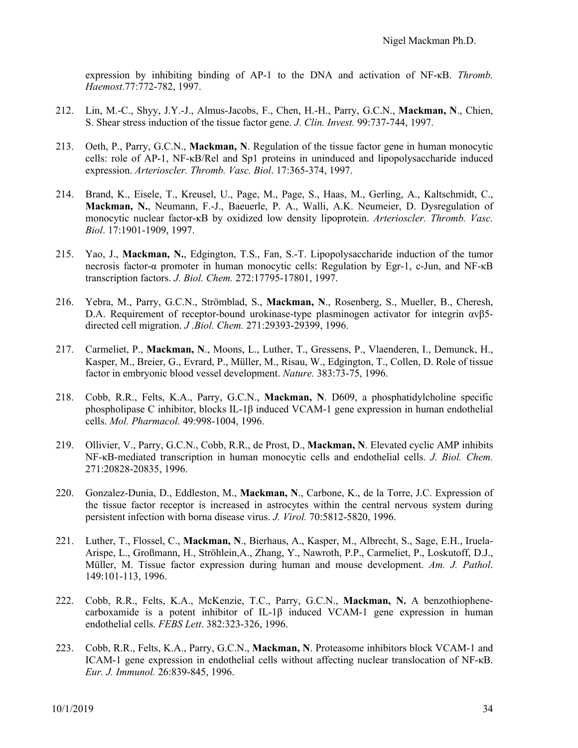expression by inhibiting binding of AP-1 to the DNA and activation of NF-κB. *Thromb. Haemost.*77:772-782, 1997.

212. Lin, M.-C., Shyy, J.Y.-J., Almus-Jacobs, F., Chen, H.-H., Parry, G.C.N., **Mackman, N**., Chien, S. Shear stress induction of the tissue factor gene. *J. Clin. Invest.* 99:737-744, 1997.

213. Oeth, P., Parry, G.C.N., **Mackman, N**. Regulation of the tissue factor gene in human monocytic cells: role of AP-1, NF-κB/Rel and Sp1 proteins in uninduced and lipopolysaccharide induced expression. *Arterioscler. Thromb. Vasc. Biol*. 17:365-374, 1997.

214. Brand, K., Eisele, T., Kreusel, U., Page, M., Page, S., Haas, M., Gerling, A., Kaltschmidt, C., **Mackman, N.**, Neumann, F.-J., Baeuerle, P. A., Walli, A.K. Neumeier, D. Dysregulation of monocytic nuclear factor-κB by oxidized low density lipoprotein. *Arterioscler. Thromb. Vasc. Biol*. 17:1901-1909, 1997.

215. Yao, J., **Mackman, N.**, Edgington, T.S., Fan, S.-T. Lipopolysaccharide induction of the tumor necrosis factor-α promoter in human monocytic cells: Regulation by Egr-1, c-Jun, and NF-κB transcription factors. *J. Biol. Chem.* 272:17795-17801, 1997.

216. Yebra, M., Parry, G.C.N., Strömblad, S., **Mackman, N**., Rosenberg, S., Mueller, B., Cheresh, D.A. Requirement of receptor-bound urokinase-type plasminogen activator for integrin αvβ5-directed cell migration. *J .Biol. Chem.* 271:29393-29399, 1996.

217. Carmeliet, P., **Mackman, N**., Moons, L., Luther, T., Gressens, P., Vlaenderen, I., Demunck, H., Kasper, M., Breier, G., Evrard, P., Müller, M., Risau, W., Edgington, T., Collen, D. Role of tissue factor in embryonic blood vessel development. *Nature.* 383:73-75, 1996.

218. Cobb, R.R., Felts, K.A., Parry, G.C.N., **Mackman, N**. D609, a phosphatidylcholine specific phospholipase C inhibitor, blocks IL-1β induced VCAM-1 gene expression in human endothelial cells. *Mol. Pharmacol.* 49:998-1004, 1996.

219. Ollivier, V., Parry, G.C.N., Cobb, R.R., de Prost, D., **Mackman, N**. Elevated cyclic AMP inhibits NF-κB-mediated transcription in human monocytic cells and endothelial cells. *J. Biol. Chem.* 271:20828-20835, 1996.

220. Gonzalez-Dunia, D., Eddleston, M., **Mackman, N**., Carbone, K., de la Torre, J.C. Expression of the tissue factor receptor is increased in astrocytes within the central nervous system during persistent infection with borna disease virus. *J. Virol.* 70:5812-5820, 1996.

221. Luther, T., Flossel, C., **Mackman, N**., Bierhaus, A., Kasper, M., Albrecht, S., Sage, E.H., Iruela-Arispe, L., Großmann, H., Ströhlein,A., Zhang, Y., Nawroth, P.P., Carmeliet, P., Loskutoff, D.J., Müller, M. Tissue factor expression during human and mouse development. *Am. J. Pathol*. 149:101-113, 1996.

222. Cobb, R.R., Felts, K.A., McKenzie, T.C., Parry, G.C.N., **Mackman, N.** A benzothiophene-carboxamide is a potent inhibitor of IL-1β induced VCAM-1 gene expression in human endothelial cells. *FEBS Lett*. 382:323-326, 1996.

223. Cobb, R.R., Felts, K.A., Parry, G.C.N., **Mackman, N**. Proteasome inhibitors block VCAM-1 and ICAM-1 gene expression in endothelial cells without affecting nuclear translocation of NF-κB. *Eur. J. Immunol.* 26:839-845, 1996.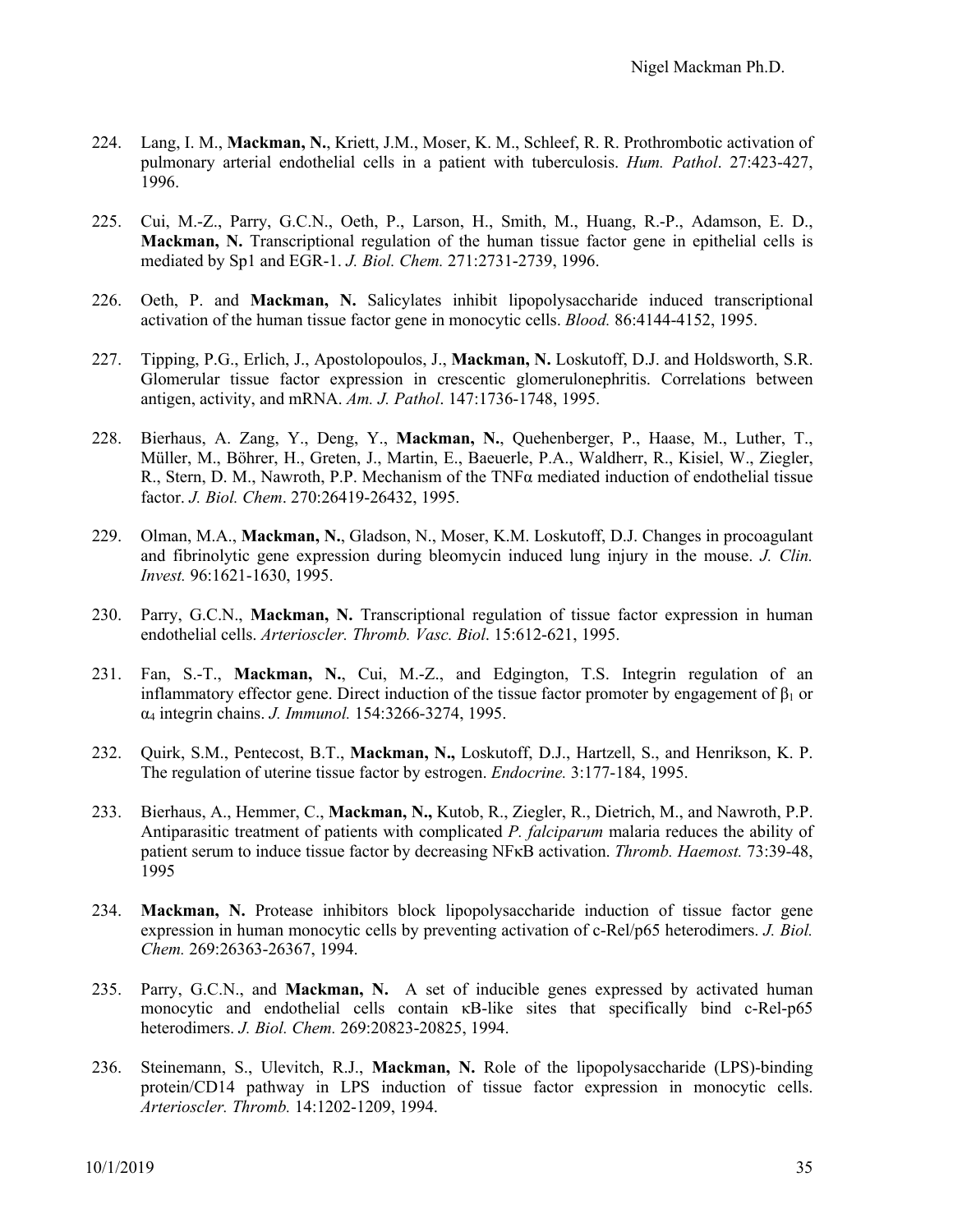224. Lang, I. M., **Mackman, N.**, Kriett, J.M., Moser, K. M., Schleef, R. R. Prothrombotic activation of pulmonary arterial endothelial cells in a patient with tuberculosis. *Hum. Pathol*. 27:423-427, 1996.

225. Cui, M.-Z., Parry, G.C.N., Oeth, P., Larson, H., Smith, M., Huang, R.-P., Adamson, E. D., **Mackman, N.** Transcriptional regulation of the human tissue factor gene in epithelial cells is mediated by Sp1 and EGR-1. *J. Biol. Chem.* 271:2731-2739, 1996.

226. Oeth, P. and **Mackman, N.** Salicylates inhibit lipopolysaccharide induced transcriptional activation of the human tissue factor gene in monocytic cells. *Blood.* 86:4144-4152, 1995.

227. Tipping, P.G., Erlich, J., Apostolopoulos, J., **Mackman, N.** Loskutoff, D.J. and Holdsworth, S.R. Glomerular tissue factor expression in crescentic glomerulonephritis. Correlations between antigen, activity, and mRNA. *Am. J. Pathol*. 147:1736-1748, 1995.

228. Bierhaus, A. Zang, Y., Deng, Y., **Mackman, N.**, Quehenberger, P., Haase, M., Luther, T., Müller, M., Böhrer, H., Greten, J., Martin, E., Baeuerle, P.A., Waldherr, R., Kisiel, W., Ziegler, R., Stern, D. M., Nawroth, P.P. Mechanism of the TNFα mediated induction of endothelial tissue factor. *J. Biol. Chem*. 270:26419-26432, 1995.

229. Olman, M.A., **Mackman, N.**, Gladson, N., Moser, K.M. Loskutoff, D.J. Changes in procoagulant and fibrinolytic gene expression during bleomycin induced lung injury in the mouse. *J. Clin. Invest.* 96:1621-1630, 1995.

230. Parry, G.C.N., **Mackman, N.** Transcriptional regulation of tissue factor expression in human endothelial cells. *Arterioscler. Thromb. Vasc. Biol*. 15:612-621, 1995.

231. Fan, S.-T., **Mackman, N.**, Cui, M.-Z., and Edgington, T.S. Integrin regulation of an inflammatory effector gene. Direct induction of the tissue factor promoter by engagement of $\beta_1$ or $\alpha_4$ integrin chains. *J. Immunol.* 154:3266-3274, 1995.

232. Quirk, S.M., Pentecost, B.T., **Mackman, N.,** Loskutoff, D.J., Hartzell, S., and Henrikson, K. P. The regulation of uterine tissue factor by estrogen. *Endocrine.* 3:177-184, 1995.

233. Bierhaus, A., Hemmer, C., **Mackman, N.,** Kutob, R., Ziegler, R., Dietrich, M., and Nawroth, P.P. Antiparasitic treatment of patients with complicated *P. falciparum* malaria reduces the ability of patient serum to induce tissue factor by decreasing NFκB activation. *Thromb. Haemost.* 73:39-48, 1995

234. **Mackman, N.** Protease inhibitors block lipopolysaccharide induction of tissue factor gene expression in human monocytic cells by preventing activation of c-Rel/p65 heterodimers. *J. Biol. Chem.* 269:26363-26367, 1994.

235. Parry, G.C.N., and **Mackman, N.** A set of inducible genes expressed by activated human monocytic and endothelial cells contain κB-like sites that specifically bind c-Rel-p65 heterodimers. *J. Biol. Chem.* 269:20823-20825, 1994.

236. Steinemann, S., Ulevitch, R.J., **Mackman, N.** Role of the lipopolysaccharide (LPS)-binding protein/CD14 pathway in LPS induction of tissue factor expression in monocytic cells. *Arterioscler. Thromb.* 14:1202-1209, 1994.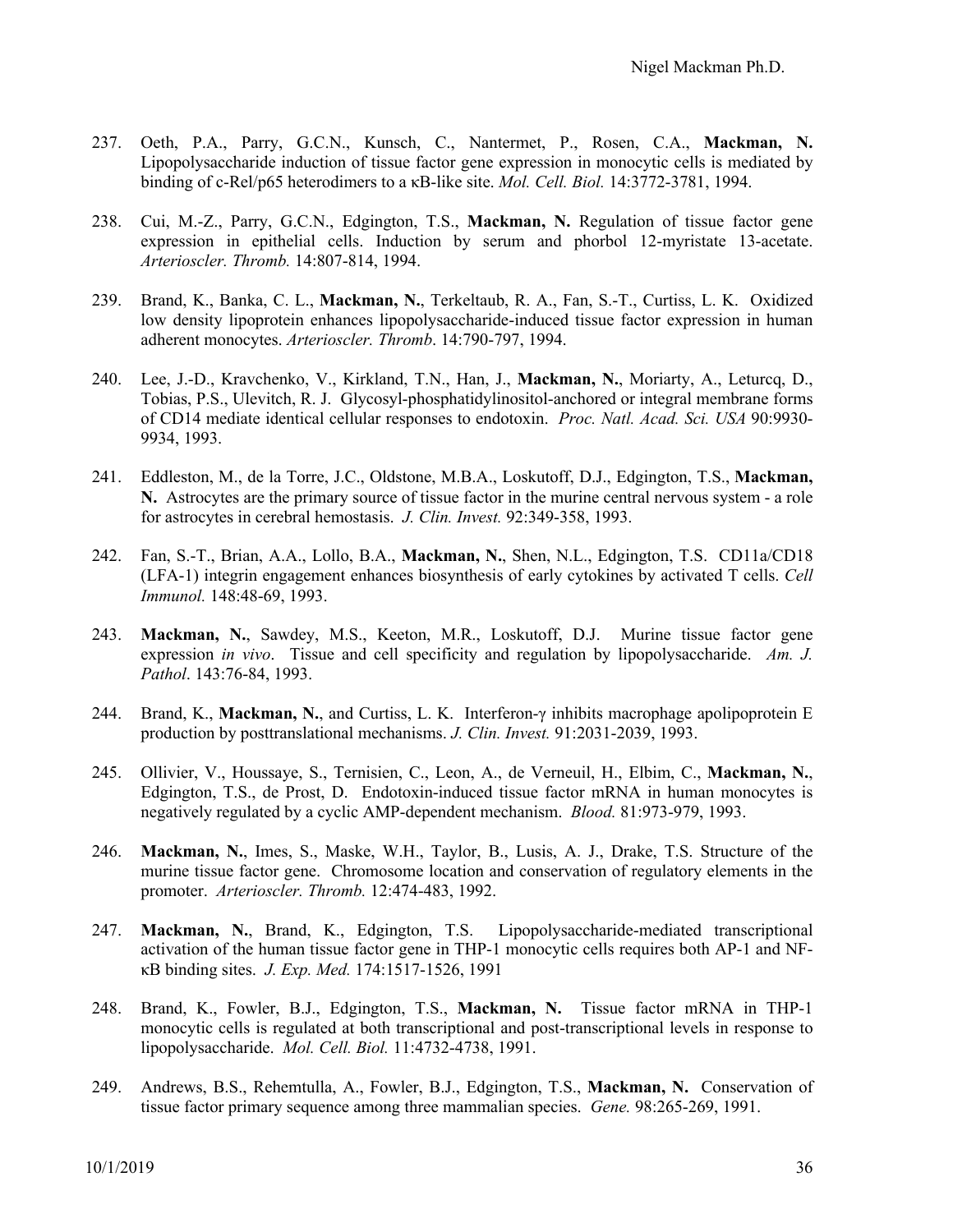237. Oeth, P.A., Parry, G.C.N., Kunsch, C., Nantermet, P., Rosen, C.A., **Mackman, N.** Lipopolysaccharide induction of tissue factor gene expression in monocytic cells is mediated by binding of c-Rel/p65 heterodimers to a κB-like site. *Mol. Cell. Biol.* 14:3772-3781, 1994.

238. Cui, M.-Z., Parry, G.C.N., Edgington, T.S., **Mackman, N.** Regulation of tissue factor gene expression in epithelial cells. Induction by serum and phorbol 12-myristate 13-acetate. *Arterioscler. Thromb.* 14:807-814, 1994.

239. Brand, K., Banka, C. L., **Mackman, N.**, Terkeltaub, R. A., Fan, S.-T., Curtiss, L. K. Oxidized low density lipoprotein enhances lipopolysaccharide-induced tissue factor expression in human adherent monocytes. *Arterioscler. Thromb*. 14:790-797, 1994.

240. Lee, J.-D., Kravchenko, V., Kirkland, T.N., Han, J., **Mackman, N.**, Moriarty, A., Leturcq, D., Tobias, P.S., Ulevitch, R. J. Glycosyl-phosphatidylinositol-anchored or integral membrane forms of CD14 mediate identical cellular responses to endotoxin. *Proc. Natl. Acad. Sci. USA* 90:9930-9934, 1993.

241. Eddleston, M., de la Torre, J.C., Oldstone, M.B.A., Loskutoff, D.J., Edgington, T.S., **Mackman, N.** Astrocytes are the primary source of tissue factor in the murine central nervous system - a role for astrocytes in cerebral hemostasis. *J. Clin. Invest.* 92:349-358, 1993.

242. Fan, S.-T., Brian, A.A., Lollo, B.A., **Mackman, N.**, Shen, N.L., Edgington, T.S. CD11a/CD18 (LFA-1) integrin engagement enhances biosynthesis of early cytokines by activated T cells. *Cell Immunol.* 148:48-69, 1993.

243. **Mackman, N.**, Sawdey, M.S., Keeton, M.R., Loskutoff, D.J. Murine tissue factor gene expression *in vivo*. Tissue and cell specificity and regulation by lipopolysaccharide. *Am. J. Pathol*. 143:76-84, 1993.

244. Brand, K., **Mackman, N.**, and Curtiss, L. K. Interferon-γ inhibits macrophage apolipoprotein E production by posttranslational mechanisms. *J. Clin. Invest.* 91:2031-2039, 1993.

245. Ollivier, V., Houssaye, S., Ternisien, C., Leon, A., de Verneuil, H., Elbim, C., **Mackman, N.**, Edgington, T.S., de Prost, D. Endotoxin-induced tissue factor mRNA in human monocytes is negatively regulated by a cyclic AMP-dependent mechanism. *Blood.* 81:973-979, 1993.

246. **Mackman, N.**, Imes, S., Maske, W.H., Taylor, B., Lusis, A. J., Drake, T.S. Structure of the murine tissue factor gene. Chromosome location and conservation of regulatory elements in the promoter. *Arterioscler. Thromb.* 12:474-483, 1992.

247. **Mackman, N.**, Brand, K., Edgington, T.S. Lipopolysaccharide-mediated transcriptional activation of the human tissue factor gene in THP-1 monocytic cells requires both AP-1 and NF-κB binding sites. *J. Exp. Med.* 174:1517-1526, 1991

248. Brand, K., Fowler, B.J., Edgington, T.S., **Mackman, N.** Tissue factor mRNA in THP-1 monocytic cells is regulated at both transcriptional and post-transcriptional levels in response to lipopolysaccharide. *Mol. Cell. Biol.* 11:4732-4738, 1991.

249. Andrews, B.S., Rehemtulla, A., Fowler, B.J., Edgington, T.S., **Mackman, N.** Conservation of tissue factor primary sequence among three mammalian species. *Gene.* 98:265-269, 1991.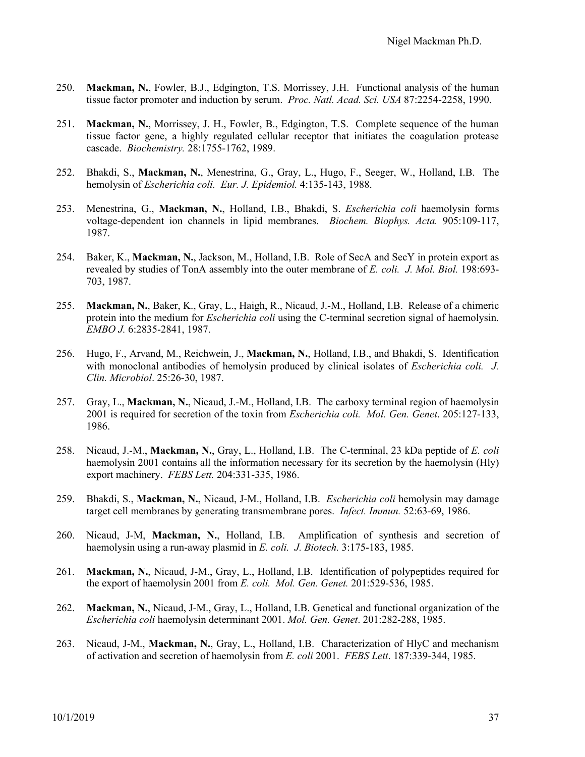250. **Mackman, N.**, Fowler, B.J., Edgington, T.S. Morrissey, J.H. Functional analysis of the human tissue factor promoter and induction by serum. *Proc. Natl. Acad. Sci. USA* 87:2254-2258, 1990.

251. **Mackman, N.**, Morrissey, J. H., Fowler, B., Edgington, T.S. Complete sequence of the human tissue factor gene, a highly regulated cellular receptor that initiates the coagulation protease cascade. *Biochemistry.* 28:1755-1762, 1989.

252. Bhakdi, S., **Mackman, N.**, Menestrina, G., Gray, L., Hugo, F., Seeger, W., Holland, I.B. The hemolysin of *Escherichia coli. Eur. J. Epidemiol.* 4:135-143, 1988.

253. Menestrina, G., **Mackman, N.**, Holland, I.B., Bhakdi, S. *Escherichia coli* haemolysin forms voltage-dependent ion channels in lipid membranes. *Biochem. Biophys. Acta.* 905:109-117, 1987.

254. Baker, K., **Mackman, N.**, Jackson, M., Holland, I.B. Role of SecA and SecY in protein export as revealed by studies of TonA assembly into the outer membrane of *E. coli. J. Mol. Biol.* 198:693-703, 1987.

255. **Mackman, N.**, Baker, K., Gray, L., Haigh, R., Nicaud, J.-M., Holland, I.B. Release of a chimeric protein into the medium for *Escherichia coli* using the C-terminal secretion signal of haemolysin. *EMBO J.* 6:2835-2841, 1987.

256. Hugo, F., Arvand, M., Reichwein, J., **Mackman, N.**, Holland, I.B., and Bhakdi, S. Identification with monoclonal antibodies of hemolysin produced by clinical isolates of *Escherichia coli. J. Clin. Microbiol*. 25:26-30, 1987.

257. Gray, L., **Mackman, N.**, Nicaud, J.-M., Holland, I.B. The carboxy terminal region of haemolysin 2001 is required for secretion of the toxin from *Escherichia coli. Mol. Gen. Genet*. 205:127-133, 1986.

258. Nicaud, J.-M., **Mackman, N.**, Gray, L., Holland, I.B. The C-terminal, 23 kDa peptide of *E. coli* haemolysin 2001 contains all the information necessary for its secretion by the haemolysin (Hly) export machinery. *FEBS Lett.* 204:331-335, 1986.

259. Bhakdi, S., **Mackman, N.**, Nicaud, J-M., Holland, I.B. *Escherichia coli* hemolysin may damage target cell membranes by generating transmembrane pores. *Infect. Immun.* 52:63-69, 1986.

260. Nicaud, J-M, **Mackman, N.**, Holland, I.B. Amplification of synthesis and secretion of haemolysin using a run-away plasmid in *E. coli. J. Biotech.* 3:175-183, 1985.

261. **Mackman, N.**, Nicaud, J-M., Gray, L., Holland, I.B. Identification of polypeptides required for the export of haemolysin 2001 from *E. coli. Mol. Gen. Genet.* 201:529-536, 1985.

262. **Mackman, N.**, Nicaud, J-M., Gray, L., Holland, I.B. Genetical and functional organization of the *Escherichia coli* haemolysin determinant 2001. *Mol. Gen. Genet*. 201:282-288, 1985.

263. Nicaud, J-M., **Mackman, N.**, Gray, L., Holland, I.B. Characterization of HlyC and mechanism of activation and secretion of haemolysin from *E. coli* 2001. *FEBS Lett*. 187:339-344, 1985.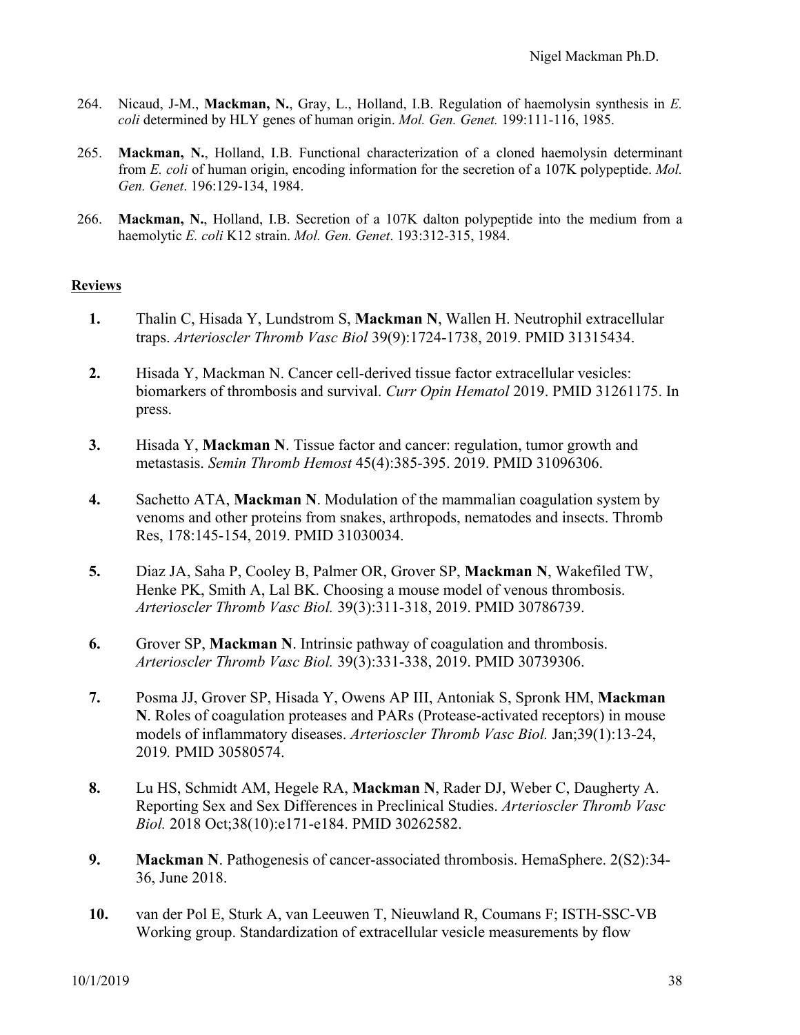264. Nicaud, J-M., **Mackman, N.**, Gray, L., Holland, I.B. Regulation of haemolysin synthesis in *E. coli* determined by HLY genes of human origin. *Mol. Gen. Genet.* 199:111-116, 1985.

265. **Mackman, N.**, Holland, I.B. Functional characterization of a cloned haemolysin determinant from *E. coli* of human origin, encoding information for the secretion of a 107K polypeptide. *Mol. Gen. Genet*. 196:129-134, 1984.

266. **Mackman, N.**, Holland, I.B. Secretion of a 107K dalton polypeptide into the medium from a haemolytic *E. coli* K12 strain. *Mol. Gen. Genet*. 193:312-315, 1984.

## Reviews

**1.** Thalin C, Hisada Y, Lundstrom S, **Mackman N**, Wallen H. Neutrophil extracellular traps. *Arterioscler Thromb Vasc Biol* 39(9):1724-1738, 2019. PMID 31315434.

**2.** Hisada Y, Mackman N. Cancer cell-derived tissue factor extracellular vesicles: biomarkers of thrombosis and survival. *Curr Opin Hematol* 2019. PMID 31261175. In press.

**3.** Hisada Y, **Mackman N**. Tissue factor and cancer: regulation, tumor growth and metastasis. *Semin Thromb Hemost* 45(4):385-395. 2019. PMID 31096306.

**4.** Sachetto ATA, **Mackman N**. Modulation of the mammalian coagulation system by venoms and other proteins from snakes, arthropods, nematodes and insects. Thromb Res, 178:145-154, 2019. PMID 31030034.

**5.** Diaz JA, Saha P, Cooley B, Palmer OR, Grover SP, **Mackman N**, Wakefiled TW, Henke PK, Smith A, Lal BK. Choosing a mouse model of venous thrombosis. *Arterioscler Thromb Vasc Biol.* 39(3):311-318, 2019. PMID 30786739.

**6.** Grover SP, **Mackman N**. Intrinsic pathway of coagulation and thrombosis. *Arterioscler Thromb Vasc Biol.* 39(3):331-338, 2019. PMID 30739306.

**7.** Posma JJ, Grover SP, Hisada Y, Owens AP III, Antoniak S, Spronk HM, **Mackman N**. Roles of coagulation proteases and PARs (Protease-activated receptors) in mouse models of inflammatory diseases. *Arterioscler Thromb Vasc Biol.* Jan;39(1):13-24, 2019*.* PMID 30580574.

**8.** Lu HS, Schmidt AM, Hegele RA, **Mackman N**, Rader DJ, Weber C, Daugherty A. Reporting Sex and Sex Differences in Preclinical Studies. *Arterioscler Thromb Vasc Biol.* 2018 Oct;38(10):e171-e184. PMID 30262582.

**9.** **Mackman N**. Pathogenesis of cancer-associated thrombosis. HemaSphere. 2(S2):34-36, June 2018.

**10.** van der Pol E, Sturk A, van Leeuwen T, Nieuwland R, Coumans F; ISTH-SSC-VB Working group. Standardization of extracellular vesicle measurements by flow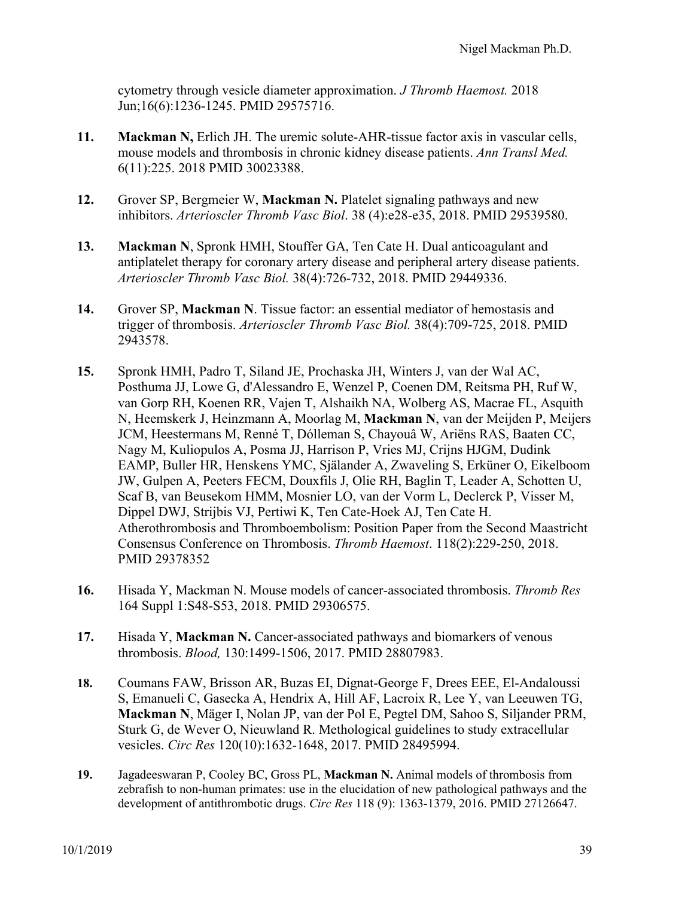cytometry through vesicle diameter approximation. *J Thromb Haemost.* 2018 Jun;16(6):1236-1245. PMID 29575716.

**11.** **Mackman N,** Erlich JH. The uremic solute-AHR-tissue factor axis in vascular cells, mouse models and thrombosis in chronic kidney disease patients. *Ann Transl Med.* 6(11):225. 2018 PMID 30023388.

**12.** Grover SP, Bergmeier W, **Mackman N.** Platelet signaling pathways and new inhibitors. *Arterioscler Thromb Vasc Biol*. 38 (4):e28-e35, 2018. PMID 29539580.

**13.** **Mackman N**, Spronk HMH, Stouffer GA, Ten Cate H. Dual anticoagulant and antiplatelet therapy for coronary artery disease and peripheral artery disease patients. *Arterioscler Thromb Vasc Biol.* 38(4):726-732, 2018. PMID 29449336.

**14.** Grover SP, **Mackman N**. Tissue factor: an essential mediator of hemostasis and trigger of thrombosis. *Arterioscler Thromb Vasc Biol.* 38(4):709-725, 2018. PMID 2943578.

**15.** Spronk HMH, Padro T, Siland JE, Prochaska JH, Winters J, van der Wal AC, Posthuma JJ, Lowe G, d'Alessandro E, Wenzel P, Coenen DM, Reitsma PH, Ruf W, van Gorp RH, Koenen RR, Vajen T, Alshaikh NA, Wolberg AS, Macrae FL, Asquith N, Heemskerk J, Heinzmann A, Moorlag M, **Mackman N**, van der Meijden P, Meijers JCM, Heestermans M, Renné T, Dólleman S, Chayouâ W, Ariëns RAS, Baaten CC, Nagy M, Kuliopulos A, Posma JJ, Harrison P, Vries MJ, Crijns HJGM, Dudink EAMP, Buller HR, Henskens YMC, Själander A, Zwaveling S, Erküner O, Eikelboom JW, Gulpen A, Peeters FECM, Douxfils J, Olie RH, Baglin T, Leader A, Schotten U, Scaf B, van Beusekom HMM, Mosnier LO, van der Vorm L, Declerck P, Visser M, Dippel DWJ, Strijbis VJ, Pertiwi K, Ten Cate-Hoek AJ, Ten Cate H. Atherothrombosis and Thromboembolism: Position Paper from the Second Maastricht Consensus Conference on Thrombosis. *Thromb Haemost*. 118(2):229-250, 2018. PMID 29378352

**16.** Hisada Y, Mackman N. Mouse models of cancer-associated thrombosis. *Thromb Res* 164 Suppl 1:S48-S53, 2018. PMID 29306575.

**17.** Hisada Y, **Mackman N.** Cancer-associated pathways and biomarkers of venous thrombosis. *Blood,* 130:1499-1506, 2017. PMID 28807983.

**18.** Coumans FAW, Brisson AR, Buzas EI, Dignat-George F, Drees EEE, El-Andaloussi S, Emanueli C, Gasecka A, Hendrix A, Hill AF, Lacroix R, Lee Y, van Leeuwen TG, **Mackman N**, Mäger I, Nolan JP, van der Pol E, Pegtel DM, Sahoo S, Siljander PRM, Sturk G, de Wever O, Nieuwland R. Methological guidelines to study extracellular vesicles. *Circ Res* 120(10):1632-1648, 2017. PMID 28495994.

**19.** Jagadeeswaran P, Cooley BC, Gross PL, **Mackman N.** Animal models of thrombosis from zebrafish to non-human primates: use in the elucidation of new pathological pathways and the development of antithrombotic drugs. *Circ Res* 118 (9): 1363-1379, 2016. PMID 27126647.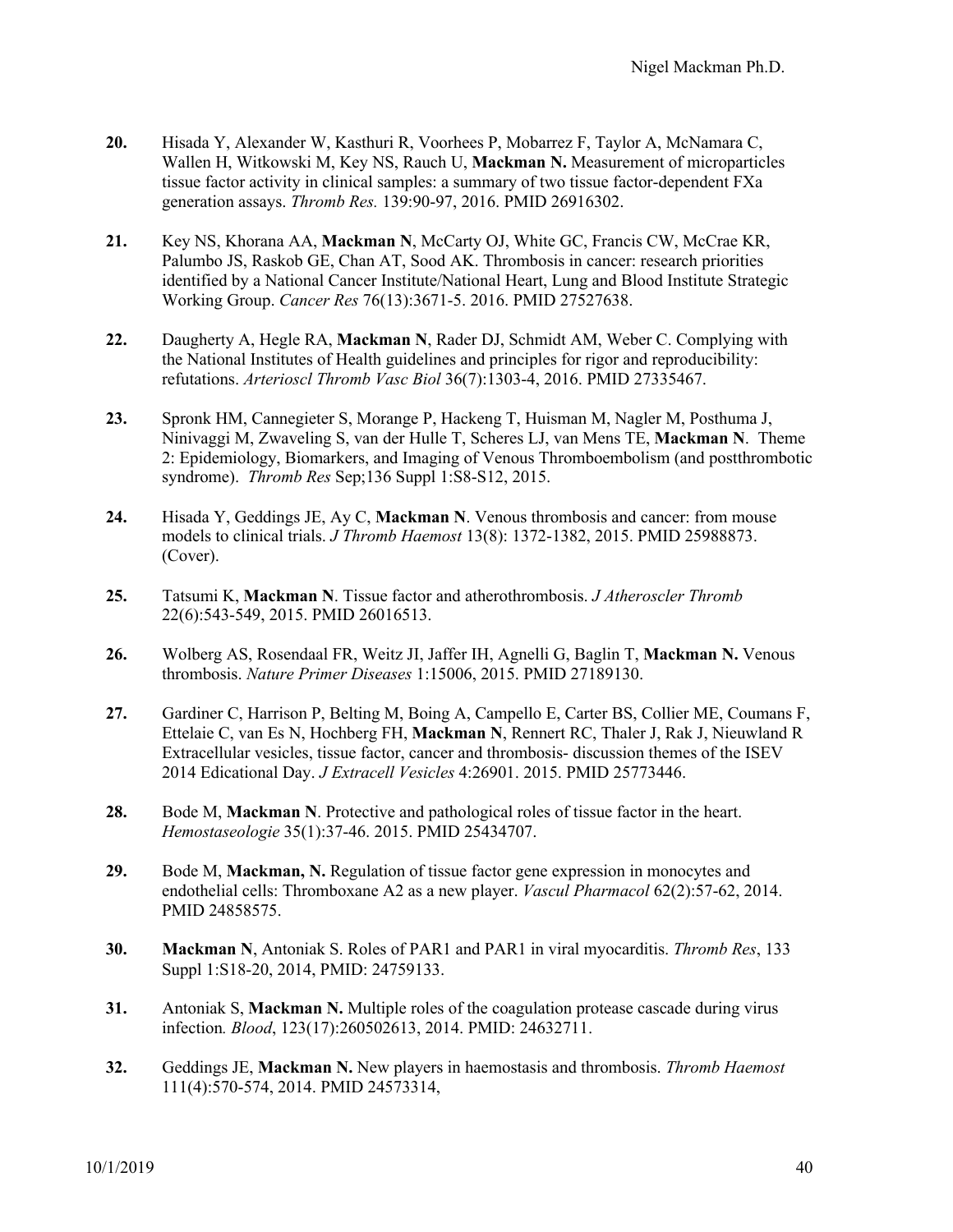**20.** Hisada Y, Alexander W, Kasthuri R, Voorhees P, Mobarrez F, Taylor A, McNamara C, Wallen H, Witkowski M, Key NS, Rauch U, **Mackman N.** Measurement of microparticles tissue factor activity in clinical samples: a summary of two tissue factor-dependent FXa generation assays. *Thromb Res.* 139:90-97, 2016. PMID 26916302.

**21.** Key NS, Khorana AA, **Mackman N**, McCarty OJ, White GC, Francis CW, McCrae KR, Palumbo JS, Raskob GE, Chan AT, Sood AK. Thrombosis in cancer: research priorities identified by a National Cancer Institute/National Heart, Lung and Blood Institute Strategic Working Group. *Cancer Res* 76(13):3671-5. 2016. PMID 27527638.

**22.** Daugherty A, Hegle RA, **Mackman N**, Rader DJ, Schmidt AM, Weber C. Complying with the National Institutes of Health guidelines and principles for rigor and reproducibility: refutations. *Arterioscl Thromb Vasc Biol* 36(7):1303-4, 2016. PMID 27335467.

**23.** Spronk HM, Cannegieter S, Morange P, Hackeng T, Huisman M, Nagler M, Posthuma J, Ninivaggi M, Zwaveling S, van der Hulle T, Scheres LJ, van Mens TE, **Mackman N**. Theme 2: Epidemiology, Biomarkers, and Imaging of Venous Thromboembolism (and postthrombotic syndrome). *Thromb Res* Sep;136 Suppl 1:S8-S12, 2015.

**24.** Hisada Y, Geddings JE, Ay C, **Mackman N**. Venous thrombosis and cancer: from mouse models to clinical trials. *J Thromb Haemost* 13(8): 1372-1382, 2015. PMID 25988873. (Cover).

**25.** Tatsumi K, **Mackman N**. Tissue factor and atherothrombosis. *J Atheroscler Thromb* 22(6):543-549, 2015. PMID 26016513.

**26.** Wolberg AS, Rosendaal FR, Weitz JI, Jaffer IH, Agnelli G, Baglin T, **Mackman N.** Venous thrombosis. *Nature Primer Diseases* 1:15006, 2015. PMID 27189130.

**27.** Gardiner C, Harrison P, Belting M, Boing A, Campello E, Carter BS, Collier ME, Coumans F, Ettelaie C, van Es N, Hochberg FH, **Mackman N**, Rennert RC, Thaler J, Rak J, Nieuwland R Extracellular vesicles, tissue factor, cancer and thrombosis- discussion themes of the ISEV 2014 Edicational Day. *J Extracell Vesicles* 4:26901. 2015. PMID 25773446.

**28.** Bode M, **Mackman N**. Protective and pathological roles of tissue factor in the heart. *Hemostaseologie* 35(1):37-46. 2015. PMID 25434707.

**29.** Bode M, **Mackman, N.** Regulation of tissue factor gene expression in monocytes and endothelial cells: Thromboxane A2 as a new player. *Vascul Pharmacol* 62(2):57-62, 2014. PMID 24858575.

**30.** **Mackman N**, Antoniak S. Roles of PAR1 and PAR1 in viral myocarditis. *Thromb Res*, 133 Suppl 1:S18-20, 2014, PMID: 24759133.

**31.** Antoniak S, **Mackman N.** Multiple roles of the coagulation protease cascade during virus infection*. Blood*, 123(17):260502613, 2014. PMID: 24632711.

**32.** Geddings JE, **Mackman N.** New players in haemostasis and thrombosis. *Thromb Haemost* 111(4):570-574, 2014. PMID 24573314,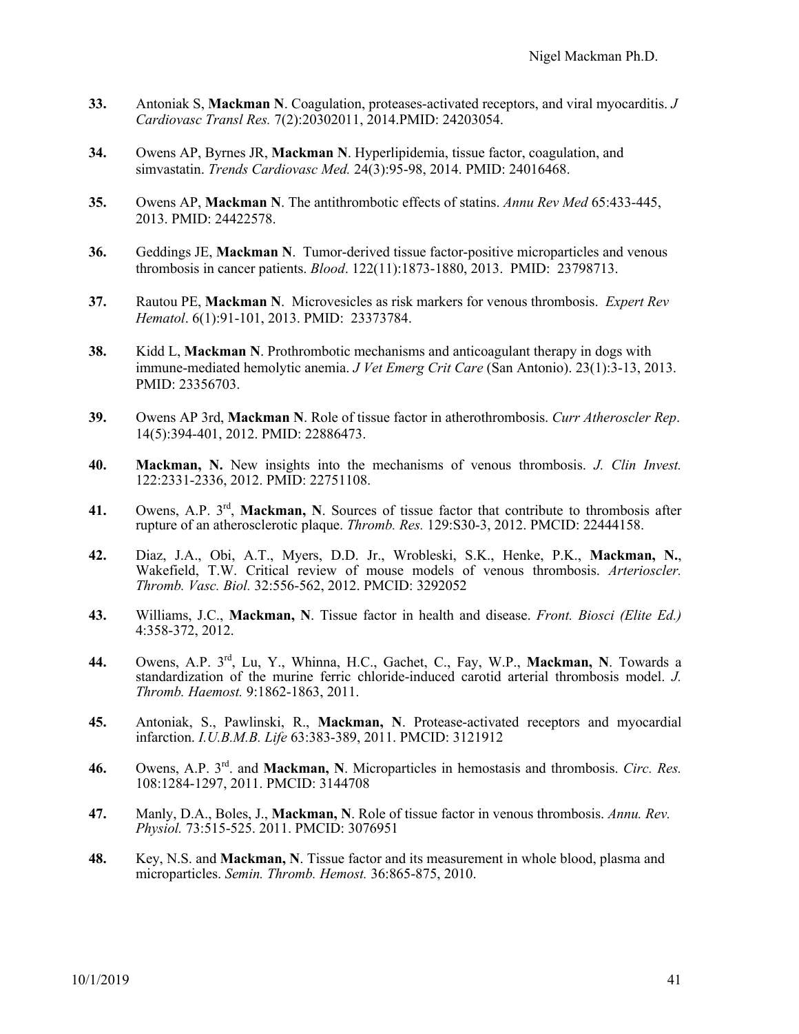**33.** Antoniak S, **Mackman N**. Coagulation, proteases-activated receptors, and viral myocarditis. *J Cardiovasc Transl Res.* 7(2):20302011, 2014.PMID: 24203054.

**34.** Owens AP, Byrnes JR, **Mackman N**. Hyperlipidemia, tissue factor, coagulation, and simvastatin. *Trends Cardiovasc Med.* 24(3):95-98, 2014. PMID: 24016468.

**35.** Owens AP, **Mackman N**. The antithrombotic effects of statins. *Annu Rev Med* 65:433-445, 2013. PMID: 24422578.

**36.** Geddings JE, **Mackman N**. Tumor-derived tissue factor-positive microparticles and venous thrombosis in cancer patients. *Blood*. 122(11):1873-1880, 2013. PMID: 23798713.

**37.** Rautou PE, **Mackman N**. Microvesicles as risk markers for venous thrombosis. *Expert Rev Hematol*. 6(1):91-101, 2013. PMID: 23373784.

**38.** Kidd L, **Mackman N**. Prothrombotic mechanisms and anticoagulant therapy in dogs with immune-mediated hemolytic anemia. *J Vet Emerg Crit Care* (San Antonio). 23(1):3-13, 2013. PMID: 23356703.

**39.** Owens AP 3rd, **Mackman N**. Role of tissue factor in atherothrombosis. *Curr Atheroscler Rep*. 14(5):394-401, 2012. PMID: 22886473.

**40.** **Mackman, N.** New insights into the mechanisms of venous thrombosis. *J. Clin Invest.* 122:2331-2336, 2012. PMID: 22751108.

**41.** Owens, A.P. 3rd, **Mackman, N**. Sources of tissue factor that contribute to thrombosis after rupture of an atherosclerotic plaque. *Thromb. Res.* 129:S30-3, 2012. PMCID: 22444158.

**42.** Diaz, J.A., Obi, A.T., Myers, D.D. Jr., Wrobleski, S.K., Henke, P.K., **Mackman, N.**, Wakefield, T.W. Critical review of mouse models of venous thrombosis. *Arterioscler. Thromb. Vasc. Biol.* 32:556-562, 2012. PMCID: 3292052

**43.** Williams, J.C., **Mackman, N**. Tissue factor in health and disease. *Front. Biosci (Elite Ed.)* 4:358-372, 2012.

**44.** Owens, A.P. 3rd, Lu, Y., Whinna, H.C., Gachet, C., Fay, W.P., **Mackman, N**. Towards a standardization of the murine ferric chloride-induced carotid arterial thrombosis model. *J. Thromb. Haemost.* 9:1862-1863, 2011.

**45.** Antoniak, S., Pawlinski, R., **Mackman, N**. Protease-activated receptors and myocardial infarction. *I.U.B.M.B. Life* 63:383-389, 2011. PMCID: 3121912

**46.** Owens, A.P. 3rd. and **Mackman, N**. Microparticles in hemostasis and thrombosis. *Circ. Res.* 108:1284-1297, 2011. PMCID: 3144708

**47.** Manly, D.A., Boles, J., **Mackman, N**. Role of tissue factor in venous thrombosis. *Annu. Rev. Physiol.* 73:515-525. 2011. PMCID: 3076951

**48.** Key, N.S. and **Mackman, N**. Tissue factor and its measurement in whole blood, plasma and microparticles. *Semin. Thromb. Hemost.* 36:865-875, 2010.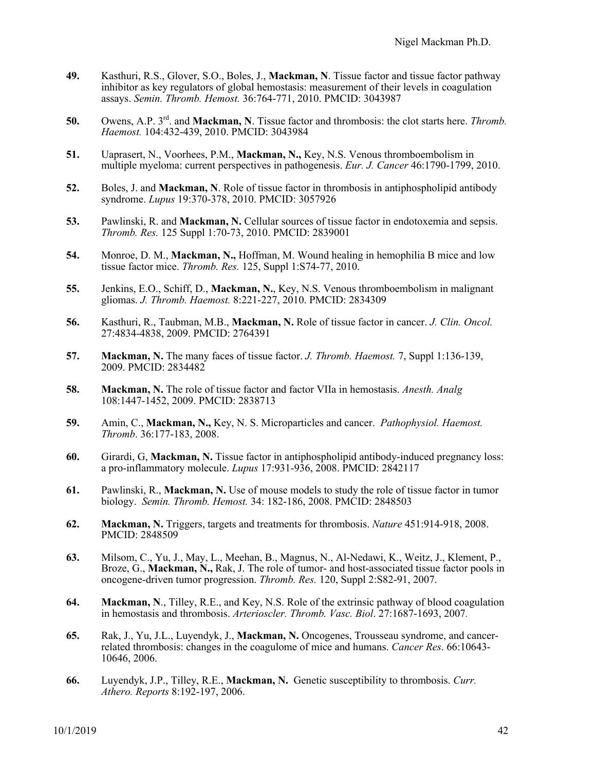**49.** Kasthuri, R.S., Glover, S.O., Boles, J., **Mackman, N**. Tissue factor and tissue factor pathway inhibitor as key regulators of global hemostasis: measurement of their levels in coagulation assays. *Semin. Thromb. Hemost.* 36:764-771, 2010. PMCID: 3043987

**50.** Owens, A.P. 3[rd]. and **Mackman, N**. Tissue factor and thrombosis: the clot starts here. *Thromb. Haemost.* 104:432-439, 2010. PMCID: 3043984

**51.** Uaprasert, N., Voorhees, P.M., **Mackman, N.,** Key, N.S. Venous thromboembolism in multiple myeloma: current perspectives in pathogenesis. *Eur. J. Cancer* 46:1790-1799, 2010.

**52.** Boles, J. and **Mackman, N**. Role of tissue factor in thrombosis in antiphospholipid antibody syndrome. *Lupus* 19:370-378, 2010. PMCID: 3057926

**53.** Pawlinski, R. and **Mackman, N.** Cellular sources of tissue factor in endotoxemia and sepsis. *Thromb. Res.* 125 Suppl 1:70-73, 2010. PMCID: 2839001

**54.** Monroe, D. M., **Mackman, N.,** Hoffman, M. Wound healing in hemophilia B mice and low tissue factor mice. *Thromb. Res.* 125, Suppl 1:S74-77, 2010.

**55.** Jenkins, E.O., Schiff, D., **Mackman, N.**, Key, N.S. Venous thromboembolism in malignant gliomas. *J. Thromb. Haemost.* 8:221-227, 2010. PMCID: 2834309

**56.** Kasthuri, R., Taubman, M.B., **Mackman, N.** Role of tissue factor in cancer. *J. Clin. Oncol.* 27:4834-4838, 2009. PMCID: 2764391

**57.** **Mackman, N.** The many faces of tissue factor. *J. Thromb. Haemost.* 7, Suppl 1:136-139, 2009. PMCID: 2834482

**58.** **Mackman, N.** The role of tissue factor and factor VIIa in hemostasis. *Anesth. Analg* 108:1447-1452, 2009. PMCID: 2838713

**59.** Amin, C., **Mackman, N.,** Key, N. S. Microparticles and cancer. *Pathophysiol. Haemost. Thromb*. 36:177-183, 2008.

**60.** Girardi, G, **Mackman, N.** Tissue factor in antiphospholipid antibody-induced pregnancy loss: a pro-inflammatory molecule. *Lupus* 17:931-936, 2008. PMCID: 2842117

**61.** Pawlinski, R., **Mackman, N.** Use of mouse models to study the role of tissue factor in tumor biology. *Semin. Thromb. Hemost.* 34: 182-186, 2008. PMCID: 2848503

**62.** **Mackman, N.** Triggers, targets and treatments for thrombosis. *Nature* 451:914-918, 2008. PMCID: 2848509

**63.** Milsom, C., Yu, J., May, L., Meehan, B., Magnus, N., Al-Nedawi, K., Weitz, J., Klement, P., Broze, G., **Mackman, N.,** Rak, J. The role of tumor- and host-associated tissue factor pools in oncogene-driven tumor progression. *Thromb. Res.* 120, Suppl 2:S82-91, 2007.

**64.** **Mackman, N**., Tilley, R.E., and Key, N.S. Role of the extrinsic pathway of blood coagulation in hemostasis and thrombosis. *Arterioscler. Thromb. Vasc. Biol*. 27:1687-1693, 2007.

**65.** Rak, J., Yu, J.L., Luyendyk, J., **Mackman, N.** Oncogenes, Trousseau syndrome, and cancer-related thrombosis: changes in the coagulome of mice and humans. *Cancer Res*. 66:10643-10646, 2006.

**66.** Luyendyk, J.P., Tilley, R.E., **Mackman, N.** Genetic susceptibility to thrombosis. *Curr. Athero. Reports* 8:192-197, 2006.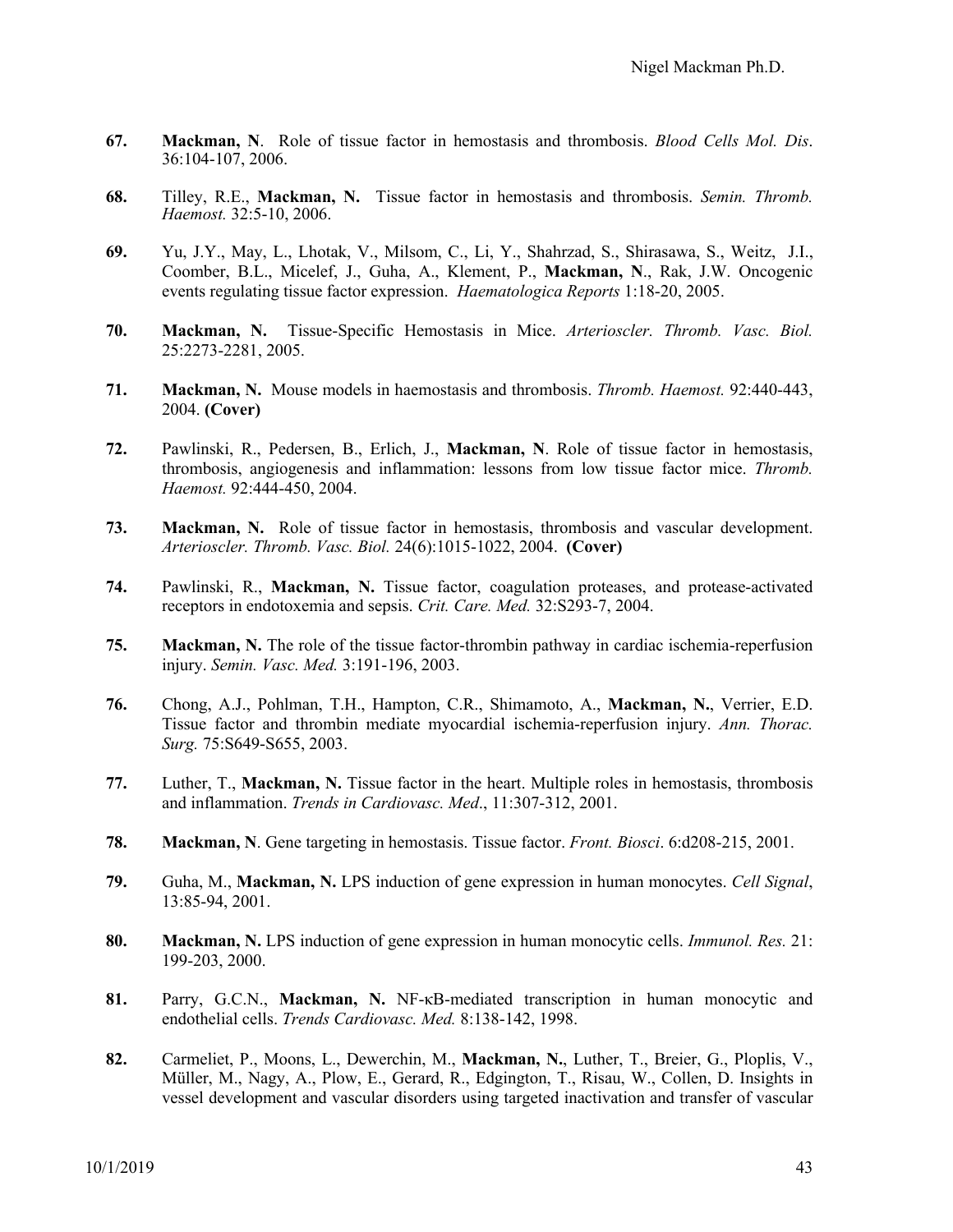**67.** **Mackman, N**. Role of tissue factor in hemostasis and thrombosis. *Blood Cells Mol. Dis*. 36:104-107, 2006.

**68.** Tilley, R.E., **Mackman, N.** Tissue factor in hemostasis and thrombosis. *Semin. Thromb. Haemost.* 32:5-10, 2006.

**69.** Yu, J.Y., May, L., Lhotak, V., Milsom, C., Li, Y., Shahrzad, S., Shirasawa, S., Weitz, J.I., Coomber, B.L., Micelef, J., Guha, A., Klement, P., **Mackman, N**., Rak, J.W. Oncogenic events regulating tissue factor expression. *Haematologica Reports* 1:18-20, 2005.

**70.** **Mackman, N.** Tissue-Specific Hemostasis in Mice. *Arterioscler. Thromb. Vasc. Biol.* 25:2273-2281, 2005.

**71.** **Mackman, N.** Mouse models in haemostasis and thrombosis. *Thromb. Haemost.* 92:440-443, 2004. **(Cover)**

**72.** Pawlinski, R., Pedersen, B., Erlich, J., **Mackman, N**. Role of tissue factor in hemostasis, thrombosis, angiogenesis and inflammation: lessons from low tissue factor mice. *Thromb. Haemost.* 92:444-450, 2004.

**73.** **Mackman, N.** Role of tissue factor in hemostasis, thrombosis and vascular development. *Arterioscler. Thromb. Vasc. Biol.* 24(6):1015-1022, 2004. **(Cover)**

**74.** Pawlinski, R., **Mackman, N.** Tissue factor, coagulation proteases, and protease-activated receptors in endotoxemia and sepsis. *Crit. Care. Med.* 32:S293-7, 2004.

**75.** **Mackman, N.** The role of the tissue factor-thrombin pathway in cardiac ischemia-reperfusion injury. *Semin. Vasc. Med.* 3:191-196, 2003.

**76.** Chong, A.J., Pohlman, T.H., Hampton, C.R., Shimamoto, A., **Mackman, N.**, Verrier, E.D. Tissue factor and thrombin mediate myocardial ischemia-reperfusion injury. *Ann. Thorac. Surg.* 75:S649-S655, 2003.

**77.** Luther, T., **Mackman, N.** Tissue factor in the heart. Multiple roles in hemostasis, thrombosis and inflammation. *Trends in Cardiovasc. Med*., 11:307-312, 2001.

**78.** **Mackman, N**. Gene targeting in hemostasis. Tissue factor. *Front. Biosci*. 6:d208-215, 2001.

**79.** Guha, M., **Mackman, N.** LPS induction of gene expression in human monocytes. *Cell Signal*, 13:85-94, 2001.

**80.** **Mackman, N.** LPS induction of gene expression in human monocytic cells. *Immunol. Res.* 21: 199-203, 2000.

**81.** Parry, G.C.N., **Mackman, N.** NF-κB-mediated transcription in human monocytic and endothelial cells. *Trends Cardiovasc. Med.* 8:138-142, 1998.

**82.** Carmeliet, P., Moons, L., Dewerchin, M., **Mackman, N.**, Luther, T., Breier, G., Ploplis, V., Müller, M., Nagy, A., Plow, E., Gerard, R., Edgington, T., Risau, W., Collen, D. Insights in vessel development and vascular disorders using targeted inactivation and transfer of vascular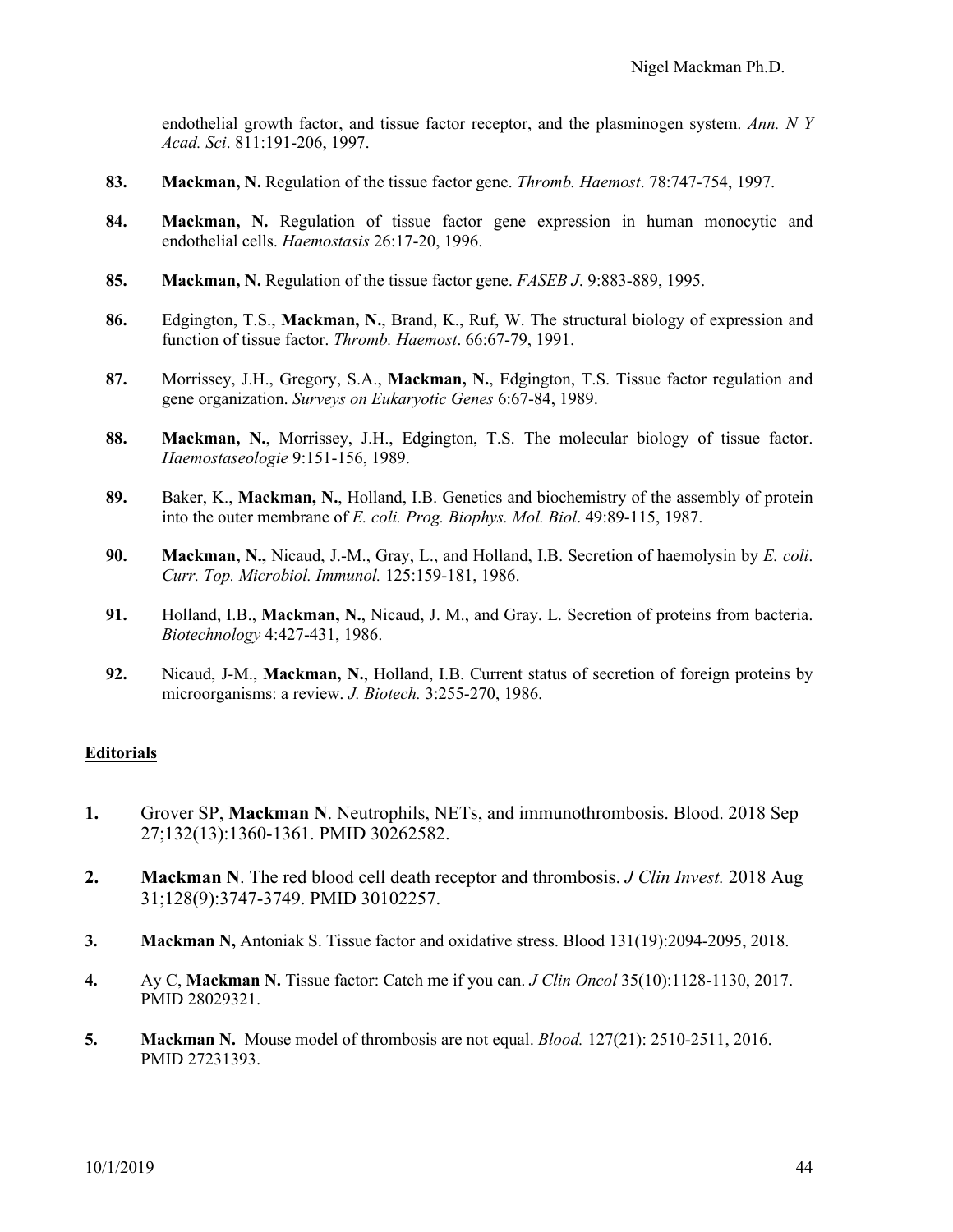endothelial growth factor, and tissue factor receptor, and the plasminogen system. *Ann. N Y Acad. Sci*. 811:191-206, 1997.

**83.** **Mackman, N.** Regulation of the tissue factor gene. *Thromb. Haemost*. 78:747-754, 1997.

**84.** **Mackman, N.** Regulation of tissue factor gene expression in human monocytic and endothelial cells. *Haemostasis* 26:17-20, 1996.

**85.** **Mackman, N.** Regulation of the tissue factor gene. *FASEB J*. 9:883-889, 1995.

**86.** Edgington, T.S., **Mackman, N.**, Brand, K., Ruf, W. The structural biology of expression and function of tissue factor. *Thromb. Haemost*. 66:67-79, 1991.

**87.** Morrissey, J.H., Gregory, S.A., **Mackman, N.**, Edgington, T.S. Tissue factor regulation and gene organization. *Surveys on Eukaryotic Genes* 6:67-84, 1989.

**88.** **Mackman, N.**, Morrissey, J.H., Edgington, T.S. The molecular biology of tissue factor. *Haemostaseologie* 9:151-156, 1989.

**89.** Baker, K., **Mackman, N.**, Holland, I.B. Genetics and biochemistry of the assembly of protein into the outer membrane of *E. coli. Prog. Biophys. Mol. Biol*. 49:89-115, 1987.

**90.** **Mackman, N.,** Nicaud, J.-M., Gray, L., and Holland, I.B. Secretion of haemolysin by *E. coli*. *Curr. Top. Microbiol. Immunol.* 125:159-181, 1986.

**91.** Holland, I.B., **Mackman, N.**, Nicaud, J. M., and Gray. L. Secretion of proteins from bacteria. *Biotechnology* 4:427-431, 1986.

**92.** Nicaud, J-M., **Mackman, N.**, Holland, I.B. Current status of secretion of foreign proteins by microorganisms: a review. *J. Biotech.* 3:255-270, 1986.

## Editorials

**1.** Grover SP, **Mackman N**. Neutrophils, NETs, and immunothrombosis. Blood. 2018 Sep 27;132(13):1360-1361. PMID 30262582.

**2.** **Mackman N**. The red blood cell death receptor and thrombosis. *J Clin Invest.* 2018 Aug 31;128(9):3747-3749. PMID 30102257.

**3.** **Mackman N,** Antoniak S. Tissue factor and oxidative stress. Blood 131(19):2094-2095, 2018.

**4.** Ay C, **Mackman N.** Tissue factor: Catch me if you can. *J Clin Oncol* 35(10):1128-1130, 2017. PMID 28029321.

**5.** **Mackman N.** Mouse model of thrombosis are not equal. *Blood.* 127(21): 2510-2511, 2016. PMID 27231393.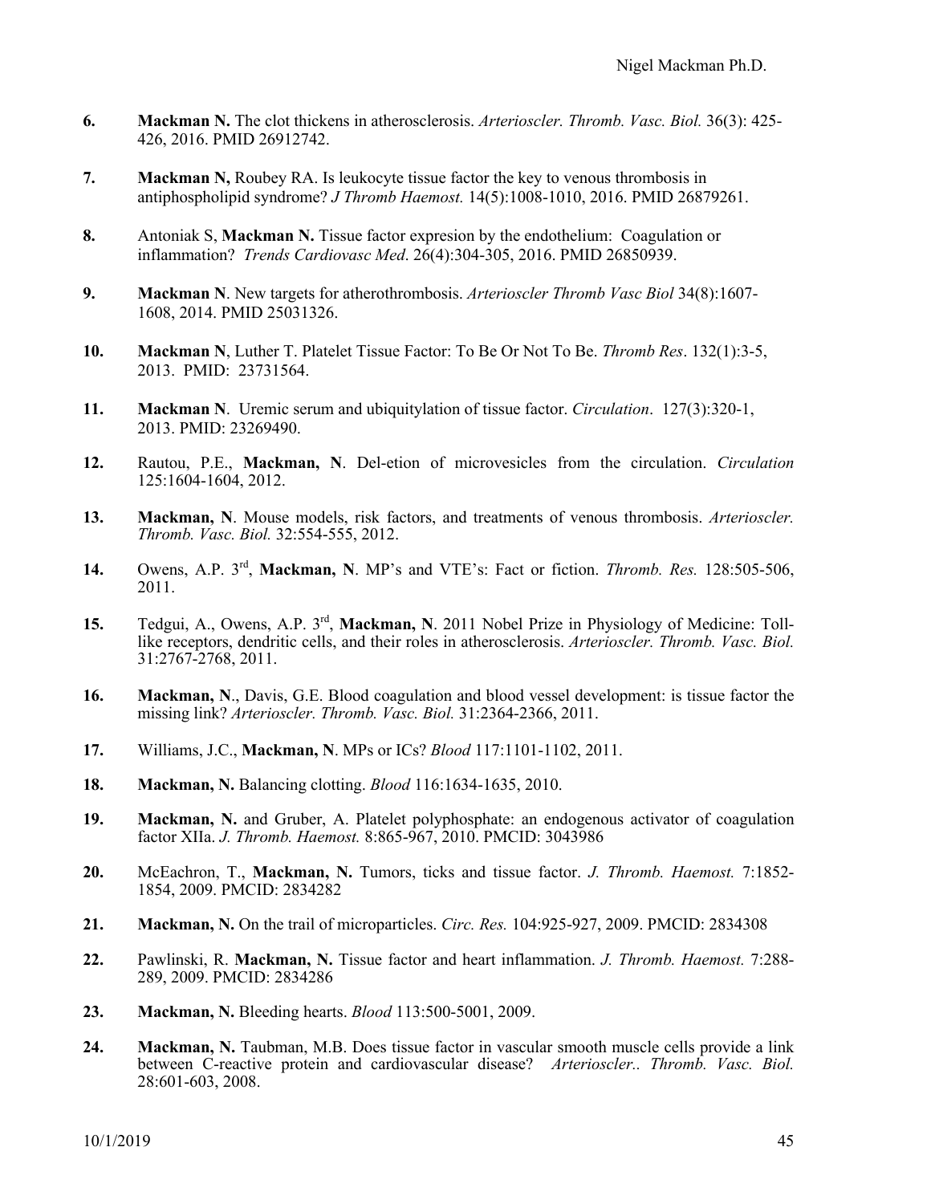**6.** **Mackman N.** The clot thickens in atherosclerosis. *Arterioscler. Thromb. Vasc. Biol.* 36(3): 425-426, 2016. PMID 26912742.

**7.** **Mackman N,** Roubey RA. Is leukocyte tissue factor the key to venous thrombosis in antiphospholipid syndrome? *J Thromb Haemost.* 14(5):1008-1010, 2016. PMID 26879261.

**8.** Antoniak S, **Mackman N.** Tissue factor expresion by the endothelium: Coagulation or inflammation? *Trends Cardiovasc Med*. 26(4):304-305, 2016. PMID 26850939.

**9.** **Mackman N**. New targets for atherothrombosis. *Arterioscler Thromb Vasc Biol* 34(8):1607-1608, 2014. PMID 25031326.

**10.** **Mackman N**, Luther T. Platelet Tissue Factor: To Be Or Not To Be. *Thromb Res*. 132(1):3-5, 2013. PMID: 23731564.

**11.** **Mackman N**. Uremic serum and ubiquitylation of tissue factor. *Circulation*. 127(3):320-1, 2013. PMID: 23269490.

**12.** Rautou, P.E., **Mackman, N**. Del-etion of microvesicles from the circulation. *Circulation* 125:1604-1604, 2012.

**13.** **Mackman, N**. Mouse models, risk factors, and treatments of venous thrombosis. *Arterioscler. Thromb. Vasc. Biol.* 32:554-555, 2012.

**14.** Owens, A.P. 3rd, **Mackman, N**. MP's and VTE's: Fact or fiction. *Thromb. Res.* 128:505-506, 2011.

**15.** Tedgui, A., Owens, A.P. 3rd, **Mackman, N**. 2011 Nobel Prize in Physiology of Medicine: Toll-like receptors, dendritic cells, and their roles in atherosclerosis. *Arterioscler. Thromb. Vasc. Biol.* 31:2767-2768, 2011.

**16.** **Mackman, N**., Davis, G.E. Blood coagulation and blood vessel development: is tissue factor the missing link? *Arterioscler. Thromb. Vasc. Biol.* 31:2364-2366, 2011.

**17.** Williams, J.C., **Mackman, N**. MPs or ICs? *Blood* 117:1101-1102, 2011.

**18.** **Mackman, N.** Balancing clotting. *Blood* 116:1634-1635, 2010.

**19.** **Mackman, N.** and Gruber, A. Platelet polyphosphate: an endogenous activator of coagulation factor XIIa. *J. Thromb. Haemost.* 8:865-967, 2010. PMCID: 3043986

**20.** McEachron, T., **Mackman, N.** Tumors, ticks and tissue factor. *J. Thromb. Haemost.* 7:1852-1854, 2009. PMCID: 2834282

**21.** **Mackman, N.** On the trail of microparticles. *Circ. Res.* 104:925-927, 2009. PMCID: 2834308

**22.** Pawlinski, R. **Mackman, N.** Tissue factor and heart inflammation. *J. Thromb. Haemost.* 7:288-289, 2009. PMCID: 2834286

**23.** **Mackman, N.** Bleeding hearts. *Blood* 113:500-5001, 2009.

**24.** **Mackman, N.** Taubman, M.B. Does tissue factor in vascular smooth muscle cells provide a link between C-reactive protein and cardiovascular disease? *Arterioscler.. Thromb. Vasc. Biol.* 28:601-603, 2008.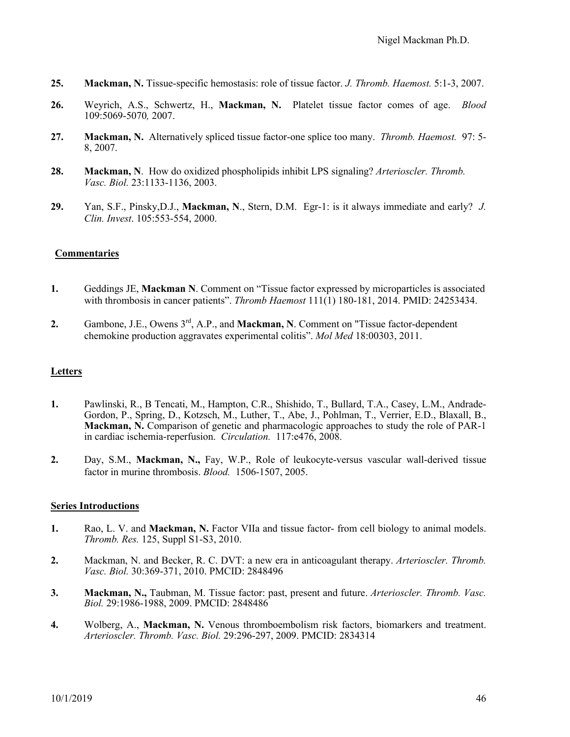25. **Mackman, N.** Tissue-specific hemostasis: role of tissue factor. *J. Thromb. Haemost.* 5:1-3, 2007.

26. Weyrich, A.S., Schwertz, H., **Mackman, N.** Platelet tissue factor comes of age. *Blood* 109:5069-5070*,* 2007.

27. **Mackman, N.** Alternatively spliced tissue factor-one splice too many. *Thromb. Haemost.* 97: 5-8, 2007.

28. **Mackman, N**. How do oxidized phospholipids inhibit LPS signaling? *Arterioscler. Thromb. Vasc. Biol.* 23:1133-1136, 2003.

29. Yan, S.F., Pinsky,D.J., **Mackman, N**., Stern, D.M. Egr-1: is it always immediate and early? *J. Clin. Invest*. 105:553-554, 2000.

## Commentaries

1. Geddings JE, **Mackman N**. Comment on "Tissue factor expressed by microparticles is associated with thrombosis in cancer patients". *Thromb Haemost* 111(1) 180-181, 2014. PMID: 24253434.

2. Gambone, J.E., Owens 3[rd], A.P., and **Mackman, N**. Comment on "Tissue factor-dependent chemokine production aggravates experimental colitis". *Mol Med* 18:00303, 2011.

## Letters

1. Pawlinski, R., B Tencati, M., Hampton, C.R., Shishido, T., Bullard, T.A., Casey, L.M., Andrade-Gordon, P., Spring, D., Kotzsch, M., Luther, T., Abe, J., Pohlman, T., Verrier, E.D., Blaxall, B., **Mackman, N.** Comparison of genetic and pharmacologic approaches to study the role of PAR-1 in cardiac ischemia-reperfusion. *Circulation.* 117:e476, 2008.

2. Day, S.M., **Mackman, N.,** Fay, W.P., Role of leukocyte-versus vascular wall-derived tissue factor in murine thrombosis. *Blood.* 1506-1507, 2005.

## Series Introductions

1. Rao, L. V. and **Mackman, N.** Factor VIIa and tissue factor- from cell biology to animal models. *Thromb. Res.* 125, Suppl S1-S3, 2010.

2. Mackman, N. and Becker, R. C. DVT: a new era in anticoagulant therapy. *Arterioscler. Thromb. Vasc. Biol.* 30:369-371, 2010. PMCID: 2848496

3. **Mackman, N.,** Taubman, M. Tissue factor: past, present and future. *Arterioscler. Thromb. Vasc. Biol.* 29:1986-1988, 2009. PMCID: 2848486

4. Wolberg, A., **Mackman, N.** Venous thromboembolism risk factors, biomarkers and treatment. *Arterioscler. Thromb. Vasc. Biol.* 29:296-297, 2009. PMCID: 2834314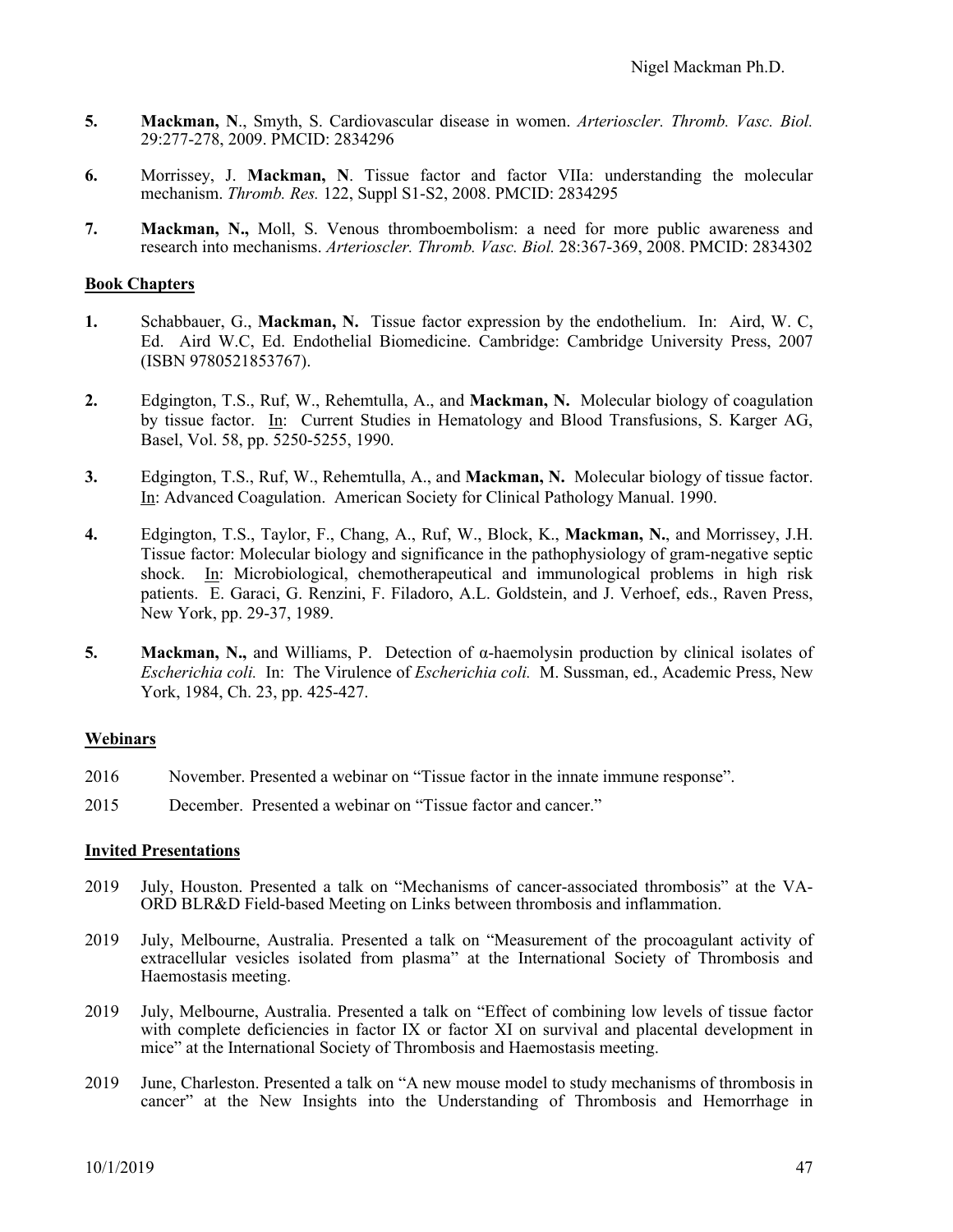**5.** **Mackman, N**., Smyth, S. Cardiovascular disease in women. *Arterioscler. Thromb. Vasc. Biol.* 29:277-278, 2009. PMCID: 2834296

**6.** Morrissey, J. **Mackman, N**. Tissue factor and factor VIIa: understanding the molecular mechanism. *Thromb. Res.* 122, Suppl S1-S2, 2008. PMCID: 2834295

**7.** **Mackman, N.,** Moll, S. Venous thromboembolism: a need for more public awareness and research into mechanisms. *Arterioscler. Thromb. Vasc. Biol.* 28:367-369, 2008. PMCID: 2834302

## Book Chapters

**1.** Schabbauer, G., **Mackman, N.** Tissue factor expression by the endothelium. In: Aird, W. C, Ed. Aird W.C, Ed. Endothelial Biomedicine. Cambridge: Cambridge University Press, 2007 (ISBN 9780521853767).

**2.** Edgington, T.S., Ruf, W., Rehemtulla, A., and **Mackman, N.** Molecular biology of coagulation by tissue factor. In: Current Studies in Hematology and Blood Transfusions, S. Karger AG, Basel, Vol. 58, pp. 5250-5255, 1990.

**3.** Edgington, T.S., Ruf, W., Rehemtulla, A., and **Mackman, N.** Molecular biology of tissue factor. In: Advanced Coagulation. American Society for Clinical Pathology Manual. 1990.

**4.** Edgington, T.S., Taylor, F., Chang, A., Ruf, W., Block, K., **Mackman, N.**, and Morrissey, J.H. Tissue factor: Molecular biology and significance in the pathophysiology of gram-negative septic shock. In: Microbiological, chemotherapeutical and immunological problems in high risk patients. E. Garaci, G. Renzini, F. Filadoro, A.L. Goldstein, and J. Verhoef, eds., Raven Press, New York, pp. 29-37, 1989.

**5.** **Mackman, N.,** and Williams, P. Detection of α-haemolysin production by clinical isolates of *Escherichia coli.* In: The Virulence of *Escherichia coli.* M. Sussman, ed., Academic Press, New York, 1984, Ch. 23, pp. 425-427.

## Webinars

2016 November. Presented a webinar on "Tissue factor in the innate immune response".

2015 December. Presented a webinar on "Tissue factor and cancer."

## Invited Presentations

2019 July, Houston. Presented a talk on "Mechanisms of cancer-associated thrombosis" at the VA-ORD BLR&D Field-based Meeting on Links between thrombosis and inflammation.

2019 July, Melbourne, Australia. Presented a talk on "Measurement of the procoagulant activity of extracellular vesicles isolated from plasma" at the International Society of Thrombosis and Haemostasis meeting.

2019 July, Melbourne, Australia. Presented a talk on "Effect of combining low levels of tissue factor with complete deficiencies in factor IX or factor XI on survival and placental development in mice" at the International Society of Thrombosis and Haemostasis meeting.

2019 June, Charleston. Presented a talk on "A new mouse model to study mechanisms of thrombosis in cancer" at the New Insights into the Understanding of Thrombosis and Hemorrhage in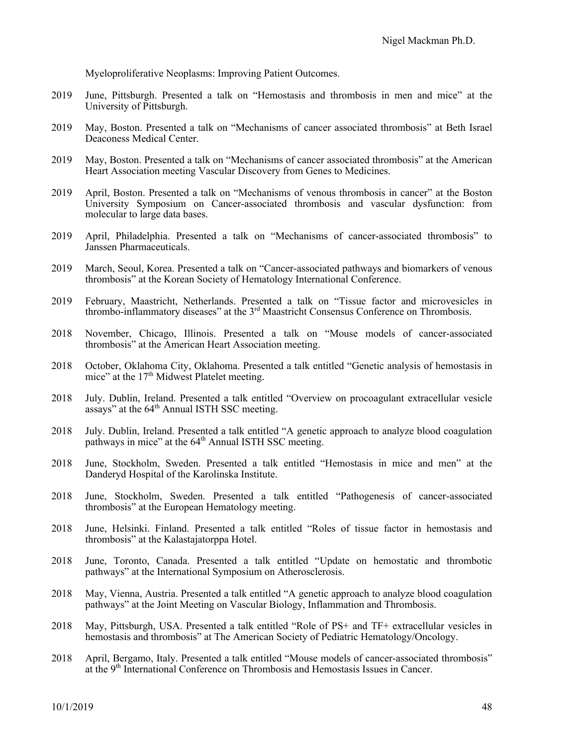Myeloproliferative Neoplasms: Improving Patient Outcomes.

2019 June, Pittsburgh. Presented a talk on "Hemostasis and thrombosis in men and mice" at the University of Pittsburgh.

2019 May, Boston. Presented a talk on "Mechanisms of cancer associated thrombosis" at Beth Israel Deaconess Medical Center.

2019 May, Boston. Presented a talk on "Mechanisms of cancer associated thrombosis" at the American Heart Association meeting Vascular Discovery from Genes to Medicines.

2019 April, Boston. Presented a talk on "Mechanisms of venous thrombosis in cancer" at the Boston University Symposium on Cancer-associated thrombosis and vascular dysfunction: from molecular to large data bases.

2019 April, Philadelphia. Presented a talk on "Mechanisms of cancer-associated thrombosis" to Janssen Pharmaceuticals.

2019 March, Seoul, Korea. Presented a talk on "Cancer-associated pathways and biomarkers of venous thrombosis" at the Korean Society of Hematology International Conference.

2019 February, Maastricht, Netherlands. Presented a talk on "Tissue factor and microvesicles in thrombo-inflammatory diseases" at the 3rd Maastricht Consensus Conference on Thrombosis.

2018 November, Chicago, Illinois. Presented a talk on "Mouse models of cancer-associated thrombosis" at the American Heart Association meeting.

2018 October, Oklahoma City, Oklahoma. Presented a talk entitled "Genetic analysis of hemostasis in mice" at the 17th Midwest Platelet meeting.

2018 July. Dublin, Ireland. Presented a talk entitled "Overview on procoagulant extracellular vesicle assays" at the 64th Annual ISTH SSC meeting.

2018 July. Dublin, Ireland. Presented a talk entitled "A genetic approach to analyze blood coagulation pathways in mice" at the 64th Annual ISTH SSC meeting.

2018 June, Stockholm, Sweden. Presented a talk entitled "Hemostasis in mice and men" at the Danderyd Hospital of the Karolinska Institute.

2018 June, Stockholm, Sweden. Presented a talk entitled "Pathogenesis of cancer-associated thrombosis" at the European Hematology meeting.

2018 June, Helsinki. Finland. Presented a talk entitled "Roles of tissue factor in hemostasis and thrombosis" at the Kalastajatorppa Hotel.

2018 June, Toronto, Canada. Presented a talk entitled "Update on hemostatic and thrombotic pathways" at the International Symposium on Atherosclerosis.

2018 May, Vienna, Austria. Presented a talk entitled "A genetic approach to analyze blood coagulation pathways" at the Joint Meeting on Vascular Biology, Inflammation and Thrombosis.

2018 May, Pittsburgh, USA. Presented a talk entitled "Role of PS+ and TF+ extracellular vesicles in hemostasis and thrombosis" at The American Society of Pediatric Hematology/Oncology.

2018 April, Bergamo, Italy. Presented a talk entitled "Mouse models of cancer-associated thrombosis" at the 9th International Conference on Thrombosis and Hemostasis Issues in Cancer.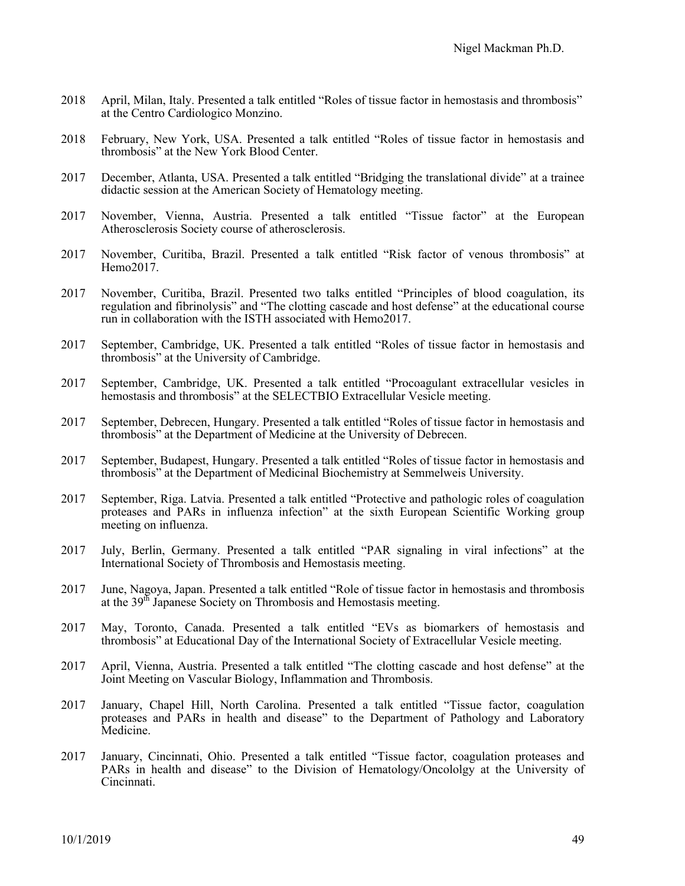2018 April, Milan, Italy. Presented a talk entitled "Roles of tissue factor in hemostasis and thrombosis" at the Centro Cardiologico Monzino.

2018 February, New York, USA. Presented a talk entitled "Roles of tissue factor in hemostasis and thrombosis" at the New York Blood Center.

2017 December, Atlanta, USA. Presented a talk entitled "Bridging the translational divide" at a trainee didactic session at the American Society of Hematology meeting.

2017 November, Vienna, Austria. Presented a talk entitled "Tissue factor" at the European Atherosclerosis Society course of atherosclerosis.

2017 November, Curitiba, Brazil. Presented a talk entitled "Risk factor of venous thrombosis" at Hemo2017.

2017 November, Curitiba, Brazil. Presented two talks entitled "Principles of blood coagulation, its regulation and fibrinolysis" and "The clotting cascade and host defense" at the educational course run in collaboration with the ISTH associated with Hemo2017.

2017 September, Cambridge, UK. Presented a talk entitled "Roles of tissue factor in hemostasis and thrombosis" at the University of Cambridge.

2017 September, Cambridge, UK. Presented a talk entitled "Procoagulant extracellular vesicles in hemostasis and thrombosis" at the SELECTBIO Extracellular Vesicle meeting.

2017 September, Debrecen, Hungary. Presented a talk entitled "Roles of tissue factor in hemostasis and thrombosis" at the Department of Medicine at the University of Debrecen.

2017 September, Budapest, Hungary. Presented a talk entitled "Roles of tissue factor in hemostasis and thrombosis" at the Department of Medicinal Biochemistry at Semmelweis University.

2017 September, Riga. Latvia. Presented a talk entitled "Protective and pathologic roles of coagulation proteases and PARs in influenza infection" at the sixth European Scientific Working group meeting on influenza.

2017 July, Berlin, Germany. Presented a talk entitled "PAR signaling in viral infections" at the International Society of Thrombosis and Hemostasis meeting.

2017 June, Nagoya, Japan. Presented a talk entitled "Role of tissue factor in hemostasis and thrombosis at the 39th Japanese Society on Thrombosis and Hemostasis meeting.

2017 May, Toronto, Canada. Presented a talk entitled "EVs as biomarkers of hemostasis and thrombosis" at Educational Day of the International Society of Extracellular Vesicle meeting.

2017 April, Vienna, Austria. Presented a talk entitled "The clotting cascade and host defense" at the Joint Meeting on Vascular Biology, Inflammation and Thrombosis.

2017 January, Chapel Hill, North Carolina. Presented a talk entitled "Tissue factor, coagulation proteases and PARs in health and disease" to the Department of Pathology and Laboratory Medicine.

2017 January, Cincinnati, Ohio. Presented a talk entitled "Tissue factor, coagulation proteases and PARs in health and disease" to the Division of Hematology/Oncololgy at the University of Cincinnati.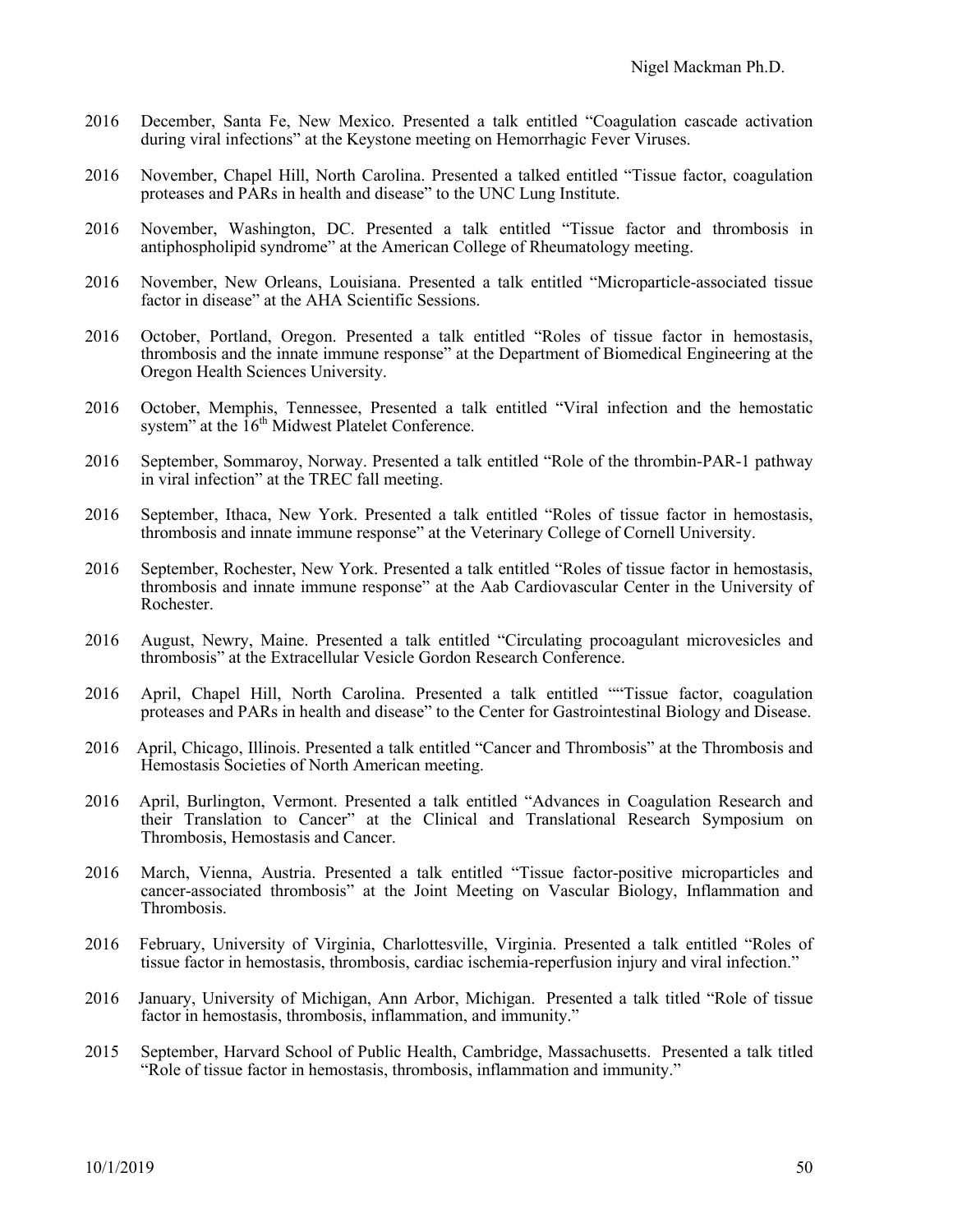2016 December, Santa Fe, New Mexico. Presented a talk entitled "Coagulation cascade activation during viral infections" at the Keystone meeting on Hemorrhagic Fever Viruses.

2016 November, Chapel Hill, North Carolina. Presented a talked entitled "Tissue factor, coagulation proteases and PARs in health and disease" to the UNC Lung Institute.

2016 November, Washington, DC. Presented a talk entitled "Tissue factor and thrombosis in antiphospholipid syndrome" at the American College of Rheumatology meeting.

2016 November, New Orleans, Louisiana. Presented a talk entitled "Microparticle-associated tissue factor in disease" at the AHA Scientific Sessions.

2016 October, Portland, Oregon. Presented a talk entitled "Roles of tissue factor in hemostasis, thrombosis and the innate immune response" at the Department of Biomedical Engineering at the Oregon Health Sciences University.

2016 October, Memphis, Tennessee, Presented a talk entitled "Viral infection and the hemostatic system" at the 16th Midwest Platelet Conference.

2016 September, Sommaroy, Norway. Presented a talk entitled "Role of the thrombin-PAR-1 pathway in viral infection" at the TREC fall meeting.

2016 September, Ithaca, New York. Presented a talk entitled "Roles of tissue factor in hemostasis, thrombosis and innate immune response" at the Veterinary College of Cornell University.

2016 September, Rochester, New York. Presented a talk entitled "Roles of tissue factor in hemostasis, thrombosis and innate immune response" at the Aab Cardiovascular Center in the University of Rochester.

2016 August, Newry, Maine. Presented a talk entitled "Circulating procoagulant microvesicles and thrombosis" at the Extracellular Vesicle Gordon Research Conference.

2016 April, Chapel Hill, North Carolina. Presented a talk entitled ""Tissue factor, coagulation proteases and PARs in health and disease" to the Center for Gastrointestinal Biology and Disease.

2016 April, Chicago, Illinois. Presented a talk entitled "Cancer and Thrombosis" at the Thrombosis and Hemostasis Societies of North American meeting.

2016 April, Burlington, Vermont. Presented a talk entitled "Advances in Coagulation Research and their Translation to Cancer" at the Clinical and Translational Research Symposium on Thrombosis, Hemostasis and Cancer.

2016 March, Vienna, Austria. Presented a talk entitled "Tissue factor-positive microparticles and cancer-associated thrombosis" at the Joint Meeting on Vascular Biology, Inflammation and Thrombosis.

2016 February, University of Virginia, Charlottesville, Virginia. Presented a talk entitled "Roles of tissue factor in hemostasis, thrombosis, cardiac ischemia-reperfusion injury and viral infection."

2016 January, University of Michigan, Ann Arbor, Michigan. Presented a talk titled "Role of tissue factor in hemostasis, thrombosis, inflammation, and immunity."

2015 September, Harvard School of Public Health, Cambridge, Massachusetts. Presented a talk titled "Role of tissue factor in hemostasis, thrombosis, inflammation and immunity."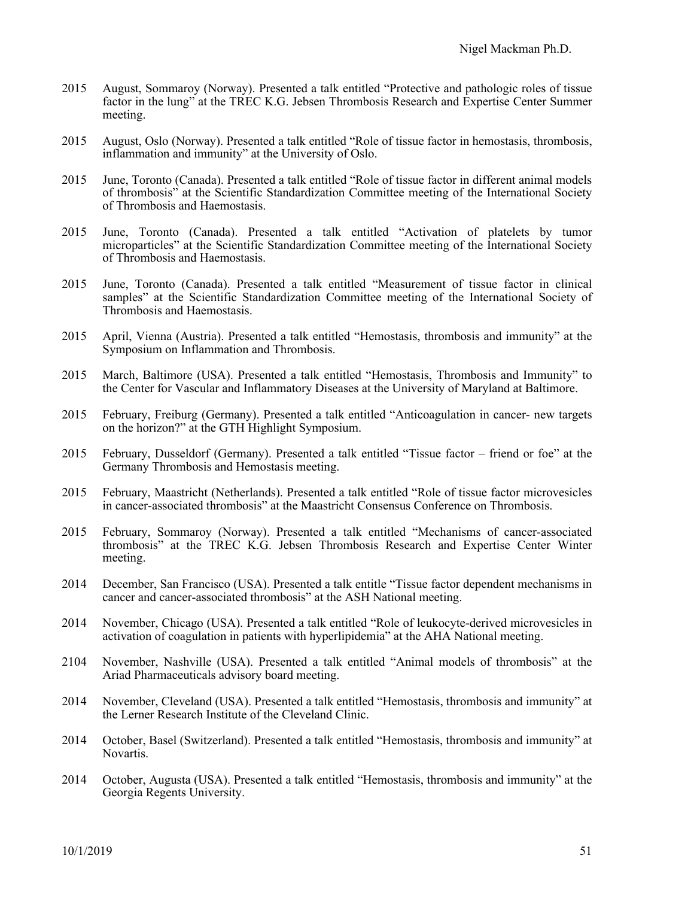2015 August, Sommaroy (Norway). Presented a talk entitled "Protective and pathologic roles of tissue factor in the lung" at the TREC K.G. Jebsen Thrombosis Research and Expertise Center Summer meeting.

2015 August, Oslo (Norway). Presented a talk entitled "Role of tissue factor in hemostasis, thrombosis, inflammation and immunity" at the University of Oslo.

2015 June, Toronto (Canada). Presented a talk entitled "Role of tissue factor in different animal models of thrombosis" at the Scientific Standardization Committee meeting of the International Society of Thrombosis and Haemostasis.

2015 June, Toronto (Canada). Presented a talk entitled "Activation of platelets by tumor microparticles" at the Scientific Standardization Committee meeting of the International Society of Thrombosis and Haemostasis.

2015 June, Toronto (Canada). Presented a talk entitled "Measurement of tissue factor in clinical samples" at the Scientific Standardization Committee meeting of the International Society of Thrombosis and Haemostasis.

2015 April, Vienna (Austria). Presented a talk entitled "Hemostasis, thrombosis and immunity" at the Symposium on Inflammation and Thrombosis.

2015 March, Baltimore (USA). Presented a talk entitled "Hemostasis, Thrombosis and Immunity" to the Center for Vascular and Inflammatory Diseases at the University of Maryland at Baltimore.

2015 February, Freiburg (Germany). Presented a talk entitled "Anticoagulation in cancer- new targets on the horizon?" at the GTH Highlight Symposium.

2015 February, Dusseldorf (Germany). Presented a talk entitled "Tissue factor – friend or foe" at the Germany Thrombosis and Hemostasis meeting.

2015 February, Maastricht (Netherlands). Presented a talk entitled "Role of tissue factor microvesicles in cancer-associated thrombosis" at the Maastricht Consensus Conference on Thrombosis.

2015 February, Sommaroy (Norway). Presented a talk entitled "Mechanisms of cancer-associated thrombosis" at the TREC K.G. Jebsen Thrombosis Research and Expertise Center Winter meeting.

2014 December, San Francisco (USA). Presented a talk entitle "Tissue factor dependent mechanisms in cancer and cancer-associated thrombosis" at the ASH National meeting.

2014 November, Chicago (USA). Presented a talk entitled "Role of leukocyte-derived microvesicles in activation of coagulation in patients with hyperlipidemia" at the AHA National meeting.

2104 November, Nashville (USA). Presented a talk entitled "Animal models of thrombosis" at the Ariad Pharmaceuticals advisory board meeting.

2014 November, Cleveland (USA). Presented a talk entitled "Hemostasis, thrombosis and immunity" at the Lerner Research Institute of the Cleveland Clinic.

2014 October, Basel (Switzerland). Presented a talk entitled "Hemostasis, thrombosis and immunity" at Novartis.

2014 October, Augusta (USA). Presented a talk entitled "Hemostasis, thrombosis and immunity" at the Georgia Regents University.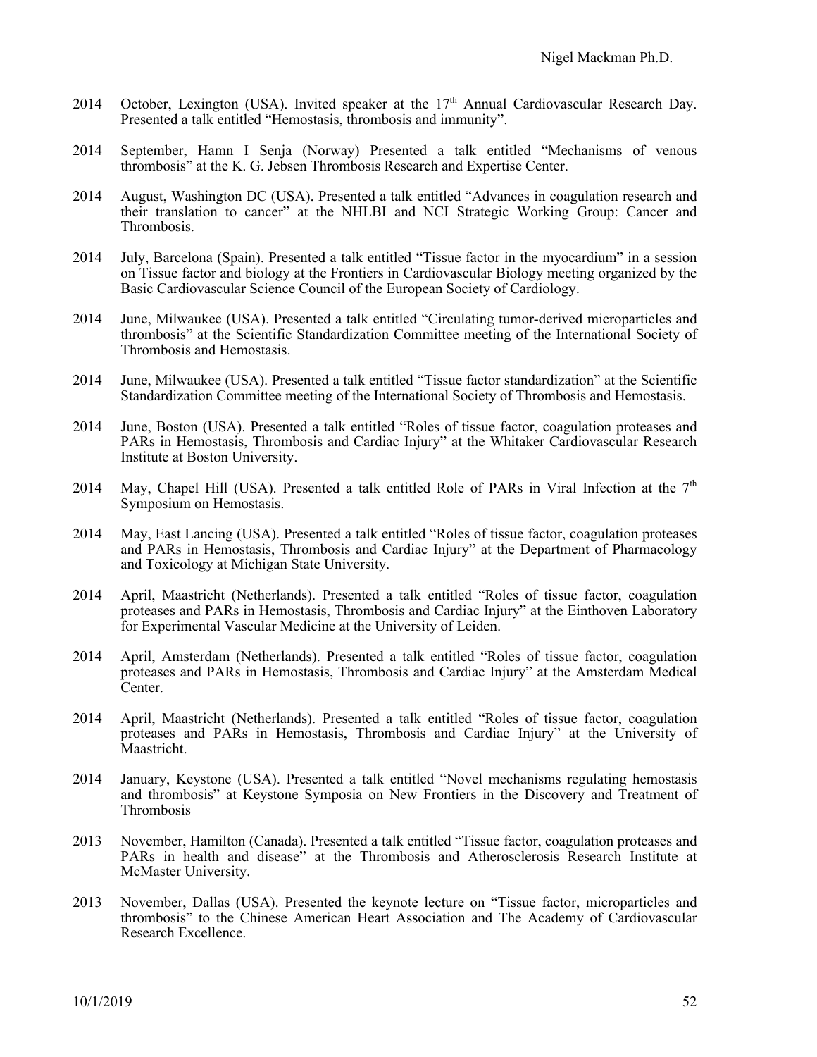2014 October, Lexington (USA). Invited speaker at the 17th Annual Cardiovascular Research Day. Presented a talk entitled “Hemostasis, thrombosis and immunity”.

2014 September, Hamn I Senja (Norway) Presented a talk entitled “Mechanisms of venous thrombosis” at the K. G. Jebsen Thrombosis Research and Expertise Center.

2014 August, Washington DC (USA). Presented a talk entitled “Advances in coagulation research and their translation to cancer” at the NHLBI and NCI Strategic Working Group: Cancer and Thrombosis.

2014 July, Barcelona (Spain). Presented a talk entitled “Tissue factor in the myocardium” in a session on Tissue factor and biology at the Frontiers in Cardiovascular Biology meeting organized by the Basic Cardiovascular Science Council of the European Society of Cardiology.

2014 June, Milwaukee (USA). Presented a talk entitled “Circulating tumor-derived microparticles and thrombosis” at the Scientific Standardization Committee meeting of the International Society of Thrombosis and Hemostasis.

2014 June, Milwaukee (USA). Presented a talk entitled “Tissue factor standardization” at the Scientific Standardization Committee meeting of the International Society of Thrombosis and Hemostasis.

2014 June, Boston (USA). Presented a talk entitled “Roles of tissue factor, coagulation proteases and PARs in Hemostasis, Thrombosis and Cardiac Injury” at the Whitaker Cardiovascular Research Institute at Boston University.

2014 May, Chapel Hill (USA). Presented a talk entitled Role of PARs in Viral Infection at the 7th Symposium on Hemostasis.

2014 May, East Lancing (USA). Presented a talk entitled “Roles of tissue factor, coagulation proteases and PARs in Hemostasis, Thrombosis and Cardiac Injury” at the Department of Pharmacology and Toxicology at Michigan State University.

2014 April, Maastricht (Netherlands). Presented a talk entitled “Roles of tissue factor, coagulation proteases and PARs in Hemostasis, Thrombosis and Cardiac Injury” at the Einthoven Laboratory for Experimental Vascular Medicine at the University of Leiden.

2014 April, Amsterdam (Netherlands). Presented a talk entitled “Roles of tissue factor, coagulation proteases and PARs in Hemostasis, Thrombosis and Cardiac Injury” at the Amsterdam Medical Center.

2014 April, Maastricht (Netherlands). Presented a talk entitled “Roles of tissue factor, coagulation proteases and PARs in Hemostasis, Thrombosis and Cardiac Injury” at the University of Maastricht.

2014 January, Keystone (USA). Presented a talk entitled “Novel mechanisms regulating hemostasis and thrombosis” at Keystone Symposia on New Frontiers in the Discovery and Treatment of Thrombosis

2013 November, Hamilton (Canada). Presented a talk entitled “Tissue factor, coagulation proteases and PARs in health and disease” at the Thrombosis and Atherosclerosis Research Institute at McMaster University.

2013 November, Dallas (USA). Presented the keynote lecture on “Tissue factor, microparticles and thrombosis” to the Chinese American Heart Association and The Academy of Cardiovascular Research Excellence.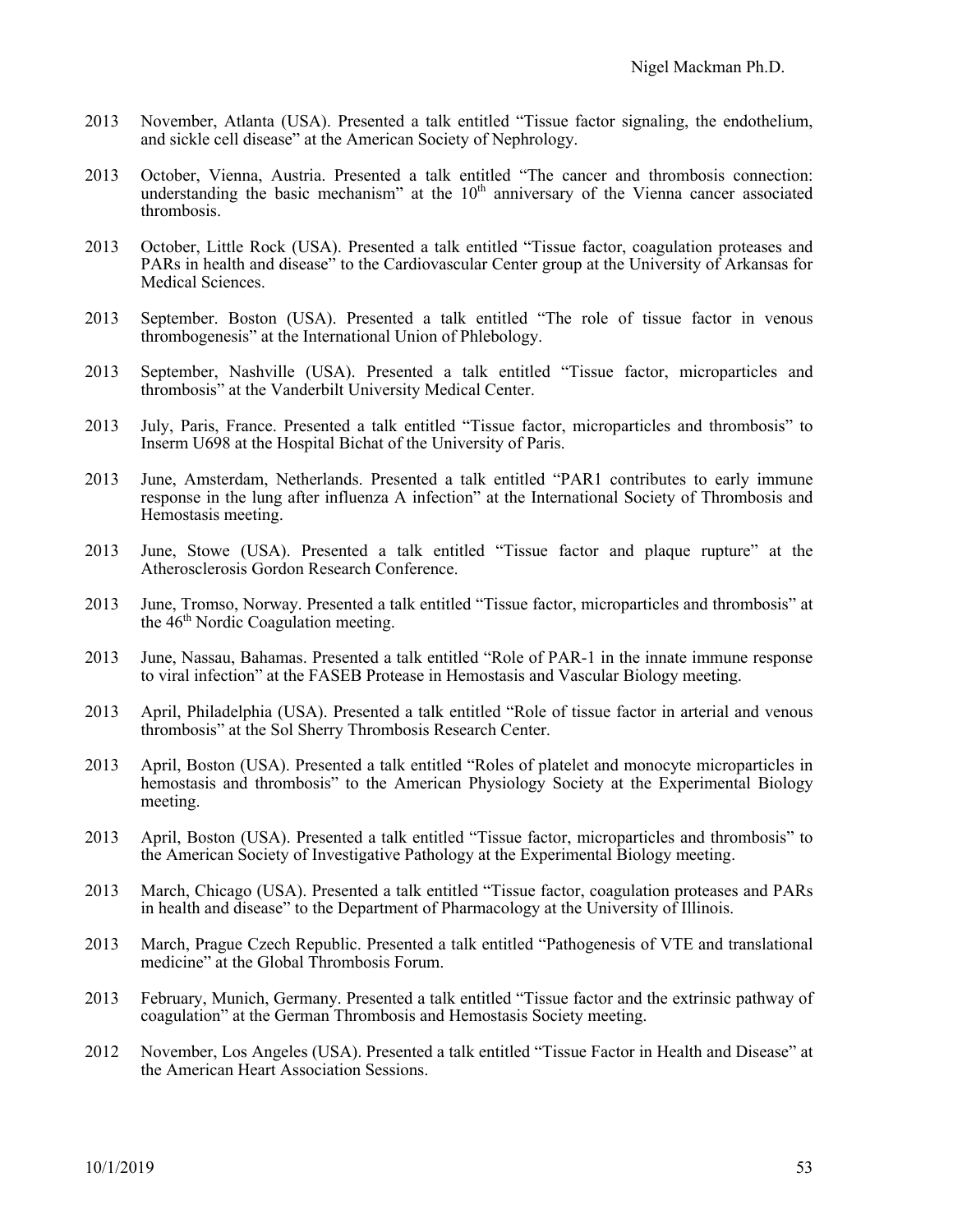2013 November, Atlanta (USA). Presented a talk entitled "Tissue factor signaling, the endothelium, and sickle cell disease" at the American Society of Nephrology.

2013 October, Vienna, Austria. Presented a talk entitled "The cancer and thrombosis connection: understanding the basic mechanism" at the 10th anniversary of the Vienna cancer associated thrombosis.

2013 October, Little Rock (USA). Presented a talk entitled "Tissue factor, coagulation proteases and PARs in health and disease" to the Cardiovascular Center group at the University of Arkansas for Medical Sciences.

2013 September. Boston (USA). Presented a talk entitled "The role of tissue factor in venous thrombogenesis" at the International Union of Phlebology.

2013 September, Nashville (USA). Presented a talk entitled "Tissue factor, microparticles and thrombosis" at the Vanderbilt University Medical Center.

2013 July, Paris, France. Presented a talk entitled "Tissue factor, microparticles and thrombosis" to Inserm U698 at the Hospital Bichat of the University of Paris.

2013 June, Amsterdam, Netherlands. Presented a talk entitled "PAR1 contributes to early immune response in the lung after influenza A infection" at the International Society of Thrombosis and Hemostasis meeting.

2013 June, Stowe (USA). Presented a talk entitled "Tissue factor and plaque rupture" at the Atherosclerosis Gordon Research Conference.

2013 June, Tromso, Norway. Presented a talk entitled "Tissue factor, microparticles and thrombosis" at the 46th Nordic Coagulation meeting.

2013 June, Nassau, Bahamas. Presented a talk entitled "Role of PAR-1 in the innate immune response to viral infection" at the FASEB Protease in Hemostasis and Vascular Biology meeting.

2013 April, Philadelphia (USA). Presented a talk entitled "Role of tissue factor in arterial and venous thrombosis" at the Sol Sherry Thrombosis Research Center.

2013 April, Boston (USA). Presented a talk entitled "Roles of platelet and monocyte microparticles in hemostasis and thrombosis" to the American Physiology Society at the Experimental Biology meeting.

2013 April, Boston (USA). Presented a talk entitled "Tissue factor, microparticles and thrombosis" to the American Society of Investigative Pathology at the Experimental Biology meeting.

2013 March, Chicago (USA). Presented a talk entitled "Tissue factor, coagulation proteases and PARs in health and disease" to the Department of Pharmacology at the University of Illinois.

2013 March, Prague Czech Republic. Presented a talk entitled "Pathogenesis of VTE and translational medicine" at the Global Thrombosis Forum.

2013 February, Munich, Germany. Presented a talk entitled "Tissue factor and the extrinsic pathway of coagulation" at the German Thrombosis and Hemostasis Society meeting.

2012 November, Los Angeles (USA). Presented a talk entitled "Tissue Factor in Health and Disease" at the American Heart Association Sessions.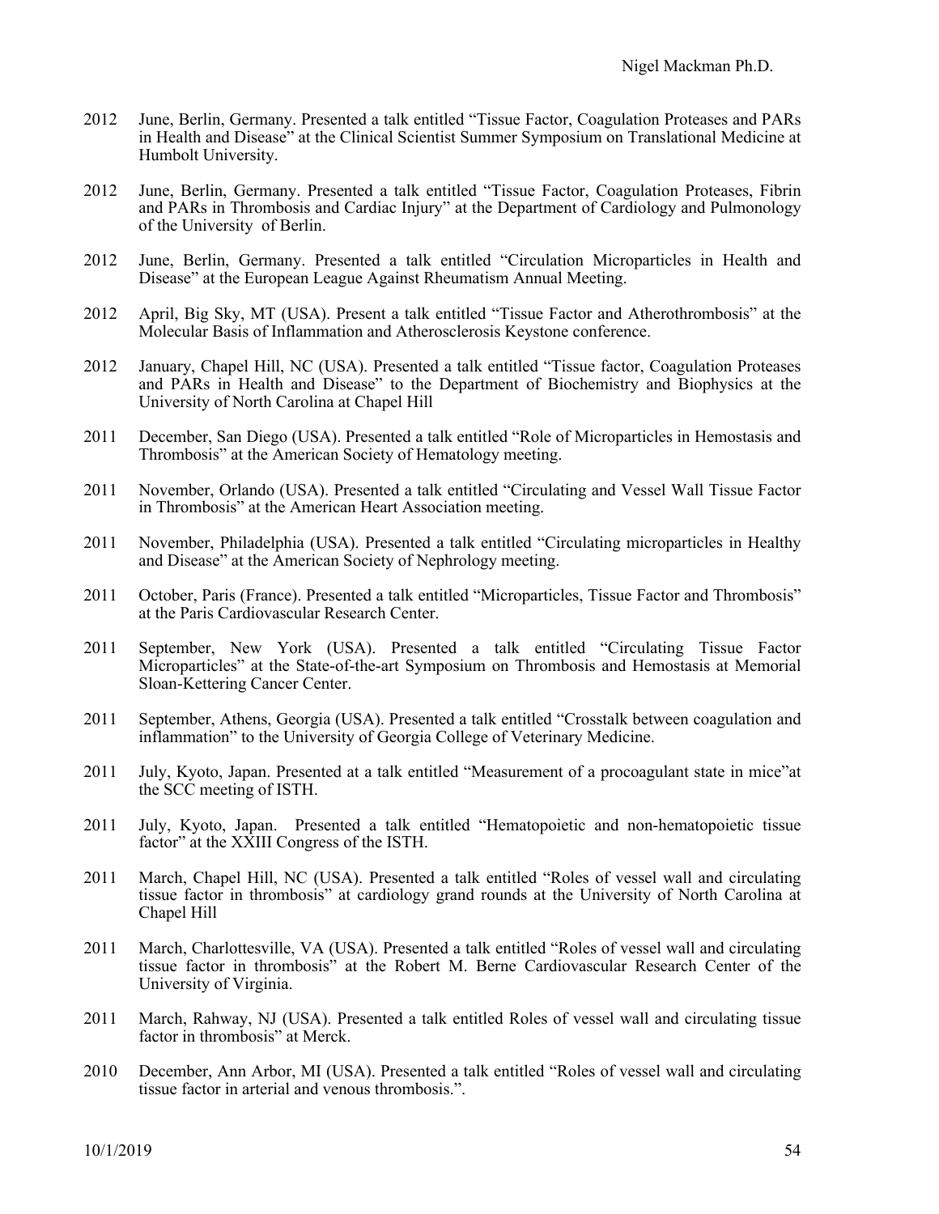2012 June, Berlin, Germany. Presented a talk entitled "Tissue Factor, Coagulation Proteases and PARs in Health and Disease" at the Clinical Scientist Summer Symposium on Translational Medicine at Humbolt University.

2012 June, Berlin, Germany. Presented a talk entitled "Tissue Factor, Coagulation Proteases, Fibrin and PARs in Thrombosis and Cardiac Injury" at the Department of Cardiology and Pulmonology of the University of Berlin.

2012 June, Berlin, Germany. Presented a talk entitled "Circulation Microparticles in Health and Disease" at the European League Against Rheumatism Annual Meeting.

2012 April, Big Sky, MT (USA). Present a talk entitled "Tissue Factor and Atherothrombosis" at the Molecular Basis of Inflammation and Atherosclerosis Keystone conference.

2012 January, Chapel Hill, NC (USA). Presented a talk entitled "Tissue factor, Coagulation Proteases and PARs in Health and Disease" to the Department of Biochemistry and Biophysics at the University of North Carolina at Chapel Hill

2011 December, San Diego (USA). Presented a talk entitled "Role of Microparticles in Hemostasis and Thrombosis" at the American Society of Hematology meeting.

2011 November, Orlando (USA). Presented a talk entitled "Circulating and Vessel Wall Tissue Factor in Thrombosis" at the American Heart Association meeting.

2011 November, Philadelphia (USA). Presented a talk entitled "Circulating microparticles in Healthy and Disease" at the American Society of Nephrology meeting.

2011 October, Paris (France). Presented a talk entitled "Microparticles, Tissue Factor and Thrombosis" at the Paris Cardiovascular Research Center.

2011 September, New York (USA). Presented a talk entitled "Circulating Tissue Factor Microparticles" at the State-of-the-art Symposium on Thrombosis and Hemostasis at Memorial Sloan-Kettering Cancer Center.

2011 September, Athens, Georgia (USA). Presented a talk entitled "Crosstalk between coagulation and inflammation" to the University of Georgia College of Veterinary Medicine.

2011 July, Kyoto, Japan. Presented at a talk entitled "Measurement of a procoagulant state in mice"at the SCC meeting of ISTH.

2011 July, Kyoto, Japan. Presented a talk entitled "Hematopoietic and non-hematopoietic tissue factor" at the XXIII Congress of the ISTH.

2011 March, Chapel Hill, NC (USA). Presented a talk entitled "Roles of vessel wall and circulating tissue factor in thrombosis" at cardiology grand rounds at the University of North Carolina at Chapel Hill

2011 March, Charlottesville, VA (USA). Presented a talk entitled "Roles of vessel wall and circulating tissue factor in thrombosis" at the Robert M. Berne Cardiovascular Research Center of the University of Virginia.

2011 March, Rahway, NJ (USA). Presented a talk entitled Roles of vessel wall and circulating tissue factor in thrombosis" at Merck.

2010 December, Ann Arbor, MI (USA). Presented a talk entitled "Roles of vessel wall and circulating tissue factor in arterial and venous thrombosis.".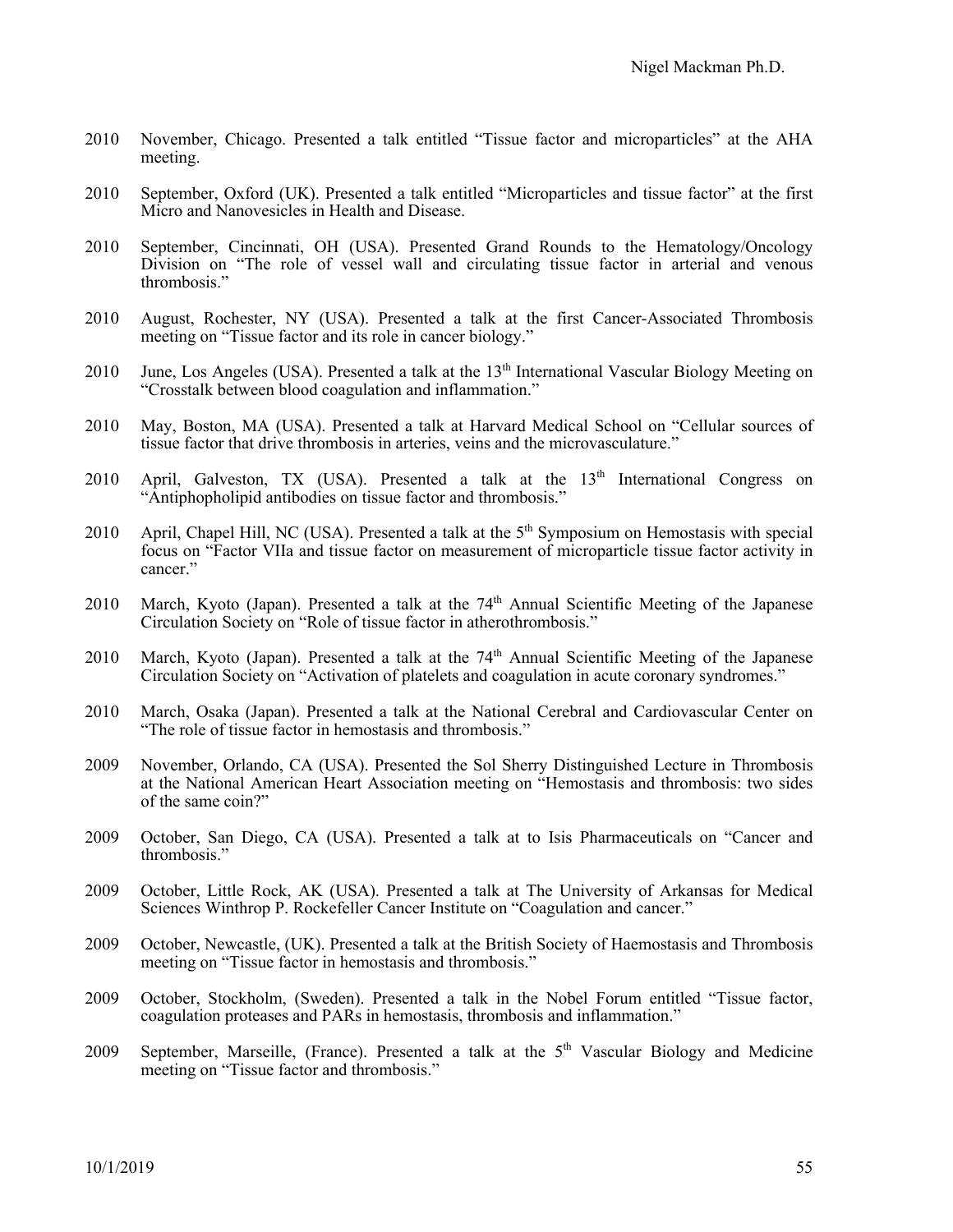2010 November, Chicago. Presented a talk entitled "Tissue factor and microparticles" at the AHA meeting.

2010 September, Oxford (UK). Presented a talk entitled "Microparticles and tissue factor" at the first Micro and Nanovesicles in Health and Disease.

2010 September, Cincinnati, OH (USA). Presented Grand Rounds to the Hematology/Oncology Division on "The role of vessel wall and circulating tissue factor in arterial and venous thrombosis."

2010 August, Rochester, NY (USA). Presented a talk at the first Cancer-Associated Thrombosis meeting on "Tissue factor and its role in cancer biology."

2010 June, Los Angeles (USA). Presented a talk at the 13th International Vascular Biology Meeting on "Crosstalk between blood coagulation and inflammation."

2010 May, Boston, MA (USA). Presented a talk at Harvard Medical School on "Cellular sources of tissue factor that drive thrombosis in arteries, veins and the microvasculature."

2010 April, Galveston, TX (USA). Presented a talk at the 13th International Congress on "Antiphopholipid antibodies on tissue factor and thrombosis."

2010 April, Chapel Hill, NC (USA). Presented a talk at the 5th Symposium on Hemostasis with special focus on "Factor VIIa and tissue factor on measurement of microparticle tissue factor activity in cancer."

2010 March, Kyoto (Japan). Presented a talk at the 74th Annual Scientific Meeting of the Japanese Circulation Society on "Role of tissue factor in atherothrombosis."

2010 March, Kyoto (Japan). Presented a talk at the 74th Annual Scientific Meeting of the Japanese Circulation Society on "Activation of platelets and coagulation in acute coronary syndromes."

2010 March, Osaka (Japan). Presented a talk at the National Cerebral and Cardiovascular Center on "The role of tissue factor in hemostasis and thrombosis."

2009 November, Orlando, CA (USA). Presented the Sol Sherry Distinguished Lecture in Thrombosis at the National American Heart Association meeting on "Hemostasis and thrombosis: two sides of the same coin?"

2009 October, San Diego, CA (USA). Presented a talk at to Isis Pharmaceuticals on "Cancer and thrombosis."

2009 October, Little Rock, AK (USA). Presented a talk at The University of Arkansas for Medical Sciences Winthrop P. Rockefeller Cancer Institute on "Coagulation and cancer."

2009 October, Newcastle, (UK). Presented a talk at the British Society of Haemostasis and Thrombosis meeting on "Tissue factor in hemostasis and thrombosis."

2009 October, Stockholm, (Sweden). Presented a talk in the Nobel Forum entitled "Tissue factor, coagulation proteases and PARs in hemostasis, thrombosis and inflammation."

2009 September, Marseille, (France). Presented a talk at the 5th Vascular Biology and Medicine meeting on "Tissue factor and thrombosis."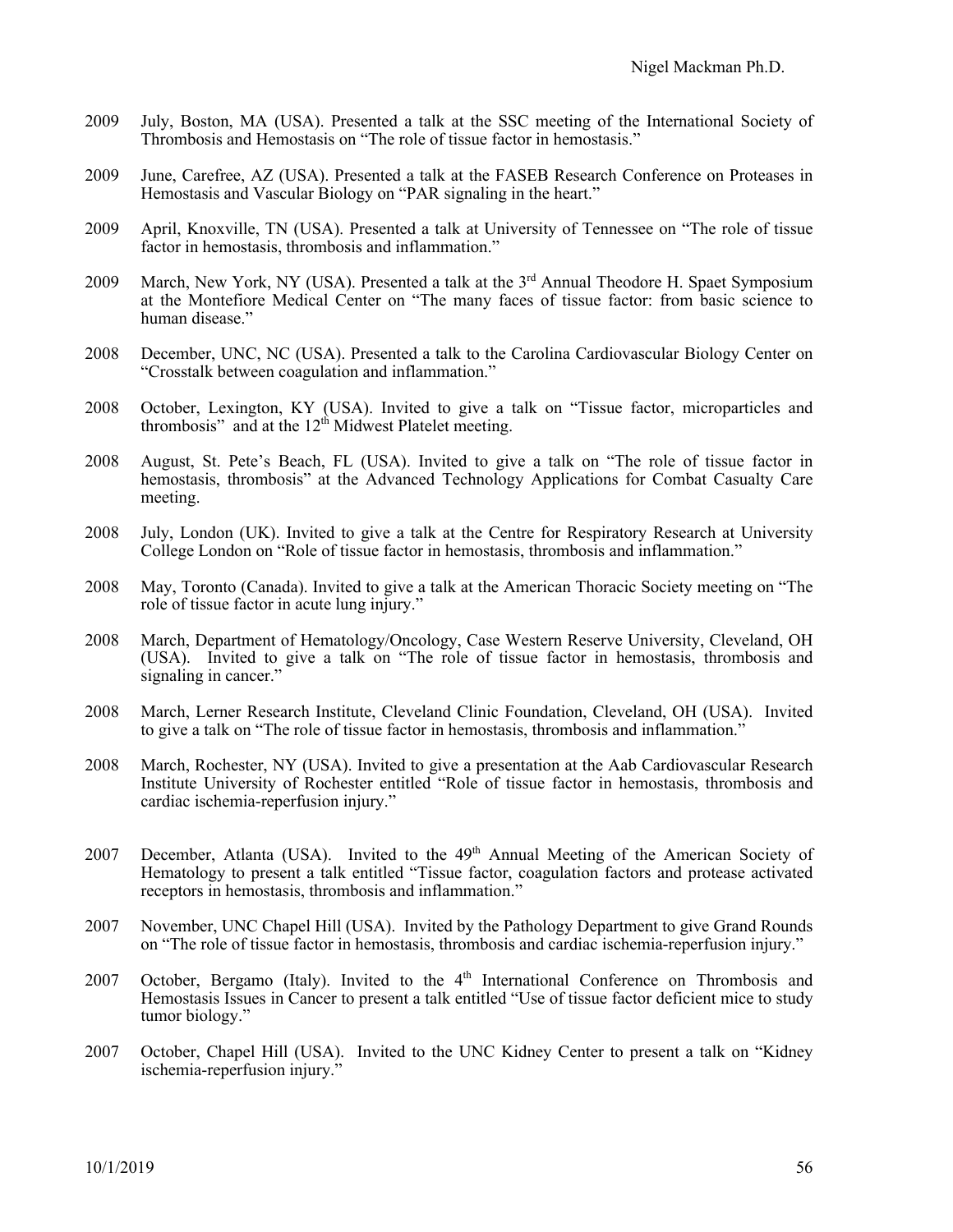2009 July, Boston, MA (USA). Presented a talk at the SSC meeting of the International Society of Thrombosis and Hemostasis on "The role of tissue factor in hemostasis."

2009 June, Carefree, AZ (USA). Presented a talk at the FASEB Research Conference on Proteases in Hemostasis and Vascular Biology on "PAR signaling in the heart."

2009 April, Knoxville, TN (USA). Presented a talk at University of Tennessee on "The role of tissue factor in hemostasis, thrombosis and inflammation."

2009 March, New York, NY (USA). Presented a talk at the 3rd Annual Theodore H. Spaet Symposium at the Montefiore Medical Center on "The many faces of tissue factor: from basic science to human disease."

2008 December, UNC, NC (USA). Presented a talk to the Carolina Cardiovascular Biology Center on "Crosstalk between coagulation and inflammation."

2008 October, Lexington, KY (USA). Invited to give a talk on "Tissue factor, microparticles and thrombosis" and at the 12th Midwest Platelet meeting.

2008 August, St. Pete's Beach, FL (USA). Invited to give a talk on "The role of tissue factor in hemostasis, thrombosis" at the Advanced Technology Applications for Combat Casualty Care meeting.

2008 July, London (UK). Invited to give a talk at the Centre for Respiratory Research at University College London on "Role of tissue factor in hemostasis, thrombosis and inflammation."

2008 May, Toronto (Canada). Invited to give a talk at the American Thoracic Society meeting on "The role of tissue factor in acute lung injury."

2008 March, Department of Hematology/Oncology, Case Western Reserve University, Cleveland, OH (USA). Invited to give a talk on "The role of tissue factor in hemostasis, thrombosis and signaling in cancer."

2008 March, Lerner Research Institute, Cleveland Clinic Foundation, Cleveland, OH (USA). Invited to give a talk on "The role of tissue factor in hemostasis, thrombosis and inflammation."

2008 March, Rochester, NY (USA). Invited to give a presentation at the Aab Cardiovascular Research Institute University of Rochester entitled "Role of tissue factor in hemostasis, thrombosis and cardiac ischemia-reperfusion injury."

2007 December, Atlanta (USA). Invited to the 49th Annual Meeting of the American Society of Hematology to present a talk entitled "Tissue factor, coagulation factors and protease activated receptors in hemostasis, thrombosis and inflammation."

2007 November, UNC Chapel Hill (USA). Invited by the Pathology Department to give Grand Rounds on "The role of tissue factor in hemostasis, thrombosis and cardiac ischemia-reperfusion injury."

2007 October, Bergamo (Italy). Invited to the 4th International Conference on Thrombosis and Hemostasis Issues in Cancer to present a talk entitled "Use of tissue factor deficient mice to study tumor biology."

2007 October, Chapel Hill (USA). Invited to the UNC Kidney Center to present a talk on "Kidney ischemia-reperfusion injury."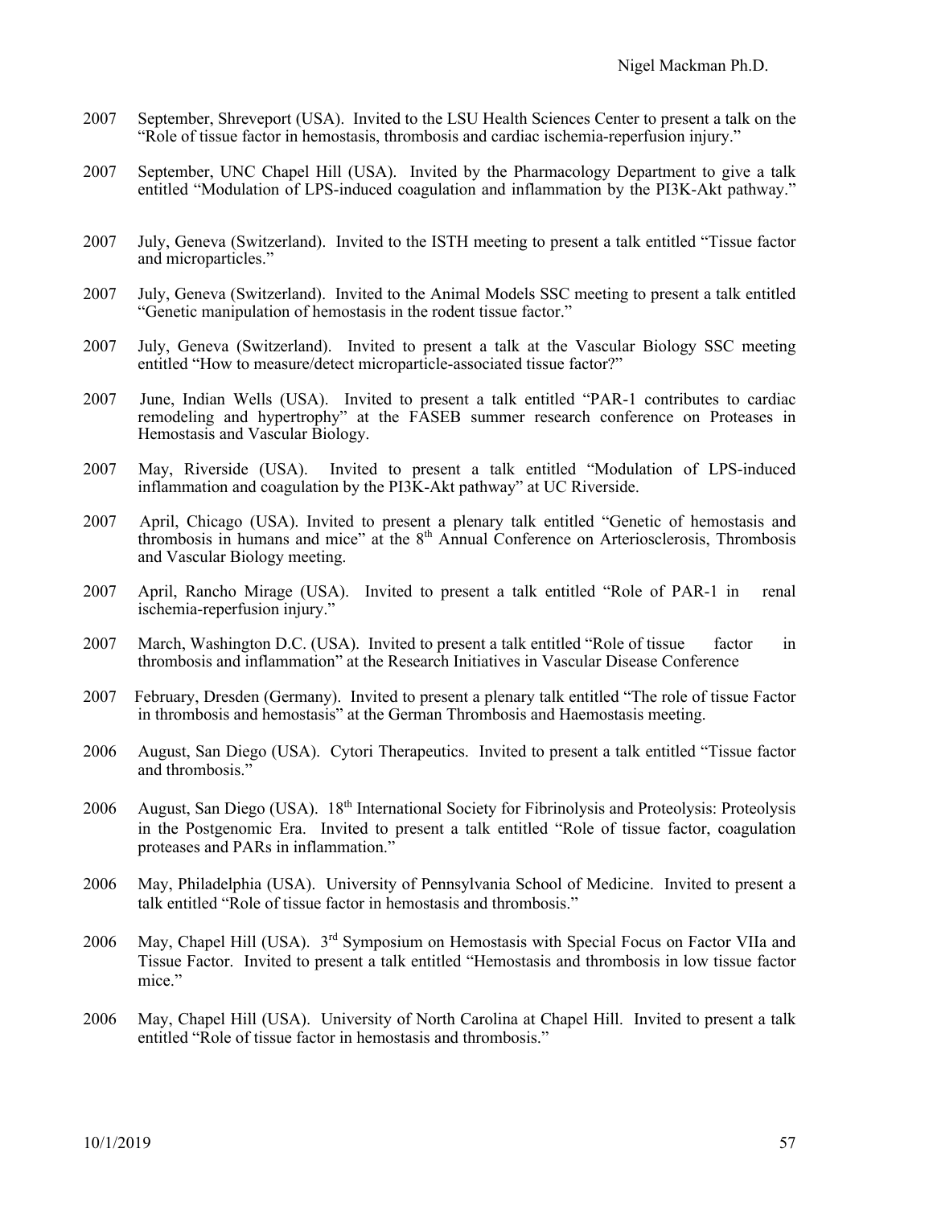2007 September, Shreveport (USA). Invited to the LSU Health Sciences Center to present a talk on the "Role of tissue factor in hemostasis, thrombosis and cardiac ischemia-reperfusion injury."

2007 September, UNC Chapel Hill (USA). Invited by the Pharmacology Department to give a talk entitled "Modulation of LPS-induced coagulation and inflammation by the PI3K-Akt pathway."

2007 July, Geneva (Switzerland). Invited to the ISTH meeting to present a talk entitled "Tissue factor and microparticles."

2007 July, Geneva (Switzerland). Invited to the Animal Models SSC meeting to present a talk entitled "Genetic manipulation of hemostasis in the rodent tissue factor."

2007 July, Geneva (Switzerland). Invited to present a talk at the Vascular Biology SSC meeting entitled "How to measure/detect microparticle-associated tissue factor?"

2007 June, Indian Wells (USA). Invited to present a talk entitled "PAR-1 contributes to cardiac remodeling and hypertrophy" at the FASEB summer research conference on Proteases in Hemostasis and Vascular Biology.

2007 May, Riverside (USA). Invited to present a talk entitled "Modulation of LPS-induced inflammation and coagulation by the PI3K-Akt pathway" at UC Riverside.

2007 April, Chicago (USA). Invited to present a plenary talk entitled "Genetic of hemostasis and thrombosis in humans and mice" at the 8th Annual Conference on Arteriosclerosis, Thrombosis and Vascular Biology meeting.

2007 April, Rancho Mirage (USA). Invited to present a talk entitled "Role of PAR-1 in renal ischemia-reperfusion injury."

2007 March, Washington D.C. (USA). Invited to present a talk entitled "Role of tissue factor in thrombosis and inflammation" at the Research Initiatives in Vascular Disease Conference

2007 February, Dresden (Germany). Invited to present a plenary talk entitled "The role of tissue Factor in thrombosis and hemostasis" at the German Thrombosis and Haemostasis meeting.

2006 August, San Diego (USA). Cytori Therapeutics. Invited to present a talk entitled "Tissue factor and thrombosis."

2006 August, San Diego (USA). 18th International Society for Fibrinolysis and Proteolysis: Proteolysis in the Postgenomic Era. Invited to present a talk entitled "Role of tissue factor, coagulation proteases and PARs in inflammation."

2006 May, Philadelphia (USA). University of Pennsylvania School of Medicine. Invited to present a talk entitled "Role of tissue factor in hemostasis and thrombosis."

2006 May, Chapel Hill (USA). 3rd Symposium on Hemostasis with Special Focus on Factor VIIa and Tissue Factor. Invited to present a talk entitled "Hemostasis and thrombosis in low tissue factor mice."

2006 May, Chapel Hill (USA). University of North Carolina at Chapel Hill. Invited to present a talk entitled "Role of tissue factor in hemostasis and thrombosis."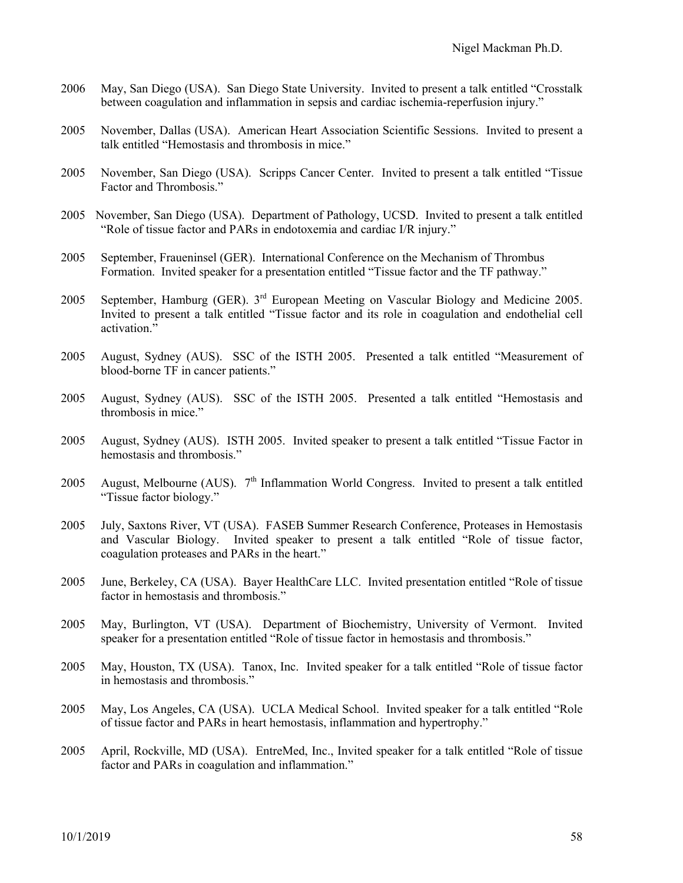2006 May, San Diego (USA). San Diego State University. Invited to present a talk entitled "Crosstalk between coagulation and inflammation in sepsis and cardiac ischemia-reperfusion injury."

2005 November, Dallas (USA). American Heart Association Scientific Sessions. Invited to present a talk entitled "Hemostasis and thrombosis in mice."

2005 November, San Diego (USA). Scripps Cancer Center. Invited to present a talk entitled "Tissue Factor and Thrombosis."

2005 November, San Diego (USA). Department of Pathology, UCSD. Invited to present a talk entitled "Role of tissue factor and PARs in endotoxemia and cardiac I/R injury."

2005 September, Fraueninsel (GER). International Conference on the Mechanism of Thrombus Formation. Invited speaker for a presentation entitled "Tissue factor and the TF pathway."

2005 September, Hamburg (GER). 3rd European Meeting on Vascular Biology and Medicine 2005. Invited to present a talk entitled "Tissue factor and its role in coagulation and endothelial cell activation."

2005 August, Sydney (AUS). SSC of the ISTH 2005. Presented a talk entitled "Measurement of blood-borne TF in cancer patients."

2005 August, Sydney (AUS). SSC of the ISTH 2005. Presented a talk entitled "Hemostasis and thrombosis in mice."

2005 August, Sydney (AUS). ISTH 2005. Invited speaker to present a talk entitled "Tissue Factor in hemostasis and thrombosis."

2005 August, Melbourne (AUS). 7th Inflammation World Congress. Invited to present a talk entitled "Tissue factor biology."

2005 July, Saxtons River, VT (USA). FASEB Summer Research Conference, Proteases in Hemostasis and Vascular Biology. Invited speaker to present a talk entitled "Role of tissue factor, coagulation proteases and PARs in the heart."

2005 June, Berkeley, CA (USA). Bayer HealthCare LLC. Invited presentation entitled "Role of tissue factor in hemostasis and thrombosis."

2005 May, Burlington, VT (USA). Department of Biochemistry, University of Vermont. Invited speaker for a presentation entitled "Role of tissue factor in hemostasis and thrombosis."

2005 May, Houston, TX (USA). Tanox, Inc. Invited speaker for a talk entitled "Role of tissue factor in hemostasis and thrombosis."

2005 May, Los Angeles, CA (USA). UCLA Medical School. Invited speaker for a talk entitled "Role of tissue factor and PARs in heart hemostasis, inflammation and hypertrophy."

2005 April, Rockville, MD (USA). EntreMed, Inc., Invited speaker for a talk entitled "Role of tissue factor and PARs in coagulation and inflammation."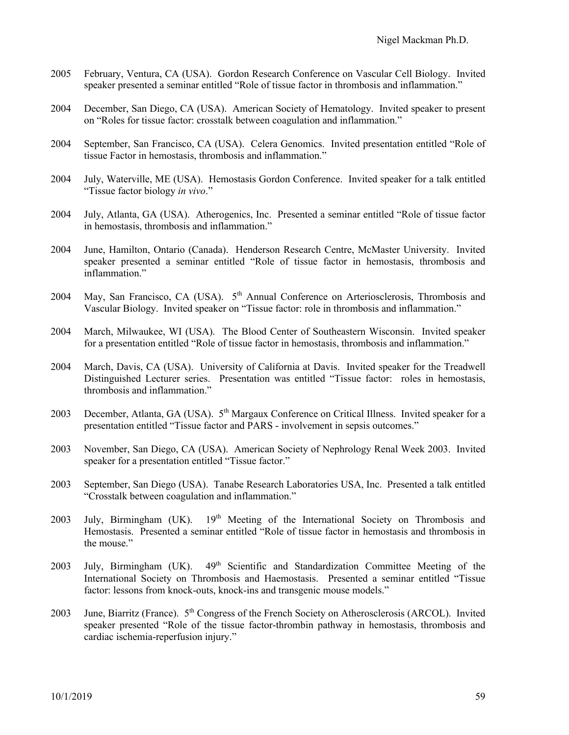2005 February, Ventura, CA (USA). Gordon Research Conference on Vascular Cell Biology. Invited speaker presented a seminar entitled "Role of tissue factor in thrombosis and inflammation."

2004 December, San Diego, CA (USA). American Society of Hematology. Invited speaker to present on "Roles for tissue factor: crosstalk between coagulation and inflammation."

2004 September, San Francisco, CA (USA). Celera Genomics. Invited presentation entitled "Role of tissue Factor in hemostasis, thrombosis and inflammation."

2004 July, Waterville, ME (USA). Hemostasis Gordon Conference. Invited speaker for a talk entitled "Tissue factor biology *in vivo*."

2004 July, Atlanta, GA (USA). Atherogenics, Inc. Presented a seminar entitled "Role of tissue factor in hemostasis, thrombosis and inflammation."

2004 June, Hamilton, Ontario (Canada). Henderson Research Centre, McMaster University. Invited speaker presented a seminar entitled "Role of tissue factor in hemostasis, thrombosis and inflammation."

2004 May, San Francisco, CA (USA). 5th Annual Conference on Arteriosclerosis, Thrombosis and Vascular Biology. Invited speaker on "Tissue factor: role in thrombosis and inflammation."

2004 March, Milwaukee, WI (USA). The Blood Center of Southeastern Wisconsin. Invited speaker for a presentation entitled "Role of tissue factor in hemostasis, thrombosis and inflammation."

2004 March, Davis, CA (USA). University of California at Davis. Invited speaker for the Treadwell Distinguished Lecturer series. Presentation was entitled "Tissue factor: roles in hemostasis, thrombosis and inflammation."

2003 December, Atlanta, GA (USA). 5th Margaux Conference on Critical Illness. Invited speaker for a presentation entitled "Tissue factor and PARS - involvement in sepsis outcomes."

2003 November, San Diego, CA (USA). American Society of Nephrology Renal Week 2003. Invited speaker for a presentation entitled "Tissue factor."

2003 September, San Diego (USA). Tanabe Research Laboratories USA, Inc. Presented a talk entitled "Crosstalk between coagulation and inflammation."

2003 July, Birmingham (UK). 19th Meeting of the International Society on Thrombosis and Hemostasis. Presented a seminar entitled "Role of tissue factor in hemostasis and thrombosis in the mouse."

2003 July, Birmingham (UK). 49th Scientific and Standardization Committee Meeting of the International Society on Thrombosis and Haemostasis. Presented a seminar entitled "Tissue factor: lessons from knock-outs, knock-ins and transgenic mouse models."

2003 June, Biarritz (France). 5th Congress of the French Society on Atherosclerosis (ARCOL). Invited speaker presented "Role of the tissue factor-thrombin pathway in hemostasis, thrombosis and cardiac ischemia-reperfusion injury."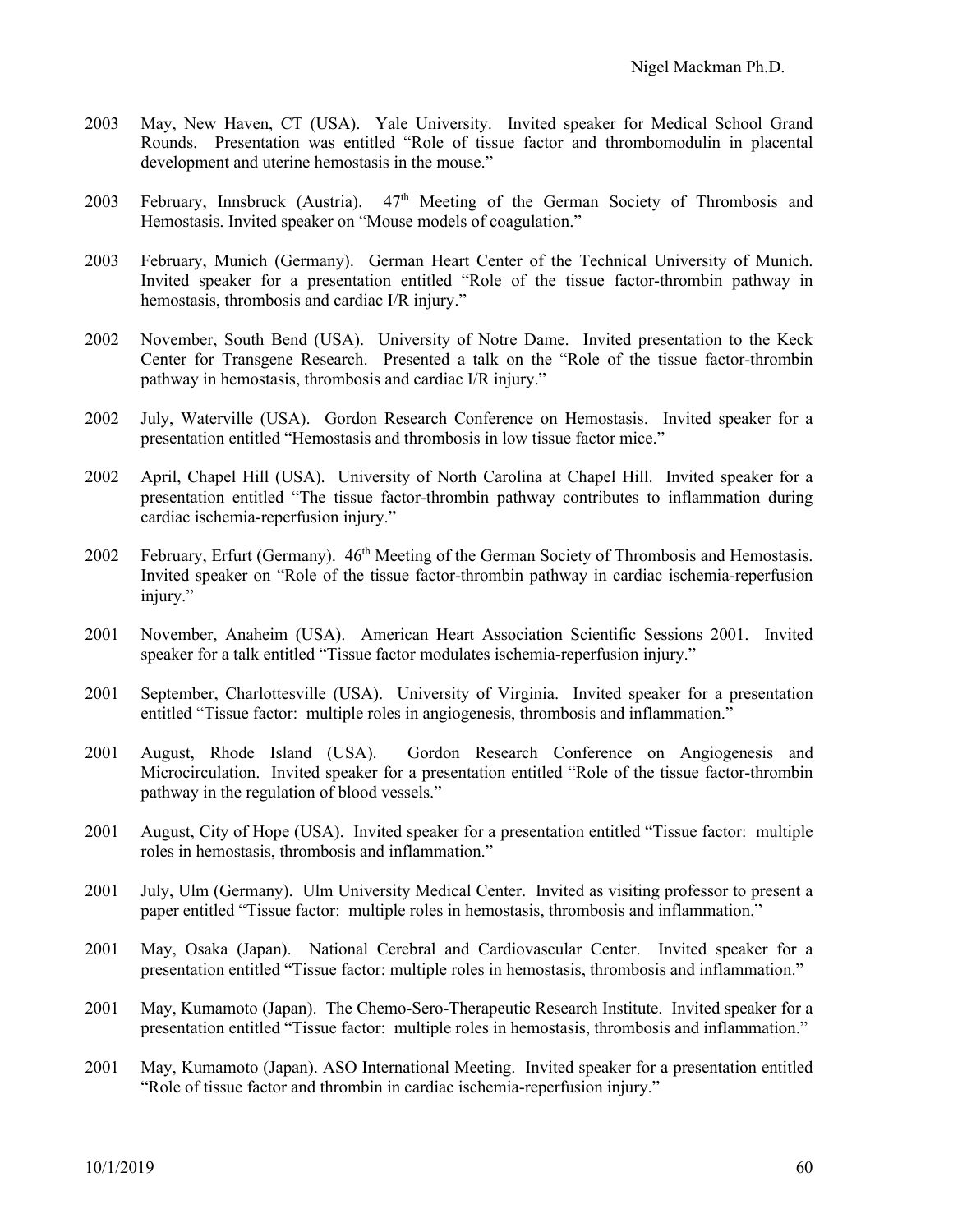2003 May, New Haven, CT (USA). Yale University. Invited speaker for Medical School Grand Rounds. Presentation was entitled "Role of tissue factor and thrombomodulin in placental development and uterine hemostasis in the mouse."

2003 February, Innsbruck (Austria). 47th Meeting of the German Society of Thrombosis and Hemostasis. Invited speaker on "Mouse models of coagulation."

2003 February, Munich (Germany). German Heart Center of the Technical University of Munich. Invited speaker for a presentation entitled "Role of the tissue factor-thrombin pathway in hemostasis, thrombosis and cardiac I/R injury."

2002 November, South Bend (USA). University of Notre Dame. Invited presentation to the Keck Center for Transgene Research. Presented a talk on the "Role of the tissue factor-thrombin pathway in hemostasis, thrombosis and cardiac I/R injury."

2002 July, Waterville (USA). Gordon Research Conference on Hemostasis. Invited speaker for a presentation entitled "Hemostasis and thrombosis in low tissue factor mice."

2002 April, Chapel Hill (USA). University of North Carolina at Chapel Hill. Invited speaker for a presentation entitled "The tissue factor-thrombin pathway contributes to inflammation during cardiac ischemia-reperfusion injury."

2002 February, Erfurt (Germany). 46th Meeting of the German Society of Thrombosis and Hemostasis. Invited speaker on "Role of the tissue factor-thrombin pathway in cardiac ischemia-reperfusion injury."

2001 November, Anaheim (USA). American Heart Association Scientific Sessions 2001. Invited speaker for a talk entitled "Tissue factor modulates ischemia-reperfusion injury."

2001 September, Charlottesville (USA). University of Virginia. Invited speaker for a presentation entitled "Tissue factor: multiple roles in angiogenesis, thrombosis and inflammation."

2001 August, Rhode Island (USA). Gordon Research Conference on Angiogenesis and Microcirculation. Invited speaker for a presentation entitled "Role of the tissue factor-thrombin pathway in the regulation of blood vessels."

2001 August, City of Hope (USA). Invited speaker for a presentation entitled "Tissue factor: multiple roles in hemostasis, thrombosis and inflammation."

2001 July, Ulm (Germany). Ulm University Medical Center. Invited as visiting professor to present a paper entitled "Tissue factor: multiple roles in hemostasis, thrombosis and inflammation."

2001 May, Osaka (Japan). National Cerebral and Cardiovascular Center. Invited speaker for a presentation entitled "Tissue factor: multiple roles in hemostasis, thrombosis and inflammation."

2001 May, Kumamoto (Japan). The Chemo-Sero-Therapeutic Research Institute. Invited speaker for a presentation entitled "Tissue factor: multiple roles in hemostasis, thrombosis and inflammation."

2001 May, Kumamoto (Japan). ASO International Meeting. Invited speaker for a presentation entitled "Role of tissue factor and thrombin in cardiac ischemia-reperfusion injury."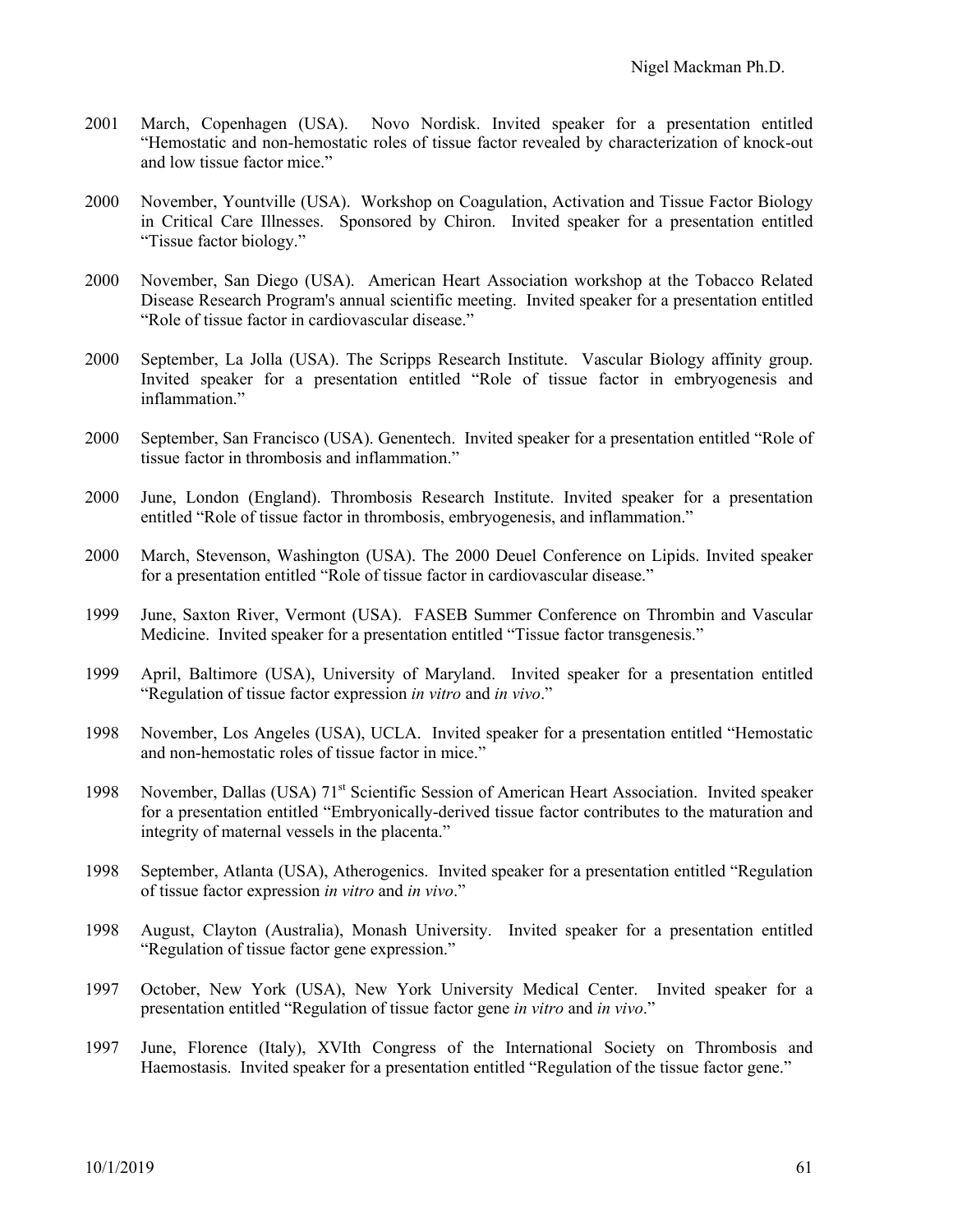2001 March, Copenhagen (USA). Novo Nordisk. Invited speaker for a presentation entitled "Hemostatic and non-hemostatic roles of tissue factor revealed by characterization of knock-out and low tissue factor mice."

2000 November, Yountville (USA). Workshop on Coagulation, Activation and Tissue Factor Biology in Critical Care Illnesses. Sponsored by Chiron. Invited speaker for a presentation entitled "Tissue factor biology."

2000 November, San Diego (USA). American Heart Association workshop at the Tobacco Related Disease Research Program's annual scientific meeting. Invited speaker for a presentation entitled "Role of tissue factor in cardiovascular disease."

2000 September, La Jolla (USA). The Scripps Research Institute. Vascular Biology affinity group. Invited speaker for a presentation entitled "Role of tissue factor in embryogenesis and inflammation."

2000 September, San Francisco (USA). Genentech. Invited speaker for a presentation entitled "Role of tissue factor in thrombosis and inflammation."

2000 June, London (England). Thrombosis Research Institute. Invited speaker for a presentation entitled "Role of tissue factor in thrombosis, embryogenesis, and inflammation."

2000 March, Stevenson, Washington (USA). The 2000 Deuel Conference on Lipids. Invited speaker for a presentation entitled "Role of tissue factor in cardiovascular disease."

1999 June, Saxton River, Vermont (USA). FASEB Summer Conference on Thrombin and Vascular Medicine. Invited speaker for a presentation entitled "Tissue factor transgenesis."

1999 April, Baltimore (USA), University of Maryland. Invited speaker for a presentation entitled "Regulation of tissue factor expression *in vitro* and *in vivo*."

1998 November, Los Angeles (USA), UCLA. Invited speaker for a presentation entitled "Hemostatic and non-hemostatic roles of tissue factor in mice."

1998 November, Dallas (USA) 71st Scientific Session of American Heart Association. Invited speaker for a presentation entitled "Embryonically-derived tissue factor contributes to the maturation and integrity of maternal vessels in the placenta."

1998 September, Atlanta (USA), Atherogenics. Invited speaker for a presentation entitled "Regulation of tissue factor expression *in vitro* and *in vivo*."

1998 August, Clayton (Australia), Monash University. Invited speaker for a presentation entitled "Regulation of tissue factor gene expression."

1997 October, New York (USA), New York University Medical Center. Invited speaker for a presentation entitled "Regulation of tissue factor gene *in vitro* and *in vivo*."

1997 June, Florence (Italy), XVIth Congress of the International Society on Thrombosis and Haemostasis. Invited speaker for a presentation entitled "Regulation of the tissue factor gene."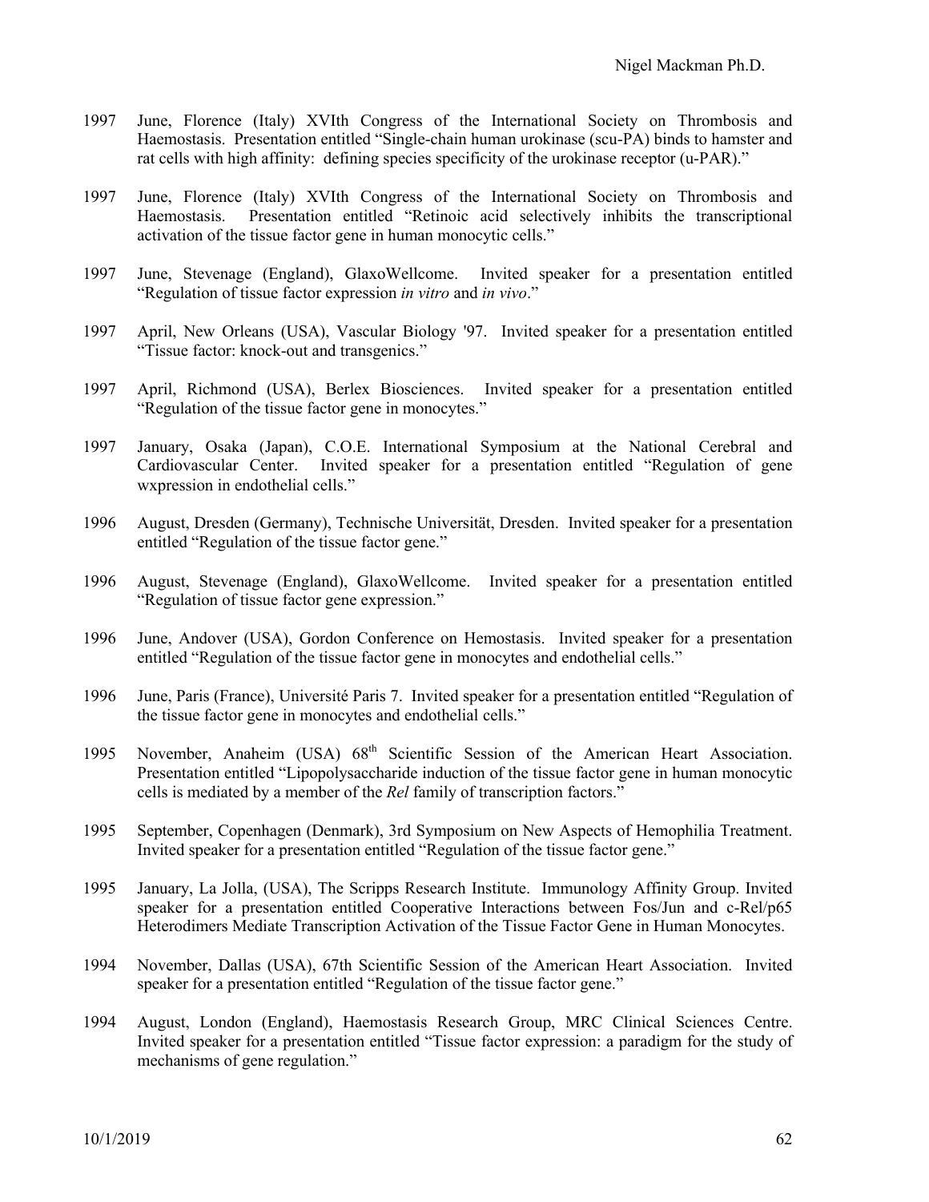1997 June, Florence (Italy) XVIth Congress of the International Society on Thrombosis and Haemostasis. Presentation entitled "Single-chain human urokinase (scu-PA) binds to hamster and rat cells with high affinity: defining species specificity of the urokinase receptor (u-PAR)."

1997 June, Florence (Italy) XVIth Congress of the International Society on Thrombosis and Haemostasis. Presentation entitled "Retinoic acid selectively inhibits the transcriptional activation of the tissue factor gene in human monocytic cells."

1997 June, Stevenage (England), GlaxoWellcome. Invited speaker for a presentation entitled "Regulation of tissue factor expression *in vitro* and *in vivo*."

1997 April, New Orleans (USA), Vascular Biology '97. Invited speaker for a presentation entitled "Tissue factor: knock-out and transgenics."

1997 April, Richmond (USA), Berlex Biosciences. Invited speaker for a presentation entitled "Regulation of the tissue factor gene in monocytes."

1997 January, Osaka (Japan), C.O.E. International Symposium at the National Cerebral and Cardiovascular Center. Invited speaker for a presentation entitled "Regulation of gene wxpression in endothelial cells."

1996 August, Dresden (Germany), Technische Universität, Dresden. Invited speaker for a presentation entitled "Regulation of the tissue factor gene."

1996 August, Stevenage (England), GlaxoWellcome. Invited speaker for a presentation entitled "Regulation of tissue factor gene expression."

1996 June, Andover (USA), Gordon Conference on Hemostasis. Invited speaker for a presentation entitled "Regulation of the tissue factor gene in monocytes and endothelial cells."

1996 June, Paris (France), Université Paris 7. Invited speaker for a presentation entitled "Regulation of the tissue factor gene in monocytes and endothelial cells."

1995 November, Anaheim (USA) 68th Scientific Session of the American Heart Association. Presentation entitled "Lipopolysaccharide induction of the tissue factor gene in human monocytic cells is mediated by a member of the *Rel* family of transcription factors."

1995 September, Copenhagen (Denmark), 3rd Symposium on New Aspects of Hemophilia Treatment. Invited speaker for a presentation entitled "Regulation of the tissue factor gene."

1995 January, La Jolla, (USA), The Scripps Research Institute. Immunology Affinity Group. Invited speaker for a presentation entitled Cooperative Interactions between Fos/Jun and c-Rel/p65 Heterodimers Mediate Transcription Activation of the Tissue Factor Gene in Human Monocytes.

1994 November, Dallas (USA), 67th Scientific Session of the American Heart Association. Invited speaker for a presentation entitled "Regulation of the tissue factor gene."

1994 August, London (England), Haemostasis Research Group, MRC Clinical Sciences Centre. Invited speaker for a presentation entitled "Tissue factor expression: a paradigm for the study of mechanisms of gene regulation."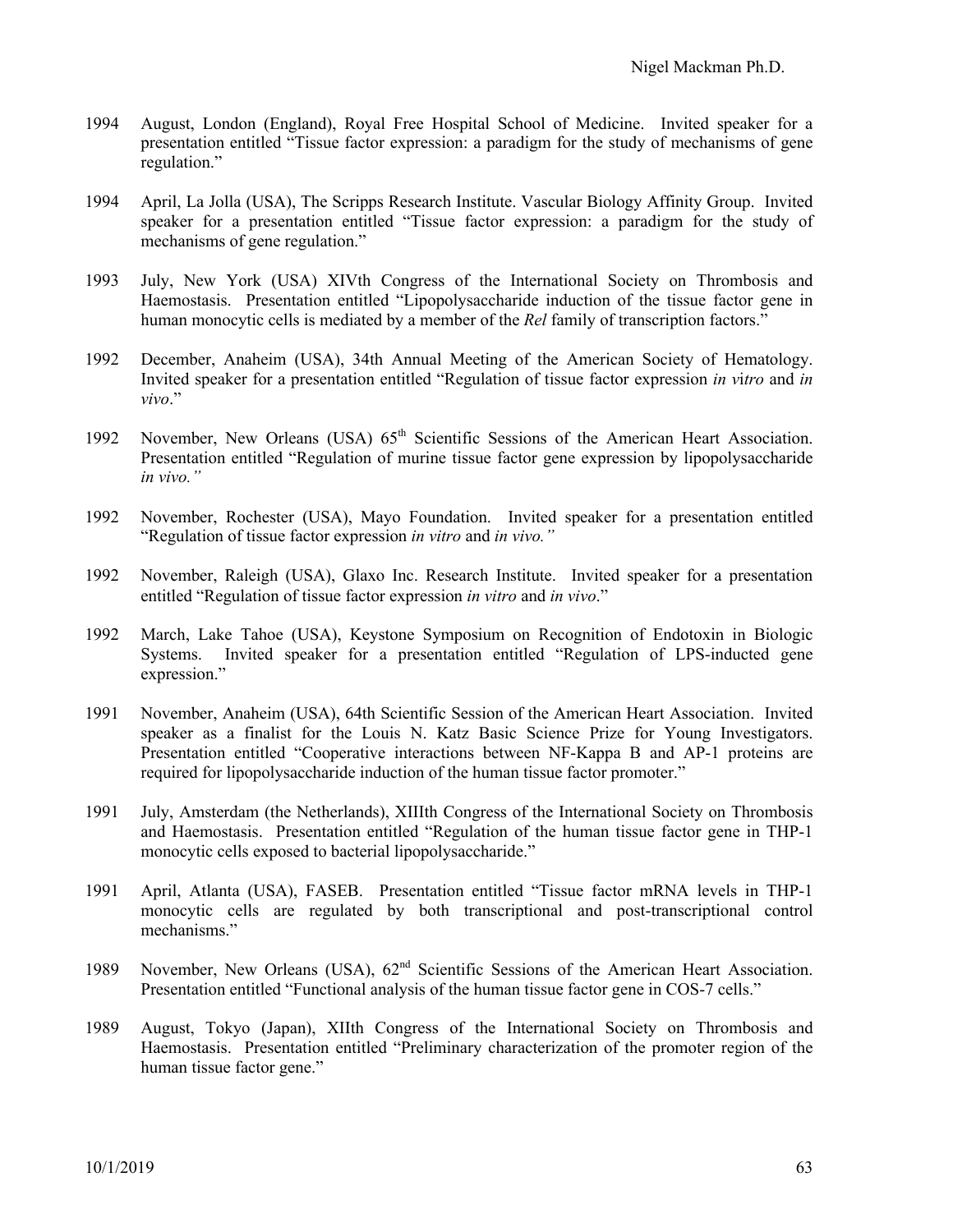1994 August, London (England), Royal Free Hospital School of Medicine. Invited speaker for a presentation entitled "Tissue factor expression: a paradigm for the study of mechanisms of gene regulation."

1994 April, La Jolla (USA), The Scripps Research Institute. Vascular Biology Affinity Group. Invited speaker for a presentation entitled "Tissue factor expression: a paradigm for the study of mechanisms of gene regulation."

1993 July, New York (USA) XIVth Congress of the International Society on Thrombosis and Haemostasis. Presentation entitled "Lipopolysaccharide induction of the tissue factor gene in human monocytic cells is mediated by a member of the *Rel* family of transcription factors."

1992 December, Anaheim (USA), 34th Annual Meeting of the American Society of Hematology. Invited speaker for a presentation entitled "Regulation of tissue factor expression *in vitro* and *in vivo*."

1992 November, New Orleans (USA) 65th Scientific Sessions of the American Heart Association. Presentation entitled "Regulation of murine tissue factor gene expression by lipopolysaccharide *in vivo."*

1992 November, Rochester (USA), Mayo Foundation. Invited speaker for a presentation entitled "Regulation of tissue factor expression *in vitro* and *in vivo."*

1992 November, Raleigh (USA), Glaxo Inc. Research Institute. Invited speaker for a presentation entitled "Regulation of tissue factor expression *in vitro* and *in vivo*."

1992 March, Lake Tahoe (USA), Keystone Symposium on Recognition of Endotoxin in Biologic Systems. Invited speaker for a presentation entitled "Regulation of LPS-inducted gene expression."

1991 November, Anaheim (USA), 64th Scientific Session of the American Heart Association. Invited speaker as a finalist for the Louis N. Katz Basic Science Prize for Young Investigators. Presentation entitled "Cooperative interactions between NF-Kappa B and AP-1 proteins are required for lipopolysaccharide induction of the human tissue factor promoter."

1991 July, Amsterdam (the Netherlands), XIIIth Congress of the International Society on Thrombosis and Haemostasis. Presentation entitled "Regulation of the human tissue factor gene in THP-1 monocytic cells exposed to bacterial lipopolysaccharide."

1991 April, Atlanta (USA), FASEB. Presentation entitled "Tissue factor mRNA levels in THP-1 monocytic cells are regulated by both transcriptional and post-transcriptional control mechanisms."

1989 November, New Orleans (USA), 62nd Scientific Sessions of the American Heart Association. Presentation entitled "Functional analysis of the human tissue factor gene in COS-7 cells."

1989 August, Tokyo (Japan), XIIth Congress of the International Society on Thrombosis and Haemostasis. Presentation entitled "Preliminary characterization of the promoter region of the human tissue factor gene."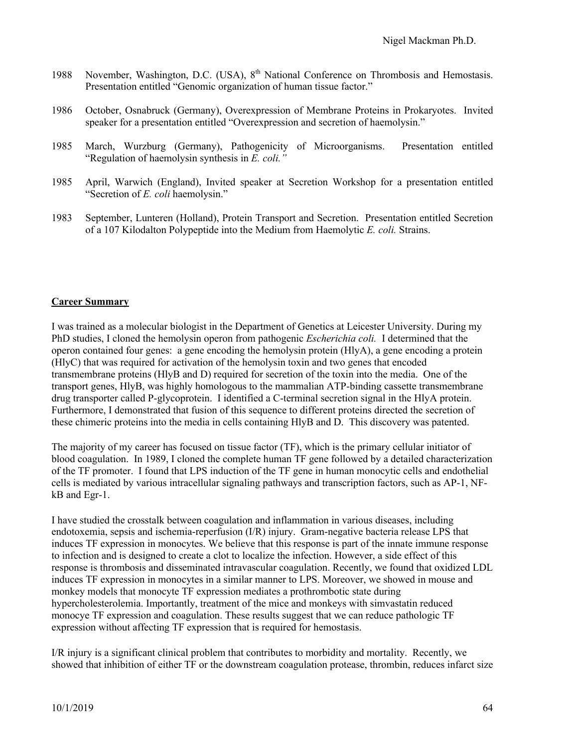1988 November, Washington, D.C. (USA), 8th National Conference on Thrombosis and Hemostasis. Presentation entitled "Genomic organization of human tissue factor."

1986 October, Osnabruck (Germany), Overexpression of Membrane Proteins in Prokaryotes. Invited speaker for a presentation entitled "Overexpression and secretion of haemolysin."

1985 March, Wurzburg (Germany), Pathogenicity of Microorganisms. Presentation entitled "Regulation of haemolysin synthesis in *E. coli.*"

1985 April, Warwich (England), Invited speaker at Secretion Workshop for a presentation entitled "Secretion of *E. coli* haemolysin."

1983 September, Lunteren (Holland), Protein Transport and Secretion. Presentation entitled Secretion of a 107 Kilodalton Polypeptide into the Medium from Haemolytic *E. coli.* Strains.

## Career Summary

I was trained as a molecular biologist in the Department of Genetics at Leicester University. During my PhD studies, I cloned the hemolysin operon from pathogenic *Escherichia coli.* I determined that the operon contained four genes: a gene encoding the hemolysin protein (HlyA), a gene encoding a protein (HlyC) that was required for activation of the hemolysin toxin and two genes that encoded transmembrane proteins (HlyB and D) required for secretion of the toxin into the media. One of the transport genes, HlyB, was highly homologous to the mammalian ATP-binding cassette transmembrane drug transporter called P-glycoprotein. I identified a C-terminal secretion signal in the HlyA protein. Furthermore, I demonstrated that fusion of this sequence to different proteins directed the secretion of these chimeric proteins into the media in cells containing HlyB and D. This discovery was patented.

The majority of my career has focused on tissue factor (TF), which is the primary cellular initiator of blood coagulation. In 1989, I cloned the complete human TF gene followed by a detailed characterization of the TF promoter. I found that LPS induction of the TF gene in human monocytic cells and endothelial cells is mediated by various intracellular signaling pathways and transcription factors, such as AP-1, NF-kB and Egr-1.

I have studied the crosstalk between coagulation and inflammation in various diseases, including endotoxemia, sepsis and ischemia-reperfusion (I/R) injury. Gram-negative bacteria release LPS that induces TF expression in monocytes. We believe that this response is part of the innate immune response to infection and is designed to create a clot to localize the infection. However, a side effect of this response is thrombosis and disseminated intravascular coagulation. Recently, we found that oxidized LDL induces TF expression in monocytes in a similar manner to LPS. Moreover, we showed in mouse and monkey models that monocyte TF expression mediates a prothrombotic state during hypercholesterolemia. Importantly, treatment of the mice and monkeys with simvastatin reduced monocye TF expression and coagulation. These results suggest that we can reduce pathologic TF expression without affecting TF expression that is required for hemostasis.

I/R injury is a significant clinical problem that contributes to morbidity and mortality. Recently, we showed that inhibition of either TF or the downstream coagulation protease, thrombin, reduces infarct size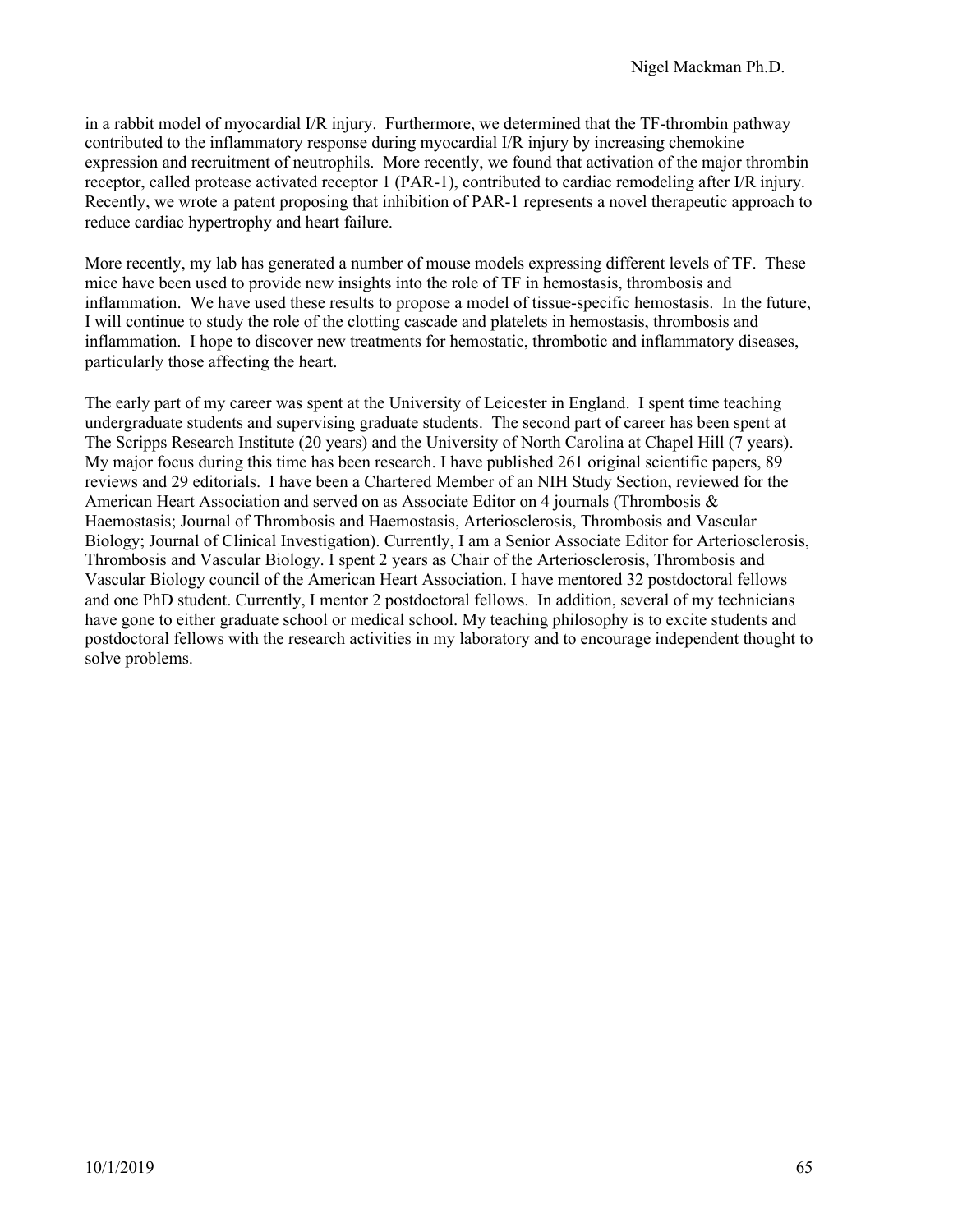in a rabbit model of myocardial I/R injury. Furthermore, we determined that the TF-thrombin pathway contributed to the inflammatory response during myocardial I/R injury by increasing chemokine expression and recruitment of neutrophils. More recently, we found that activation of the major thrombin receptor, called protease activated receptor 1 (PAR-1), contributed to cardiac remodeling after I/R injury. Recently, we wrote a patent proposing that inhibition of PAR-1 represents a novel therapeutic approach to reduce cardiac hypertrophy and heart failure.

More recently, my lab has generated a number of mouse models expressing different levels of TF. These mice have been used to provide new insights into the role of TF in hemostasis, thrombosis and inflammation. We have used these results to propose a model of tissue-specific hemostasis. In the future, I will continue to study the role of the clotting cascade and platelets in hemostasis, thrombosis and inflammation. I hope to discover new treatments for hemostatic, thrombotic and inflammatory diseases, particularly those affecting the heart.

The early part of my career was spent at the University of Leicester in England. I spent time teaching undergraduate students and supervising graduate students. The second part of career has been spent at The Scripps Research Institute (20 years) and the University of North Carolina at Chapel Hill (7 years). My major focus during this time has been research. I have published 261 original scientific papers, 89 reviews and 29 editorials. I have been a Chartered Member of an NIH Study Section, reviewed for the American Heart Association and served on as Associate Editor on 4 journals (Thrombosis & Haemostasis; Journal of Thrombosis and Haemostasis, Arteriosclerosis, Thrombosis and Vascular Biology; Journal of Clinical Investigation). Currently, I am a Senior Associate Editor for Arteriosclerosis, Thrombosis and Vascular Biology. I spent 2 years as Chair of the Arteriosclerosis, Thrombosis and Vascular Biology council of the American Heart Association. I have mentored 32 postdoctoral fellows and one PhD student. Currently, I mentor 2 postdoctoral fellows. In addition, several of my technicians have gone to either graduate school or medical school. My teaching philosophy is to excite students and postdoctoral fellows with the research activities in my laboratory and to encourage independent thought to solve problems.